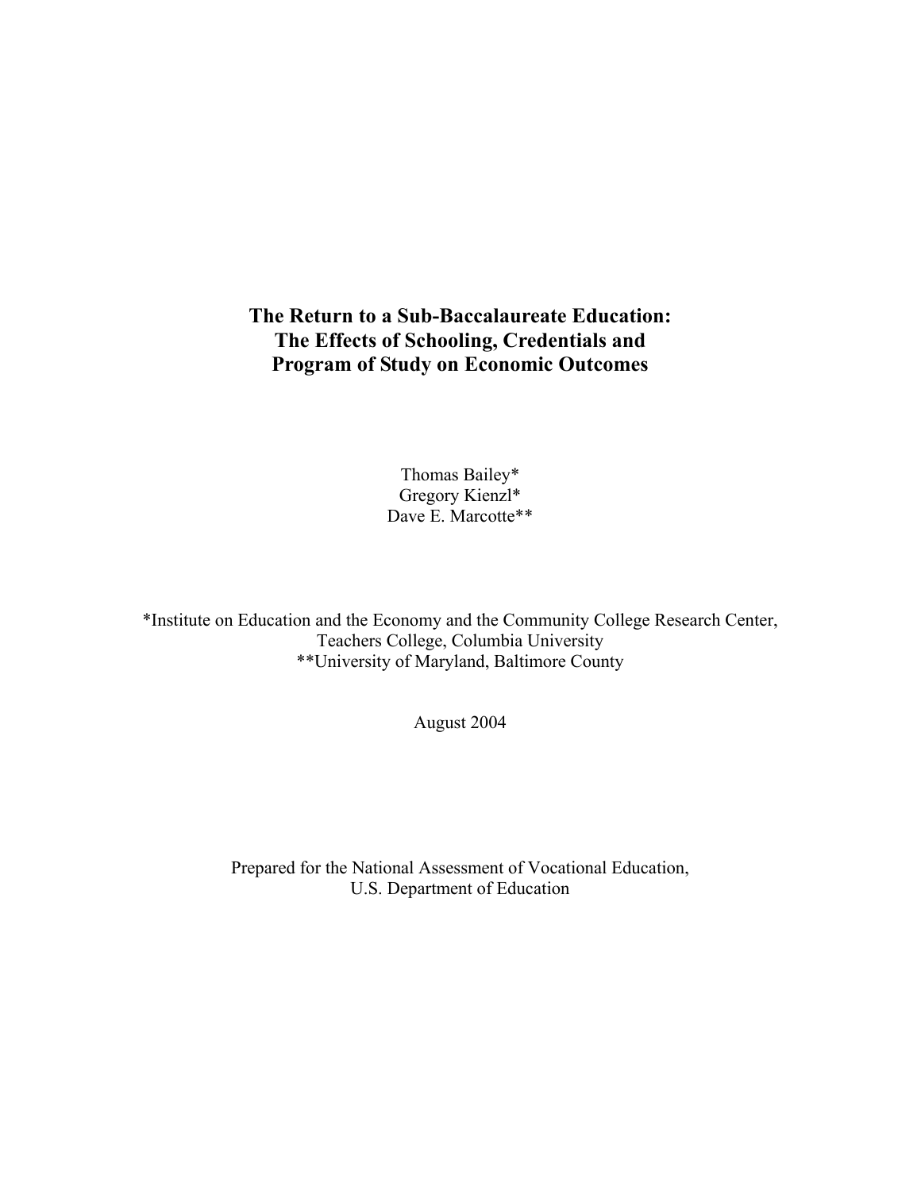# The Return to a Sub-Baccalaureate Education: The Effects of Schooling, Credentials and Program of Study on Economic Outcomes

Thomas Bailey*
Gregory Kienzl*
Dave E. Marcotte**

*Institute on Education and the Economy and the Community College Research Center, Teachers College, Columbia University
**University of Maryland, Baltimore County

August 2004

Prepared for the National Assessment of Vocational Education, U.S. Department of Education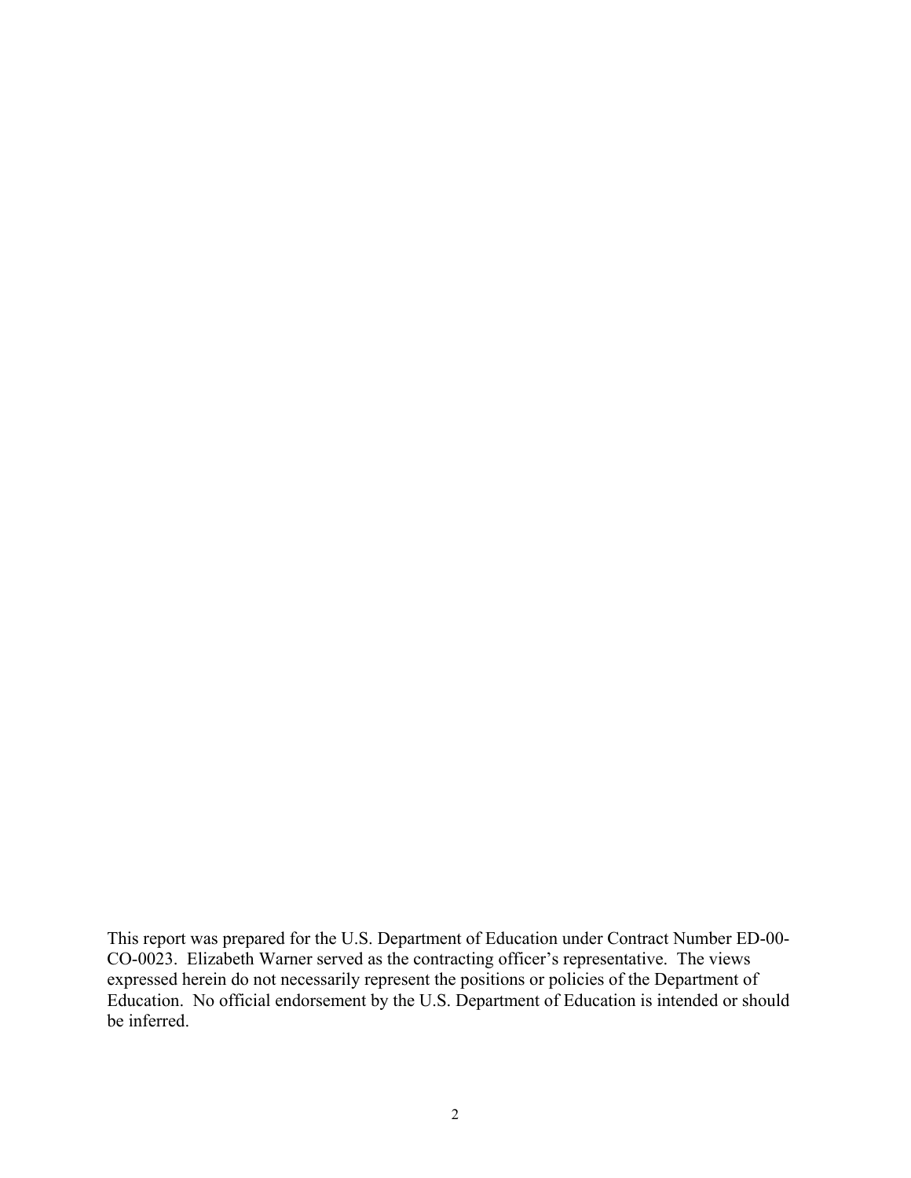This report was prepared for the U.S. Department of Education under Contract Number ED-00-CO-0023. Elizabeth Warner served as the contracting officer's representative. The views expressed herein do not necessarily represent the positions or policies of the Department of Education. No official endorsement by the U.S. Department of Education is intended or should be inferred.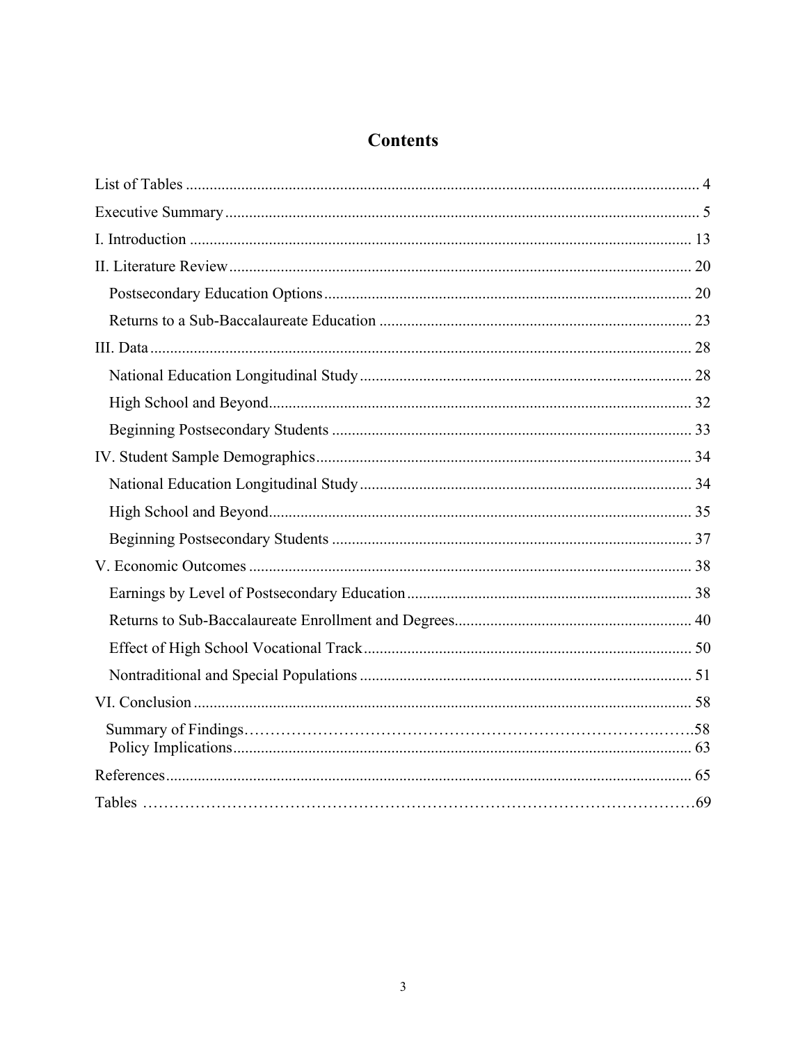# Contents

List of Tables ..... 4

Executive Summary ..... 5

I. Introduction ..... 13

II. Literature Review ..... 20

- Postsecondary Education Options ..... 20
- Returns to a Sub-Baccalaureate Education ..... 23

III. Data ..... 28

- National Education Longitudinal Study ..... 28
- High School and Beyond ..... 32
- Beginning Postsecondary Students ..... 33

IV. Student Sample Demographics ..... 34

- National Education Longitudinal Study ..... 34
- High School and Beyond ..... 35
- Beginning Postsecondary Students ..... 37

V. Economic Outcomes ..... 38

- Earnings by Level of Postsecondary Education ..... 38
- Returns to Sub-Baccalaureate Enrollment and Degrees ..... 40
- Effect of High School Vocational Track ..... 50
- Nontraditional and Special Populations ..... 51

VI. Conclusion ..... 58

- Summary of Findings ..... 58
- Policy Implications ..... 63

References ..... 65

Tables ..... 69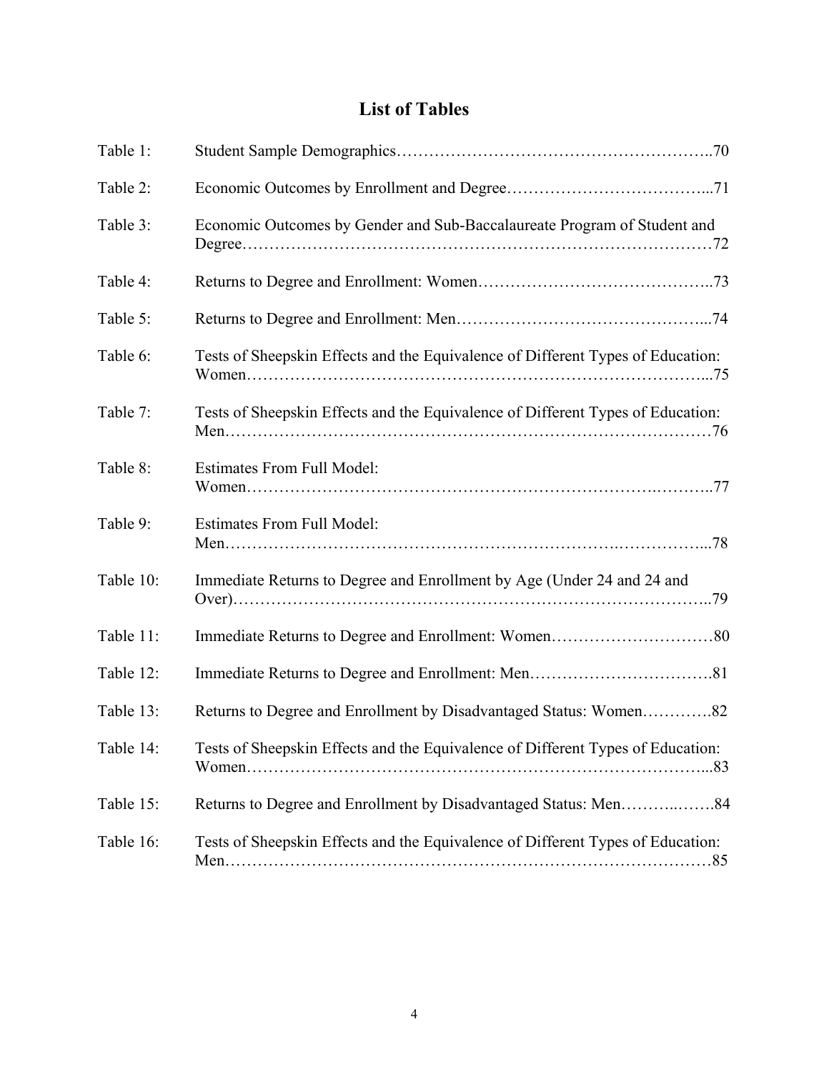# List of Tables

| | | |
|---|---|---|
| Table 1: | Student Sample Demographics | 70 |
| Table 2: | Economic Outcomes by Enrollment and Degree | 71 |
| Table 3: | Economic Outcomes by Gender and Sub-Baccalaureate Program of Student and Degree | 72 |
| Table 4: | Returns to Degree and Enrollment: Women | 73 |
| Table 5: | Returns to Degree and Enrollment: Men | 74 |
| Table 6: | Tests of Sheepskin Effects and the Equivalence of Different Types of Education: Women | 75 |
| Table 7: | Tests of Sheepskin Effects and the Equivalence of Different Types of Education: Men | 76 |
| Table 8: | Estimates From Full Model: Women | 77 |
| Table 9: | Estimates From Full Model: Men | 78 |
| Table 10: | Immediate Returns to Degree and Enrollment by Age (Under 24 and 24 and Over) | 79 |
| Table 11: | Immediate Returns to Degree and Enrollment: Women | 80 |
| Table 12: | Immediate Returns to Degree and Enrollment: Men | 81 |
| Table 13: | Returns to Degree and Enrollment by Disadvantaged Status: Women | 82 |
| Table 14: | Tests of Sheepskin Effects and the Equivalence of Different Types of Education: Women | 83 |
| Table 15: | Returns to Degree and Enrollment by Disadvantaged Status: Men | 84 |
| Table 16: | Tests of Sheepskin Effects and the Equivalence of Different Types of Education: Men | 85 |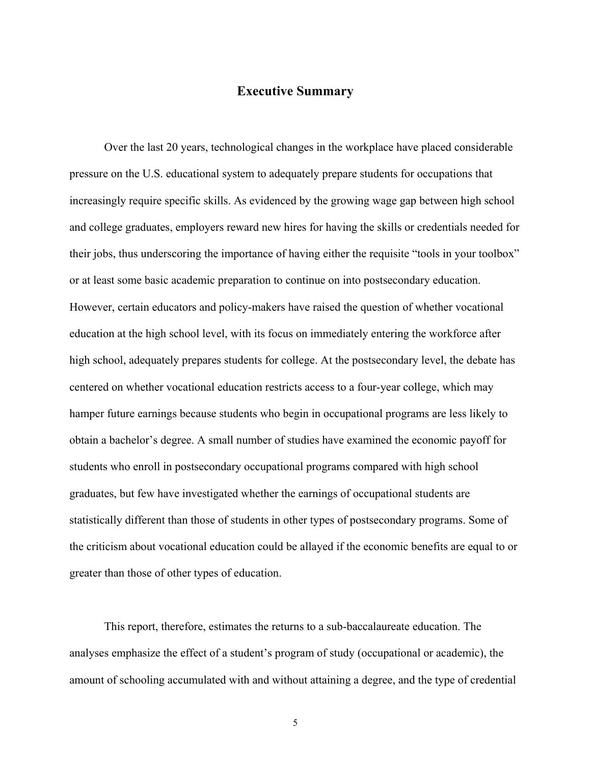## Executive Summary

Over the last 20 years, technological changes in the workplace have placed considerable pressure on the U.S. educational system to adequately prepare students for occupations that increasingly require specific skills. As evidenced by the growing wage gap between high school and college graduates, employers reward new hires for having the skills or credentials needed for their jobs, thus underscoring the importance of having either the requisite "tools in your toolbox" or at least some basic academic preparation to continue on into postsecondary education. However, certain educators and policy-makers have raised the question of whether vocational education at the high school level, with its focus on immediately entering the workforce after high school, adequately prepares students for college. At the postsecondary level, the debate has centered on whether vocational education restricts access to a four-year college, which may hamper future earnings because students who begin in occupational programs are less likely to obtain a bachelor's degree. A small number of studies have examined the economic payoff for students who enroll in postsecondary occupational programs compared with high school graduates, but few have investigated whether the earnings of occupational students are statistically different than those of students in other types of postsecondary programs. Some of the criticism about vocational education could be allayed if the economic benefits are equal to or greater than those of other types of education.

This report, therefore, estimates the returns to a sub-baccalaureate education. The analyses emphasize the effect of a student's program of study (occupational or academic), the amount of schooling accumulated with and without attaining a degree, and the type of credential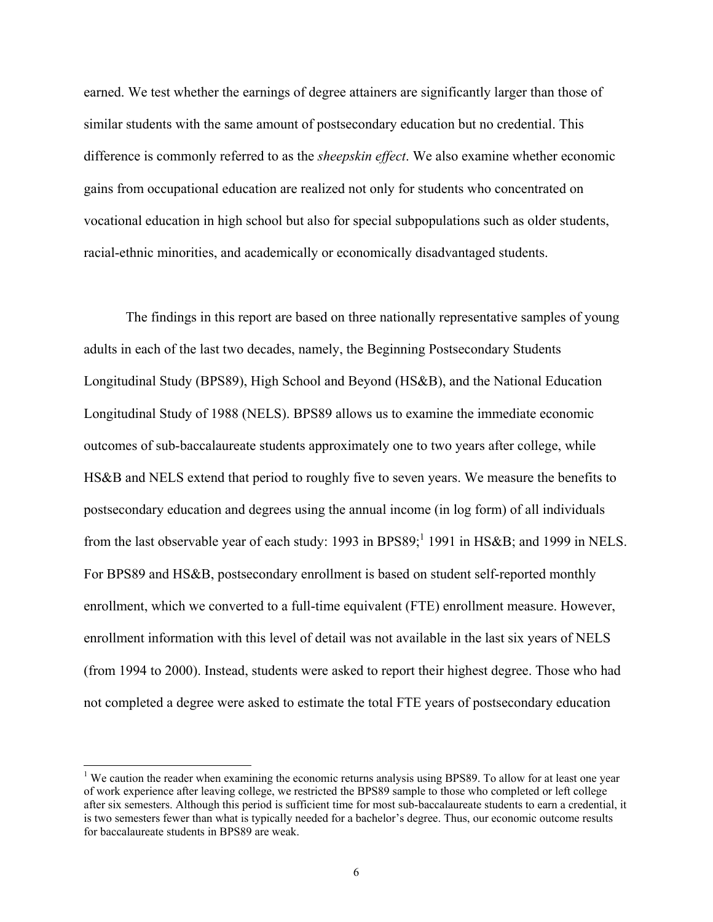earned. We test whether the earnings of degree attainers are significantly larger than those of similar students with the same amount of postsecondary education but no credential. This difference is commonly referred to as the *sheepskin effect*. We also examine whether economic gains from occupational education are realized not only for students who concentrated on vocational education in high school but also for special subpopulations such as older students, racial-ethnic minorities, and academically or economically disadvantaged students.

The findings in this report are based on three nationally representative samples of young adults in each of the last two decades, namely, the Beginning Postsecondary Students Longitudinal Study (BPS89), High School and Beyond (HS&B), and the National Education Longitudinal Study of 1988 (NELS). BPS89 allows us to examine the immediate economic outcomes of sub-baccalaureate students approximately one to two years after college, while HS&B and NELS extend that period to roughly five to seven years. We measure the benefits to postsecondary education and degrees using the annual income (in log form) of all individuals from the last observable year of each study: 1993 in BPS89;[1] 1991 in HS&B; and 1999 in NELS. For BPS89 and HS&B, postsecondary enrollment is based on student self-reported monthly enrollment, which we converted to a full-time equivalent (FTE) enrollment measure. However, enrollment information with this level of detail was not available in the last six years of NELS (from 1994 to 2000). Instead, students were asked to report their highest degree. Those who had not completed a degree were asked to estimate the total FTE years of postsecondary education

---

[1] We caution the reader when examining the economic returns analysis using BPS89. To allow for at least one year of work experience after leaving college, we restricted the BPS89 sample to those who completed or left college after six semesters. Although this period is sufficient time for most sub-baccalaureate students to earn a credential, it is two semesters fewer than what is typically needed for a bachelor's degree. Thus, our economic outcome results for baccalaureate students in BPS89 are weak.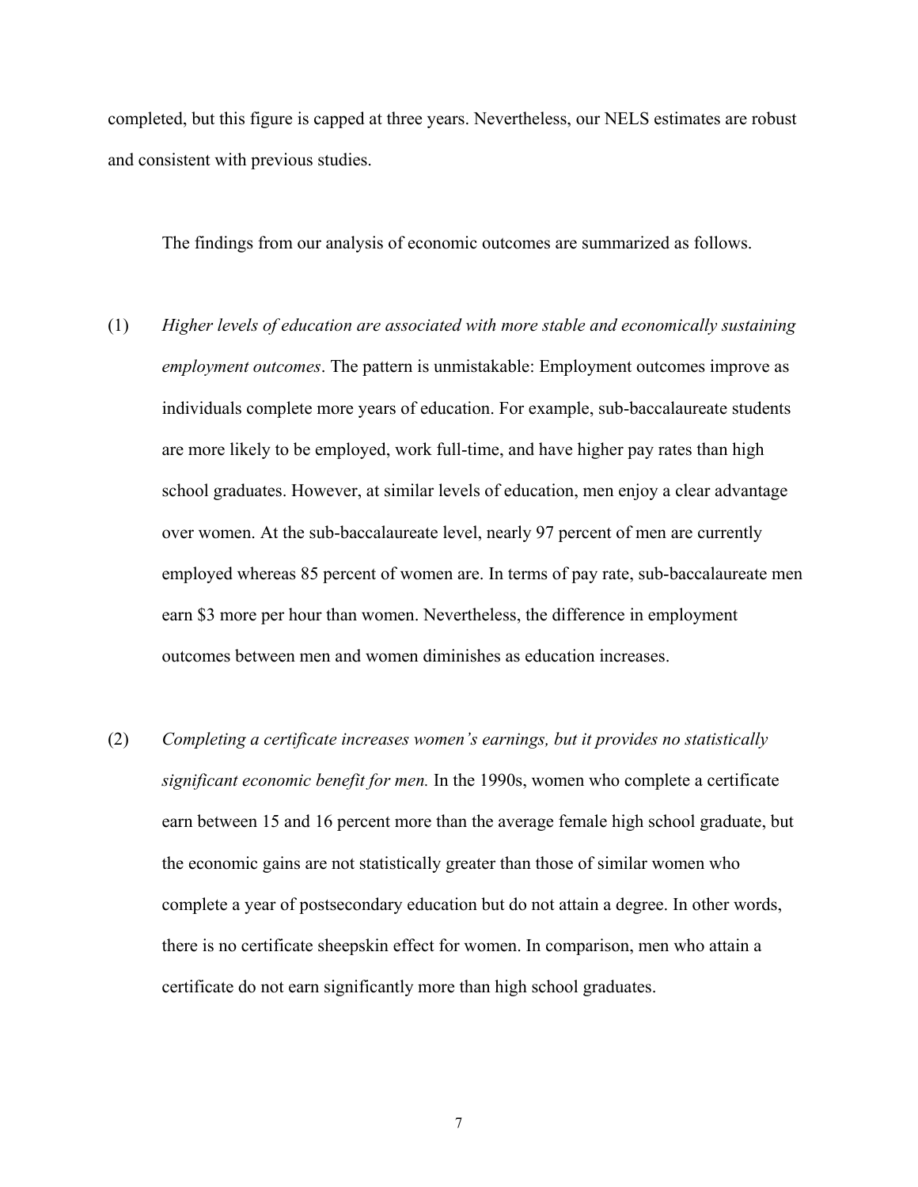completed, but this figure is capped at three years. Nevertheless, our NELS estimates are robust and consistent with previous studies.

The findings from our analysis of economic outcomes are summarized as follows.

(1) *Higher levels of education are associated with more stable and economically sustaining employment outcomes*. The pattern is unmistakable: Employment outcomes improve as individuals complete more years of education. For example, sub-baccalaureate students are more likely to be employed, work full-time, and have higher pay rates than high school graduates. However, at similar levels of education, men enjoy a clear advantage over women. At the sub-baccalaureate level, nearly 97 percent of men are currently employed whereas 85 percent of women are. In terms of pay rate, sub-baccalaureate men earn $3 more per hour than women. Nevertheless, the difference in employment outcomes between men and women diminishes as education increases.

(2) *Completing a certificate increases women's earnings, but it provides no statistically significant economic benefit for men.* In the 1990s, women who complete a certificate earn between 15 and 16 percent more than the average female high school graduate, but the economic gains are not statistically greater than those of similar women who complete a year of postsecondary education but do not attain a degree. In other words, there is no certificate sheepskin effect for women. In comparison, men who attain a certificate do not earn significantly more than high school graduates.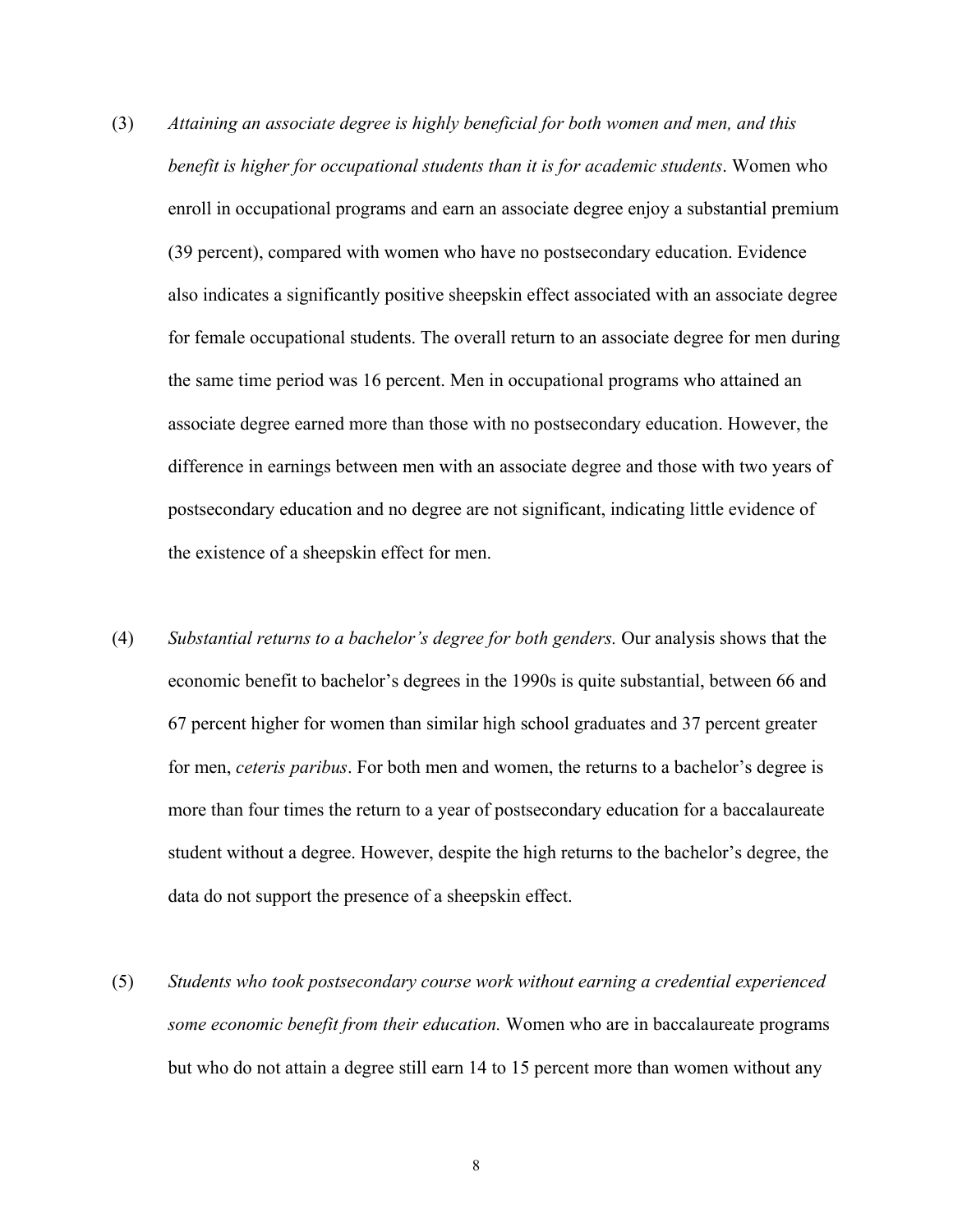(3) *Attaining an associate degree is highly beneficial for both women and men, and this benefit is higher for occupational students than it is for academic students*. Women who enroll in occupational programs and earn an associate degree enjoy a substantial premium (39 percent), compared with women who have no postsecondary education. Evidence also indicates a significantly positive sheepskin effect associated with an associate degree for female occupational students. The overall return to an associate degree for men during the same time period was 16 percent. Men in occupational programs who attained an associate degree earned more than those with no postsecondary education. However, the difference in earnings between men with an associate degree and those with two years of postsecondary education and no degree are not significant, indicating little evidence of the existence of a sheepskin effect for men.

(4) *Substantial returns to a bachelor's degree for both genders.* Our analysis shows that the economic benefit to bachelor's degrees in the 1990s is quite substantial, between 66 and 67 percent higher for women than similar high school graduates and 37 percent greater for men, *ceteris paribus*. For both men and women, the returns to a bachelor's degree is more than four times the return to a year of postsecondary education for a baccalaureate student without a degree. However, despite the high returns to the bachelor's degree, the data do not support the presence of a sheepskin effect.

(5) *Students who took postsecondary course work without earning a credential experienced some economic benefit from their education.* Women who are in baccalaureate programs but who do not attain a degree still earn 14 to 15 percent more than women without any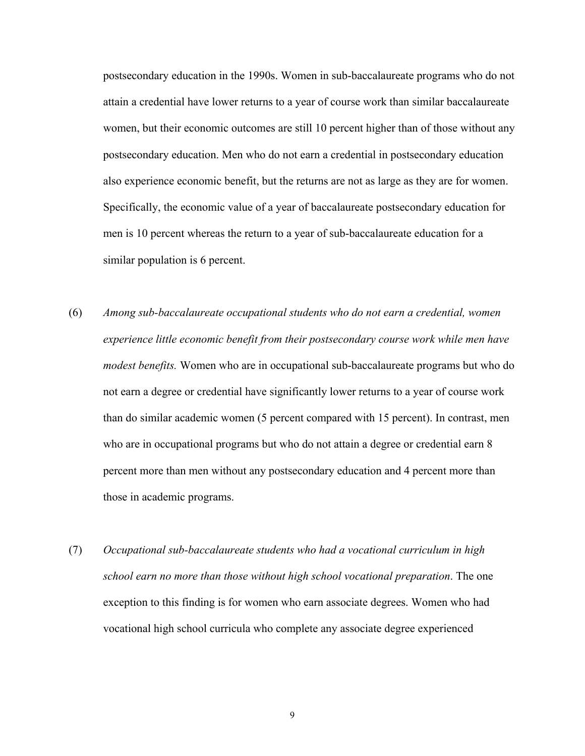postsecondary education in the 1990s. Women in sub-baccalaureate programs who do not attain a credential have lower returns to a year of course work than similar baccalaureate women, but their economic outcomes are still 10 percent higher than of those without any postsecondary education. Men who do not earn a credential in postsecondary education also experience economic benefit, but the returns are not as large as they are for women. Specifically, the economic value of a year of baccalaureate postsecondary education for men is 10 percent whereas the return to a year of sub-baccalaureate education for a similar population is 6 percent.

(6) *Among sub-baccalaureate occupational students who do not earn a credential, women experience little economic benefit from their postsecondary course work while men have modest benefits.* Women who are in occupational sub-baccalaureate programs but who do not earn a degree or credential have significantly lower returns to a year of course work than do similar academic women (5 percent compared with 15 percent). In contrast, men who are in occupational programs but who do not attain a degree or credential earn 8 percent more than men without any postsecondary education and 4 percent more than those in academic programs.

(7) *Occupational sub-baccalaureate students who had a vocational curriculum in high school earn no more than those without high school vocational preparation*. The one exception to this finding is for women who earn associate degrees. Women who had vocational high school curricula who complete any associate degree experienced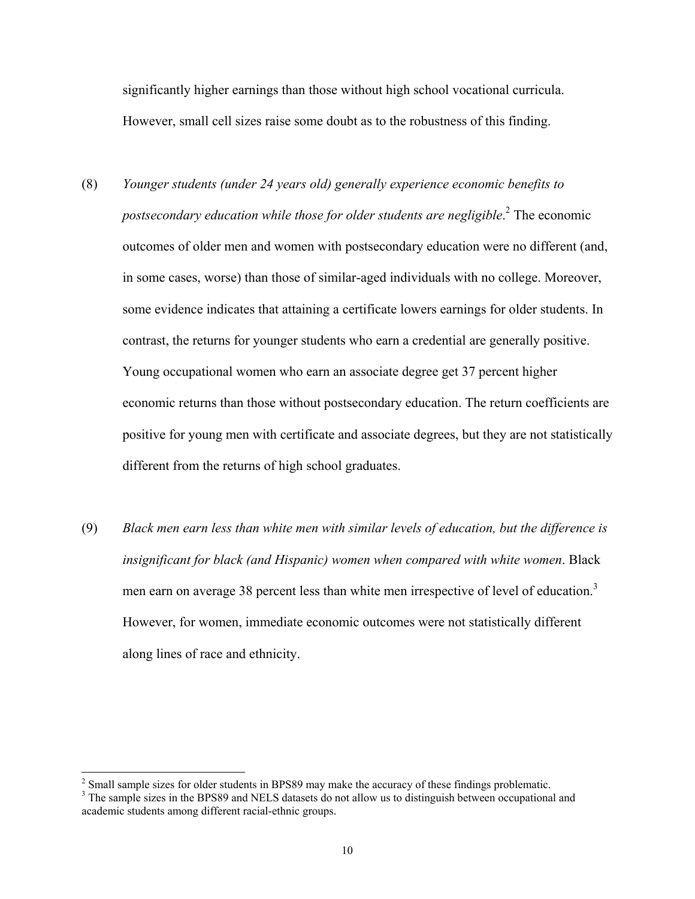significantly higher earnings than those without high school vocational curricula. However, small cell sizes raise some doubt as to the robustness of this finding.

(8) *Younger students (under 24 years old) generally experience economic benefits to postsecondary education while those for older students are negligible*.[2] The economic outcomes of older men and women with postsecondary education were no different (and, in some cases, worse) than those of similar-aged individuals with no college. Moreover, some evidence indicates that attaining a certificate lowers earnings for older students. In contrast, the returns for younger students who earn a credential are generally positive. Young occupational women who earn an associate degree get 37 percent higher economic returns than those without postsecondary education. The return coefficients are positive for young men with certificate and associate degrees, but they are not statistically different from the returns of high school graduates.

(9) *Black men earn less than white men with similar levels of education, but the difference is insignificant for black (and Hispanic) women when compared with white women*. Black men earn on average 38 percent less than white men irrespective of level of education.[3] However, for women, immediate economic outcomes were not statistically different along lines of race and ethnicity.

---

[2] Small sample sizes for older students in BPS89 may make the accuracy of these findings problematic.

[3] The sample sizes in the BPS89 and NELS datasets do not allow us to distinguish between occupational and academic students among different racial-ethnic groups.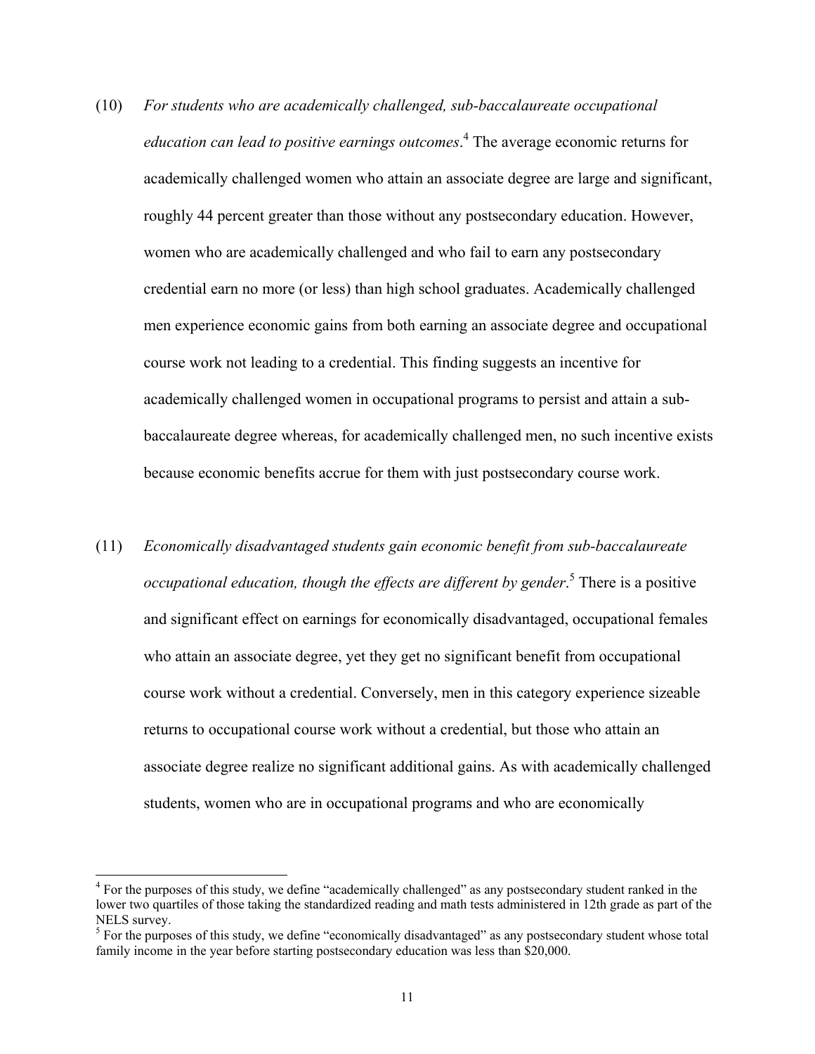(10) *For students who are academically challenged, sub-baccalaureate occupational education can lead to positive earnings outcomes*.[4] The average economic returns for academically challenged women who attain an associate degree are large and significant, roughly 44 percent greater than those without any postsecondary education. However, women who are academically challenged and who fail to earn any postsecondary credential earn no more (or less) than high school graduates. Academically challenged men experience economic gains from both earning an associate degree and occupational course work not leading to a credential. This finding suggests an incentive for academically challenged women in occupational programs to persist and attain a sub-baccalaureate degree whereas, for academically challenged men, no such incentive exists because economic benefits accrue for them with just postsecondary course work.

(11) *Economically disadvantaged students gain economic benefit from sub-baccalaureate occupational education, though the effects are different by gender*.[5] There is a positive and significant effect on earnings for economically disadvantaged, occupational females who attain an associate degree, yet they get no significant benefit from occupational course work without a credential. Conversely, men in this category experience sizeable returns to occupational course work without a credential, but those who attain an associate degree realize no significant additional gains. As with academically challenged students, women who are in occupational programs and who are economically

---

[4] For the purposes of this study, we define "academically challenged" as any postsecondary student ranked in the lower two quartiles of those taking the standardized reading and math tests administered in 12th grade as part of the NELS survey.

[5] For the purposes of this study, we define "economically disadvantaged" as any postsecondary student whose total family income in the year before starting postsecondary education was less than $20,000.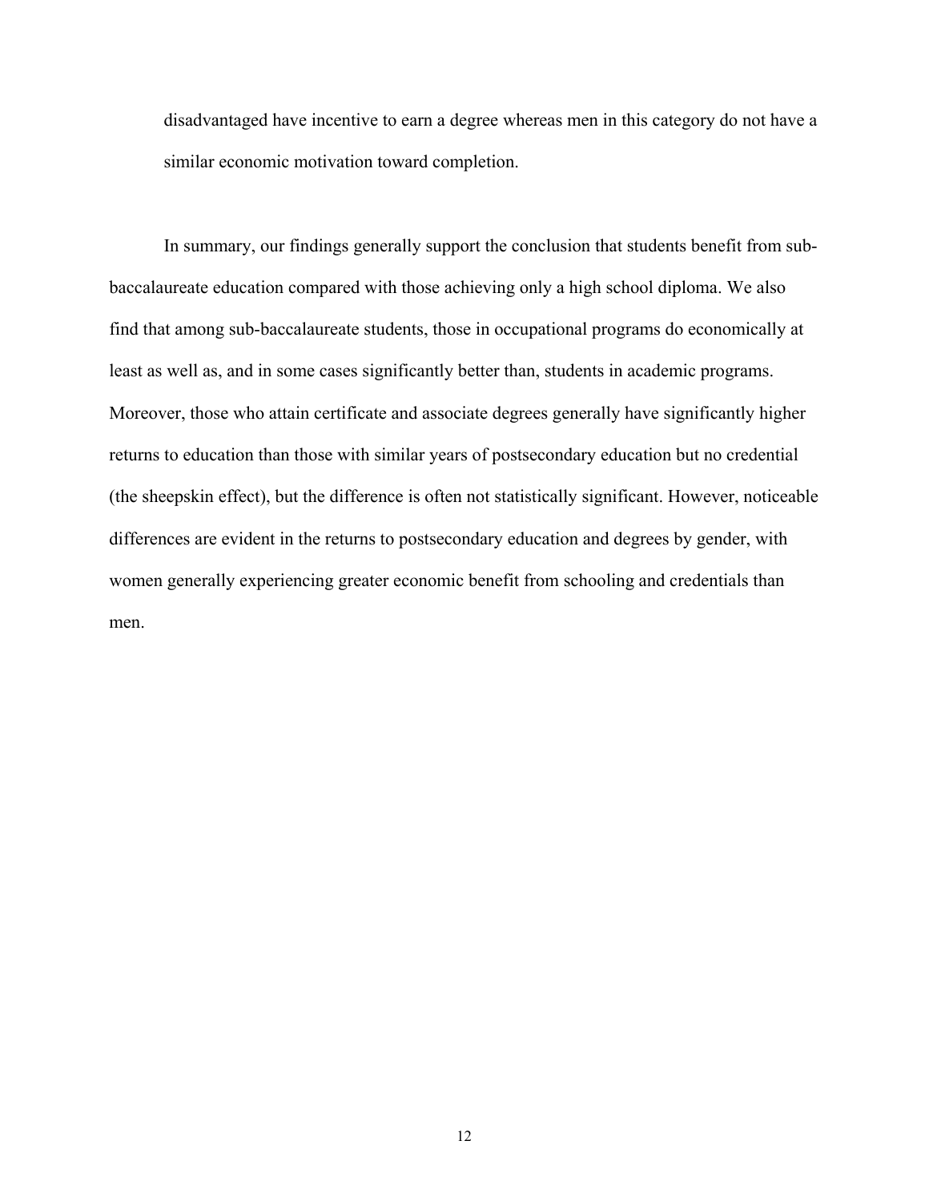disadvantaged have incentive to earn a degree whereas men in this category do not have a similar economic motivation toward completion.

In summary, our findings generally support the conclusion that students benefit from sub-baccalaureate education compared with those achieving only a high school diploma. We also find that among sub-baccalaureate students, those in occupational programs do economically at least as well as, and in some cases significantly better than, students in academic programs. Moreover, those who attain certificate and associate degrees generally have significantly higher returns to education than those with similar years of postsecondary education but no credential (the sheepskin effect), but the difference is often not statistically significant. However, noticeable differences are evident in the returns to postsecondary education and degrees by gender, with women generally experiencing greater economic benefit from schooling and credentials than men.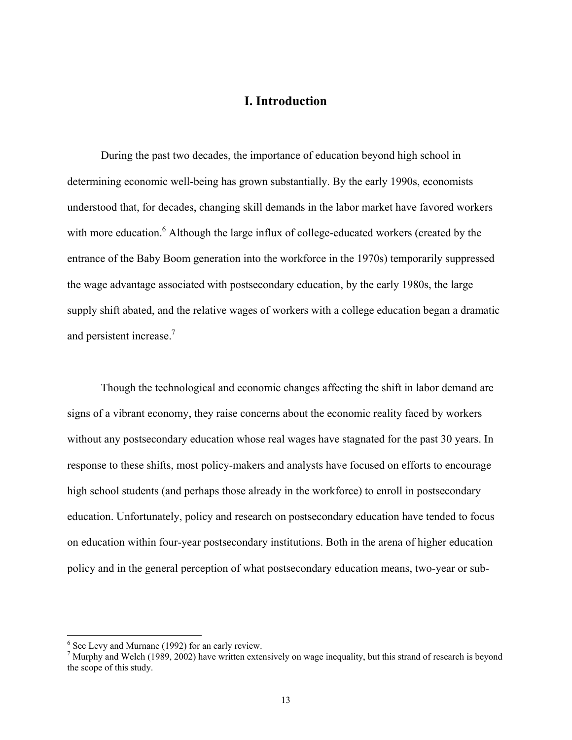# I. Introduction

During the past two decades, the importance of education beyond high school in determining economic well-being has grown substantially. By the early 1990s, economists understood that, for decades, changing skill demands in the labor market have favored workers with more education.[6] Although the large influx of college-educated workers (created by the entrance of the Baby Boom generation into the workforce in the 1970s) temporarily suppressed the wage advantage associated with postsecondary education, by the early 1980s, the large supply shift abated, and the relative wages of workers with a college education began a dramatic and persistent increase.[7]

Though the technological and economic changes affecting the shift in labor demand are signs of a vibrant economy, they raise concerns about the economic reality faced by workers without any postsecondary education whose real wages have stagnated for the past 30 years. In response to these shifts, most policy-makers and analysts have focused on efforts to encourage high school students (and perhaps those already in the workforce) to enroll in postsecondary education. Unfortunately, policy and research on postsecondary education have tended to focus on education within four-year postsecondary institutions. Both in the arena of higher education policy and in the general perception of what postsecondary education means, two-year or sub-

[6] See Levy and Murnane (1992) for an early review.

[7] Murphy and Welch (1989, 2002) have written extensively on wage inequality, but this strand of research is beyond the scope of this study.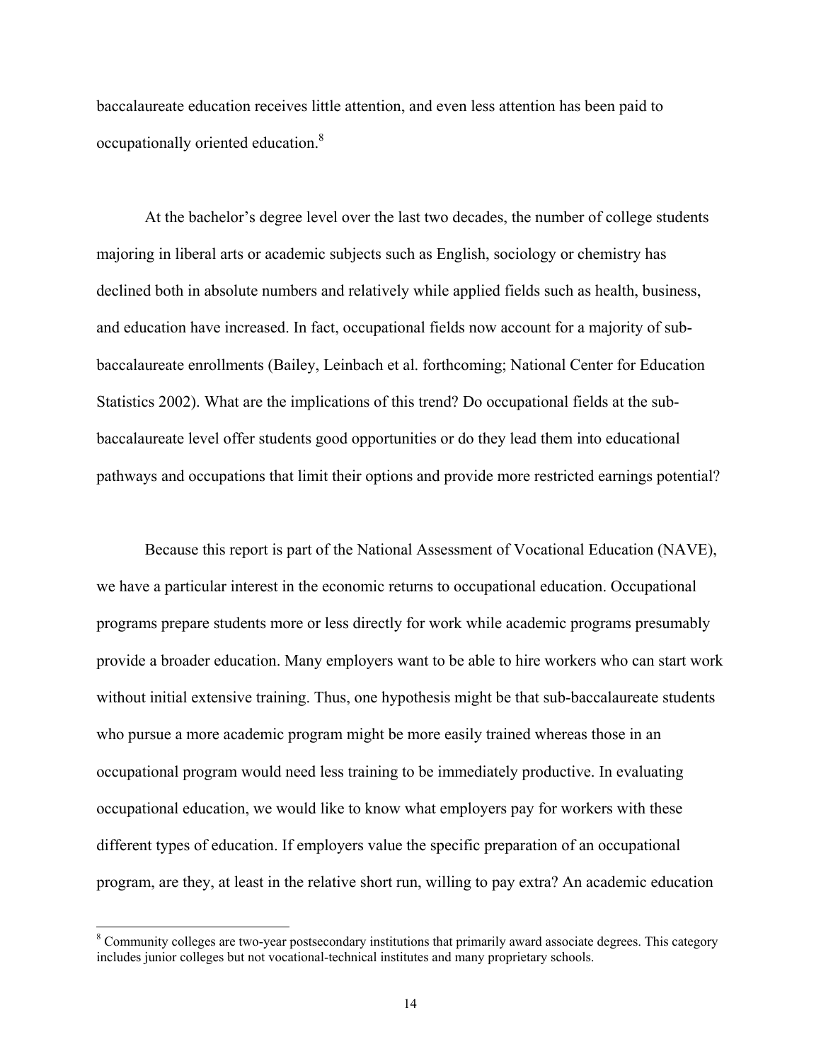baccalaureate education receives little attention, and even less attention has been paid to occupationally oriented education.[8]

At the bachelor's degree level over the last two decades, the number of college students majoring in liberal arts or academic subjects such as English, sociology or chemistry has declined both in absolute numbers and relatively while applied fields such as health, business, and education have increased. In fact, occupational fields now account for a majority of sub-baccalaureate enrollments (Bailey, Leinbach et al. forthcoming; National Center for Education Statistics 2002). What are the implications of this trend? Do occupational fields at the sub-baccalaureate level offer students good opportunities or do they lead them into educational pathways and occupations that limit their options and provide more restricted earnings potential?

Because this report is part of the National Assessment of Vocational Education (NAVE), we have a particular interest in the economic returns to occupational education. Occupational programs prepare students more or less directly for work while academic programs presumably provide a broader education. Many employers want to be able to hire workers who can start work without initial extensive training. Thus, one hypothesis might be that sub-baccalaureate students who pursue a more academic program might be more easily trained whereas those in an occupational program would need less training to be immediately productive. In evaluating occupational education, we would like to know what employers pay for workers with these different types of education. If employers value the specific preparation of an occupational program, are they, at least in the relative short run, willing to pay extra? An academic education

[8] Community colleges are two-year postsecondary institutions that primarily award associate degrees. This category includes junior colleges but not vocational-technical institutes and many proprietary schools.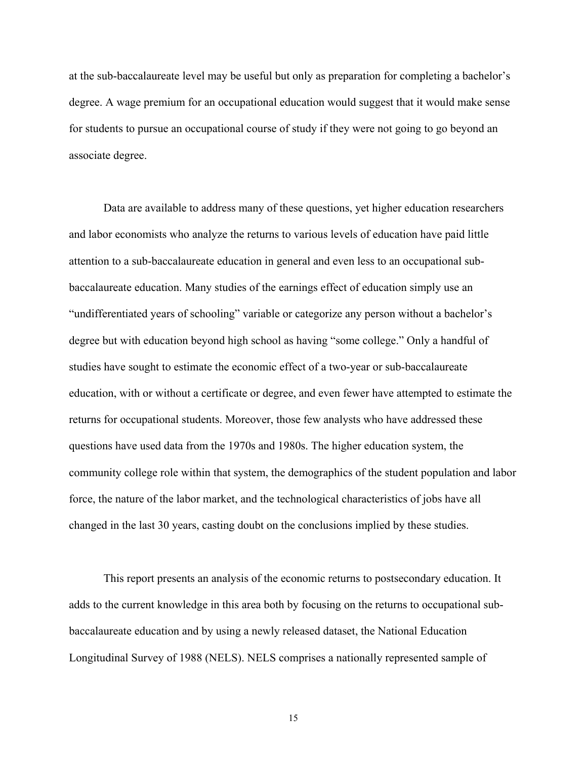at the sub-baccalaureate level may be useful but only as preparation for completing a bachelor's degree. A wage premium for an occupational education would suggest that it would make sense for students to pursue an occupational course of study if they were not going to go beyond an associate degree.

Data are available to address many of these questions, yet higher education researchers and labor economists who analyze the returns to various levels of education have paid little attention to a sub-baccalaureate education in general and even less to an occupational sub-baccalaureate education. Many studies of the earnings effect of education simply use an "undifferentiated years of schooling" variable or categorize any person without a bachelor's degree but with education beyond high school as having "some college." Only a handful of studies have sought to estimate the economic effect of a two-year or sub-baccalaureate education, with or without a certificate or degree, and even fewer have attempted to estimate the returns for occupational students. Moreover, those few analysts who have addressed these questions have used data from the 1970s and 1980s. The higher education system, the community college role within that system, the demographics of the student population and labor force, the nature of the labor market, and the technological characteristics of jobs have all changed in the last 30 years, casting doubt on the conclusions implied by these studies.

This report presents an analysis of the economic returns to postsecondary education. It adds to the current knowledge in this area both by focusing on the returns to occupational sub-baccalaureate education and by using a newly released dataset, the National Education Longitudinal Survey of 1988 (NELS). NELS comprises a nationally represented sample of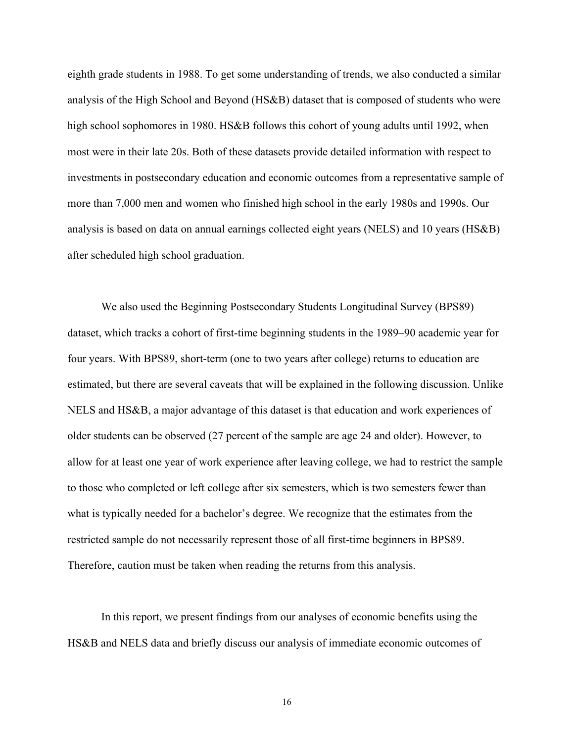eighth grade students in 1988. To get some understanding of trends, we also conducted a similar analysis of the High School and Beyond (HS&B) dataset that is composed of students who were high school sophomores in 1980. HS&B follows this cohort of young adults until 1992, when most were in their late 20s. Both of these datasets provide detailed information with respect to investments in postsecondary education and economic outcomes from a representative sample of more than 7,000 men and women who finished high school in the early 1980s and 1990s. Our analysis is based on data on annual earnings collected eight years (NELS) and 10 years (HS&B) after scheduled high school graduation.

We also used the Beginning Postsecondary Students Longitudinal Survey (BPS89) dataset, which tracks a cohort of first-time beginning students in the 1989–90 academic year for four years. With BPS89, short-term (one to two years after college) returns to education are estimated, but there are several caveats that will be explained in the following discussion. Unlike NELS and HS&B, a major advantage of this dataset is that education and work experiences of older students can be observed (27 percent of the sample are age 24 and older). However, to allow for at least one year of work experience after leaving college, we had to restrict the sample to those who completed or left college after six semesters, which is two semesters fewer than what is typically needed for a bachelor's degree. We recognize that the estimates from the restricted sample do not necessarily represent those of all first-time beginners in BPS89. Therefore, caution must be taken when reading the returns from this analysis.

In this report, we present findings from our analyses of economic benefits using the HS&B and NELS data and briefly discuss our analysis of immediate economic outcomes of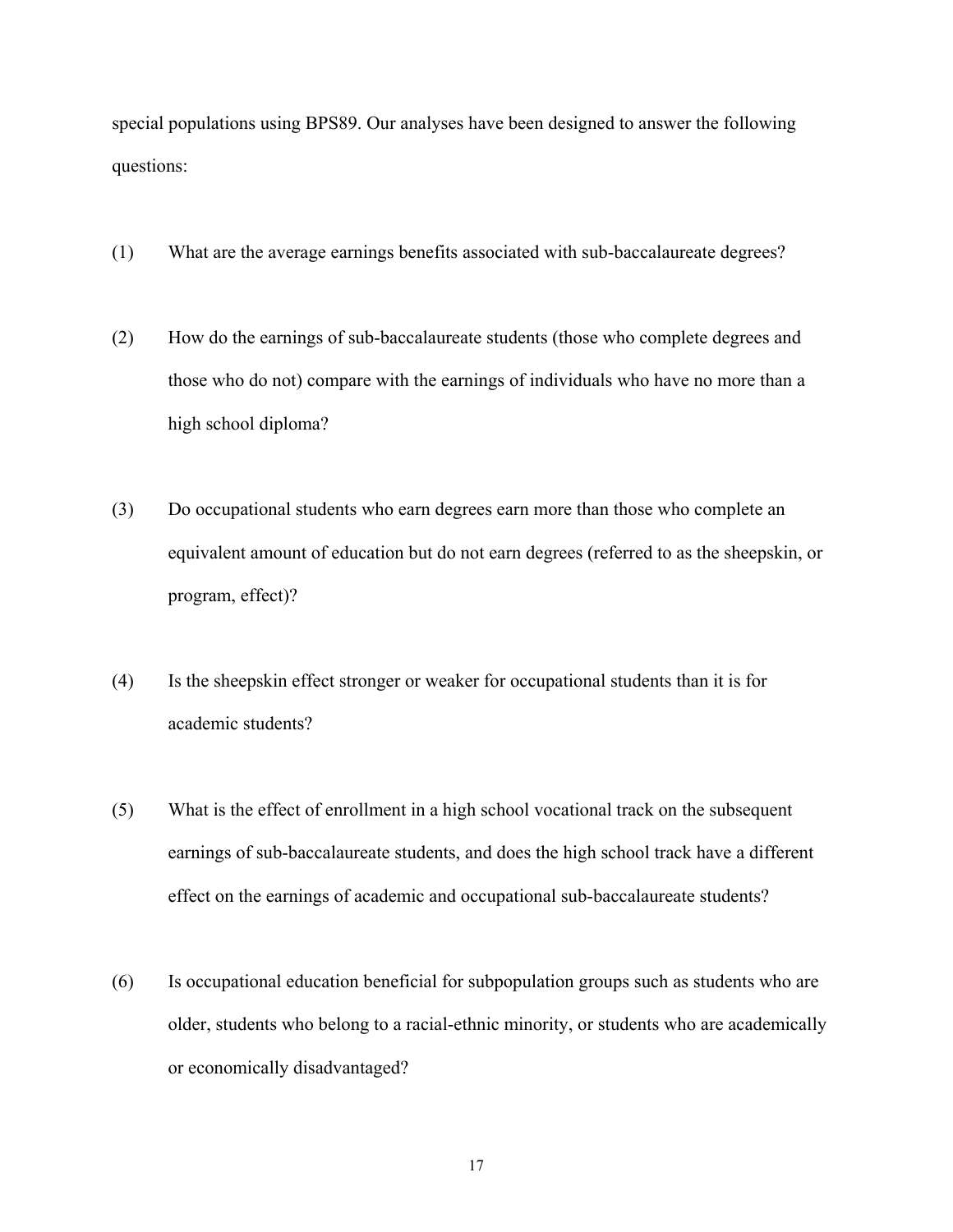special populations using BPS89. Our analyses have been designed to answer the following questions:

(1) What are the average earnings benefits associated with sub-baccalaureate degrees?

(2) How do the earnings of sub-baccalaureate students (those who complete degrees and those who do not) compare with the earnings of individuals who have no more than a high school diploma?

(3) Do occupational students who earn degrees earn more than those who complete an equivalent amount of education but do not earn degrees (referred to as the sheepskin, or program, effect)?

(4) Is the sheepskin effect stronger or weaker for occupational students than it is for academic students?

(5) What is the effect of enrollment in a high school vocational track on the subsequent earnings of sub-baccalaureate students, and does the high school track have a different effect on the earnings of academic and occupational sub-baccalaureate students?

(6) Is occupational education beneficial for subpopulation groups such as students who are older, students who belong to a racial-ethnic minority, or students who are academically or economically disadvantaged?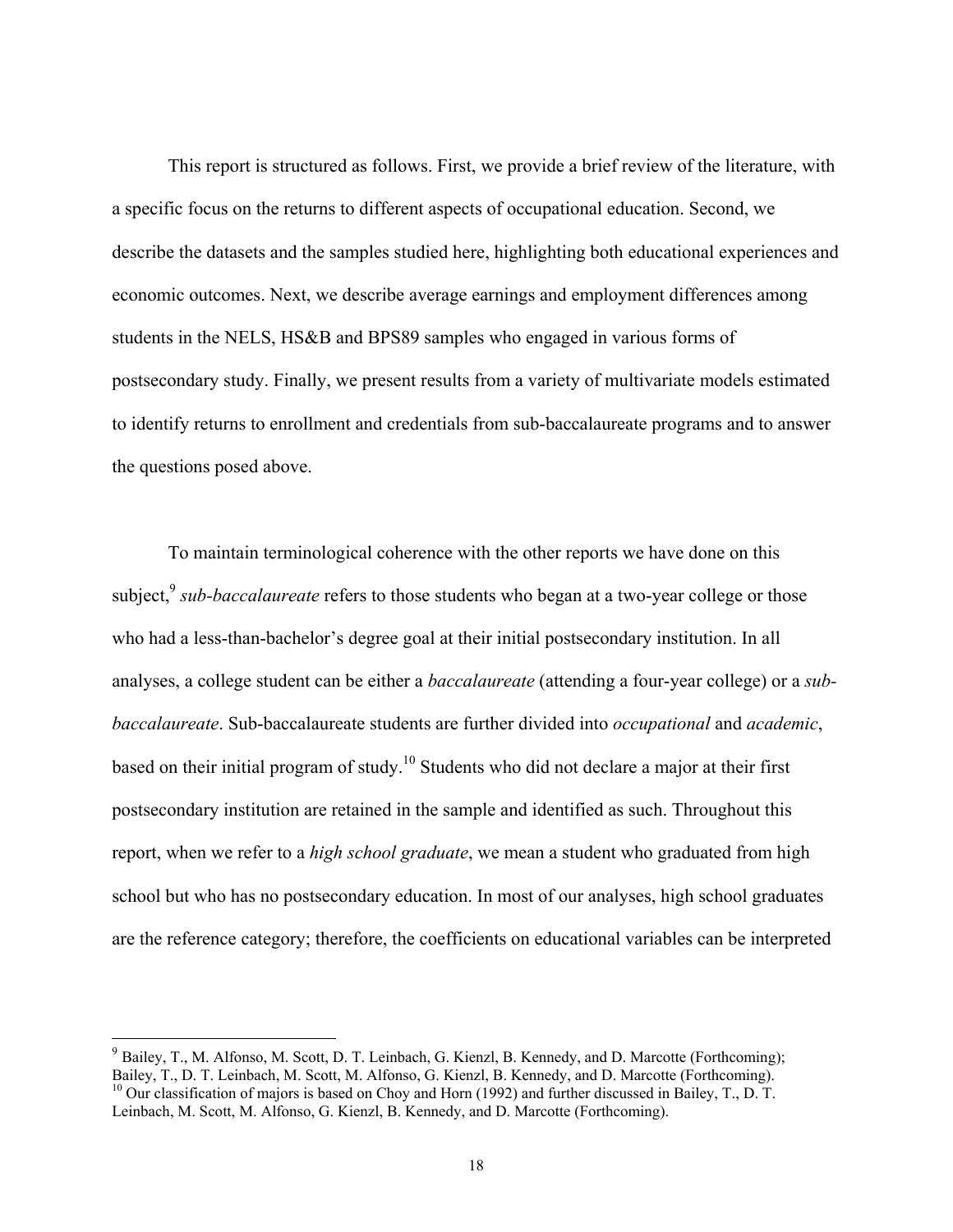This report is structured as follows. First, we provide a brief review of the literature, with a specific focus on the returns to different aspects of occupational education. Second, we describe the datasets and the samples studied here, highlighting both educational experiences and economic outcomes. Next, we describe average earnings and employment differences among students in the NELS, HS&B and BPS89 samples who engaged in various forms of postsecondary study. Finally, we present results from a variety of multivariate models estimated to identify returns to enrollment and credentials from sub-baccalaureate programs and to answer the questions posed above.

To maintain terminological coherence with the other reports we have done on this subject,[9] *sub-baccalaureate* refers to those students who began at a two-year college or those who had a less-than-bachelor's degree goal at their initial postsecondary institution. In all analyses, a college student can be either a *baccalaureate* (attending a four-year college) or a *sub-baccalaureate*. Sub-baccalaureate students are further divided into *occupational* and *academic*, based on their initial program of study.[10] Students who did not declare a major at their first postsecondary institution are retained in the sample and identified as such. Throughout this report, when we refer to a *high school graduate*, we mean a student who graduated from high school but who has no postsecondary education. In most of our analyses, high school graduates are the reference category; therefore, the coefficients on educational variables can be interpreted

---

[9] Bailey, T., M. Alfonso, M. Scott, D. T. Leinbach, G. Kienzl, B. Kennedy, and D. Marcotte (Forthcoming); Bailey, T., D. T. Leinbach, M. Scott, M. Alfonso, G. Kienzl, B. Kennedy, and D. Marcotte (Forthcoming).

[10] Our classification of majors is based on Choy and Horn (1992) and further discussed in Bailey, T., D. T. Leinbach, M. Scott, M. Alfonso, G. Kienzl, B. Kennedy, and D. Marcotte (Forthcoming).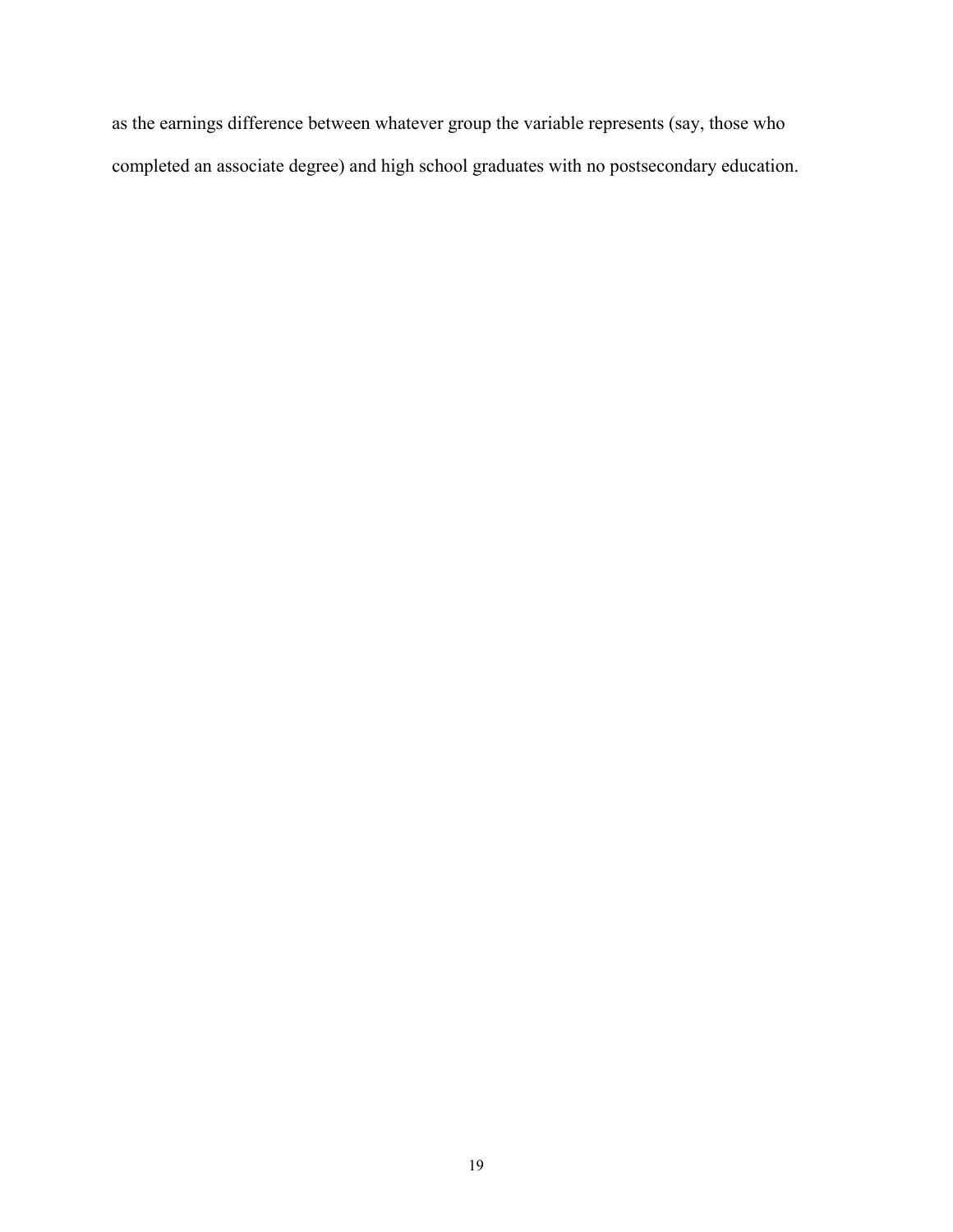as the earnings difference between whatever group the variable represents (say, those who completed an associate degree) and high school graduates with no postsecondary education.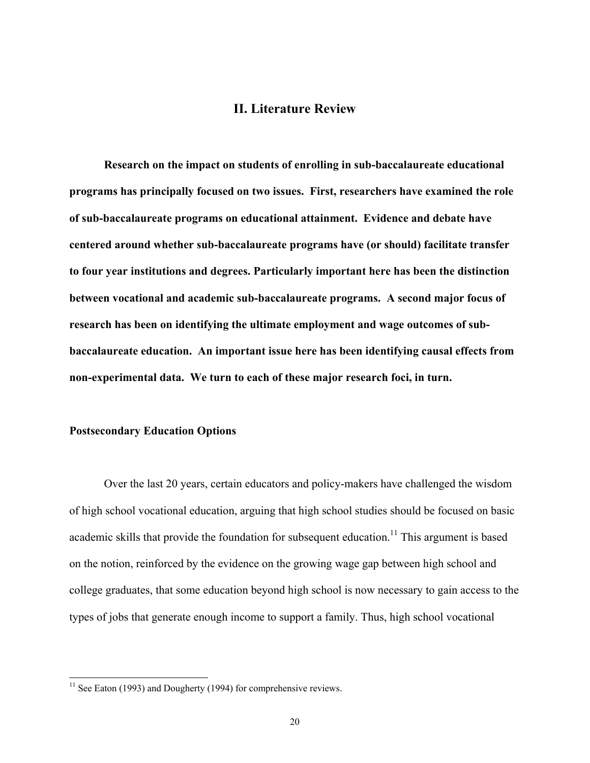## II. Literature Review

**Research on the impact on students of enrolling in sub-baccalaureate educational programs has principally focused on two issues. First, researchers have examined the role of sub-baccalaureate programs on educational attainment. Evidence and debate have centered around whether sub-baccalaureate programs have (or should) facilitate transfer to four year institutions and degrees. Particularly important here has been the distinction between vocational and academic sub-baccalaureate programs. A second major focus of research has been on identifying the ultimate employment and wage outcomes of sub-baccalaureate education. An important issue here has been identifying causal effects from non-experimental data. We turn to each of these major research foci, in turn.**

### Postsecondary Education Options

Over the last 20 years, certain educators and policy-makers have challenged the wisdom of high school vocational education, arguing that high school studies should be focused on basic academic skills that provide the foundation for subsequent education.[11] This argument is based on the notion, reinforced by the evidence on the growing wage gap between high school and college graduates, that some education beyond high school is now necessary to gain access to the types of jobs that generate enough income to support a family. Thus, high school vocational

[11] See Eaton (1993) and Dougherty (1994) for comprehensive reviews.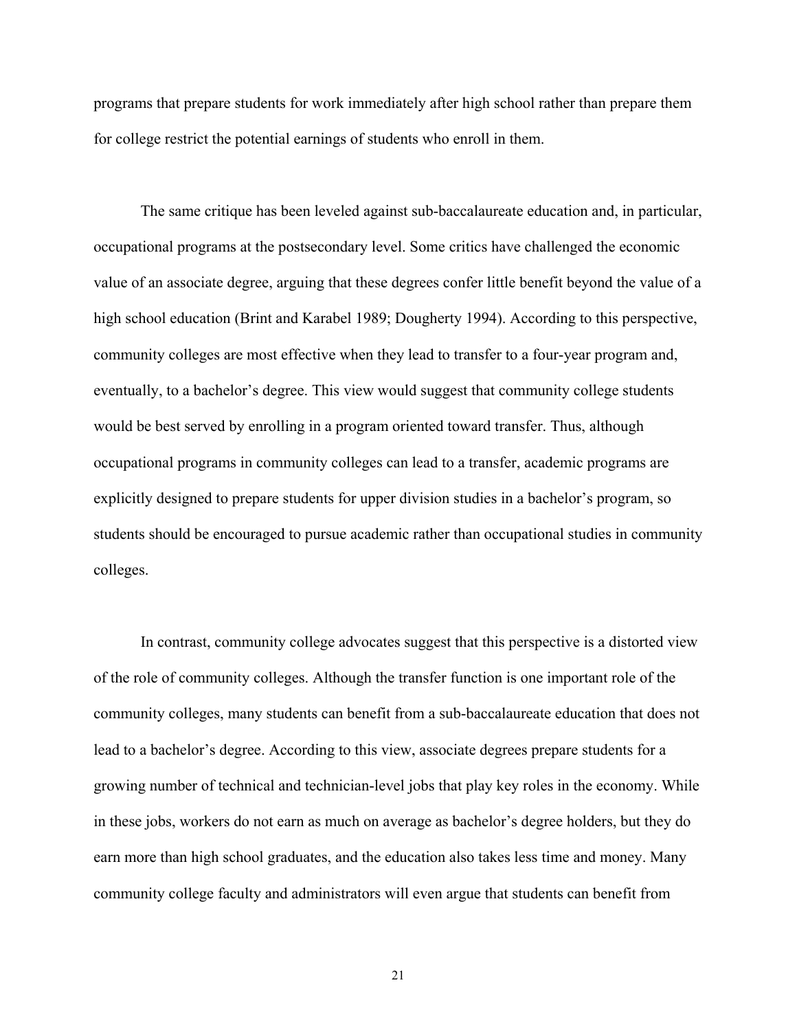programs that prepare students for work immediately after high school rather than prepare them for college restrict the potential earnings of students who enroll in them.

The same critique has been leveled against sub-baccalaureate education and, in particular, occupational programs at the postsecondary level. Some critics have challenged the economic value of an associate degree, arguing that these degrees confer little benefit beyond the value of a high school education (Brint and Karabel 1989; Dougherty 1994). According to this perspective, community colleges are most effective when they lead to transfer to a four-year program and, eventually, to a bachelor's degree. This view would suggest that community college students would be best served by enrolling in a program oriented toward transfer. Thus, although occupational programs in community colleges can lead to a transfer, academic programs are explicitly designed to prepare students for upper division studies in a bachelor's program, so students should be encouraged to pursue academic rather than occupational studies in community colleges.

In contrast, community college advocates suggest that this perspective is a distorted view of the role of community colleges. Although the transfer function is one important role of the community colleges, many students can benefit from a sub-baccalaureate education that does not lead to a bachelor's degree. According to this view, associate degrees prepare students for a growing number of technical and technician-level jobs that play key roles in the economy. While in these jobs, workers do not earn as much on average as bachelor's degree holders, but they do earn more than high school graduates, and the education also takes less time and money. Many community college faculty and administrators will even argue that students can benefit from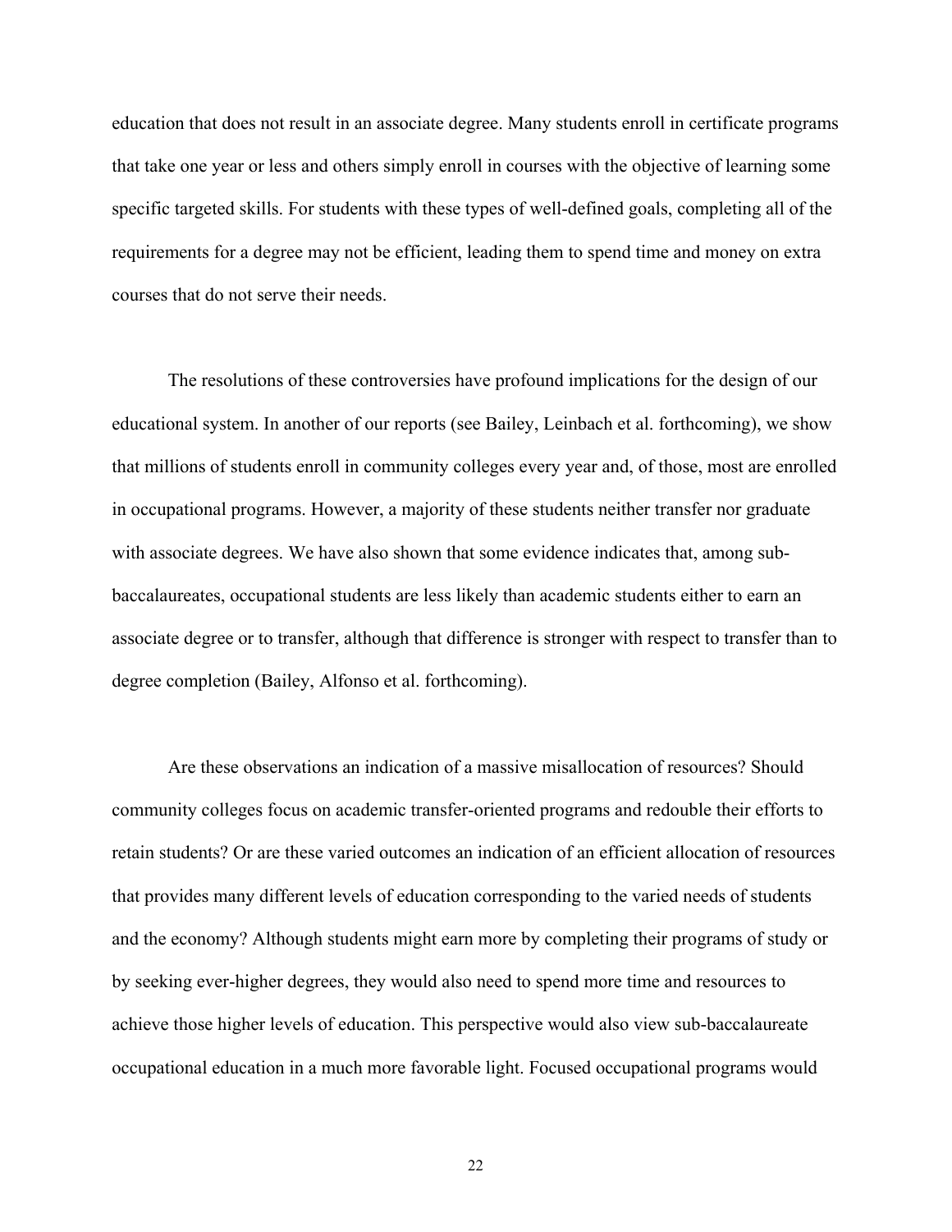education that does not result in an associate degree. Many students enroll in certificate programs that take one year or less and others simply enroll in courses with the objective of learning some specific targeted skills. For students with these types of well-defined goals, completing all of the requirements for a degree may not be efficient, leading them to spend time and money on extra courses that do not serve their needs.

The resolutions of these controversies have profound implications for the design of our educational system. In another of our reports (see Bailey, Leinbach et al. forthcoming), we show that millions of students enroll in community colleges every year and, of those, most are enrolled in occupational programs. However, a majority of these students neither transfer nor graduate with associate degrees. We have also shown that some evidence indicates that, among sub-baccalaureates, occupational students are less likely than academic students either to earn an associate degree or to transfer, although that difference is stronger with respect to transfer than to degree completion (Bailey, Alfonso et al. forthcoming).

Are these observations an indication of a massive misallocation of resources? Should community colleges focus on academic transfer-oriented programs and redouble their efforts to retain students? Or are these varied outcomes an indication of an efficient allocation of resources that provides many different levels of education corresponding to the varied needs of students and the economy? Although students might earn more by completing their programs of study or by seeking ever-higher degrees, they would also need to spend more time and resources to achieve those higher levels of education. This perspective would also view sub-baccalaureate occupational education in a much more favorable light. Focused occupational programs would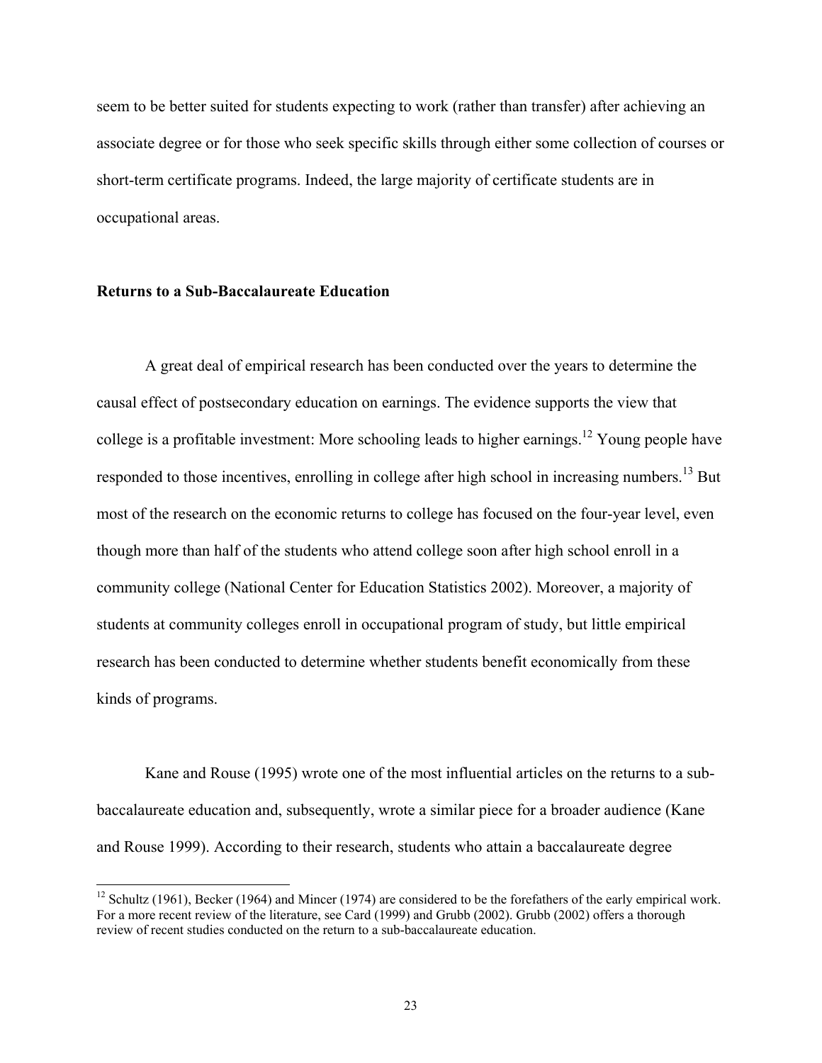seem to be better suited for students expecting to work (rather than transfer) after achieving an associate degree or for those who seek specific skills through either some collection of courses or short-term certificate programs. Indeed, the large majority of certificate students are in occupational areas.

**Returns to a Sub-Baccalaureate Education**

A great deal of empirical research has been conducted over the years to determine the causal effect of postsecondary education on earnings. The evidence supports the view that college is a profitable investment: More schooling leads to higher earnings.[12] Young people have responded to those incentives, enrolling in college after high school in increasing numbers.[13] But most of the research on the economic returns to college has focused on the four-year level, even though more than half of the students who attend college soon after high school enroll in a community college (National Center for Education Statistics 2002). Moreover, a majority of students at community colleges enroll in occupational program of study, but little empirical research has been conducted to determine whether students benefit economically from these kinds of programs.

Kane and Rouse (1995) wrote one of the most influential articles on the returns to a sub-baccalaureate education and, subsequently, wrote a similar piece for a broader audience (Kane and Rouse 1999). According to their research, students who attain a baccalaureate degree

[12] Schultz (1961), Becker (1964) and Mincer (1974) are considered to be the forefathers of the early empirical work. For a more recent review of the literature, see Card (1999) and Grubb (2002). Grubb (2002) offers a thorough review of recent studies conducted on the return to a sub-baccalaureate education.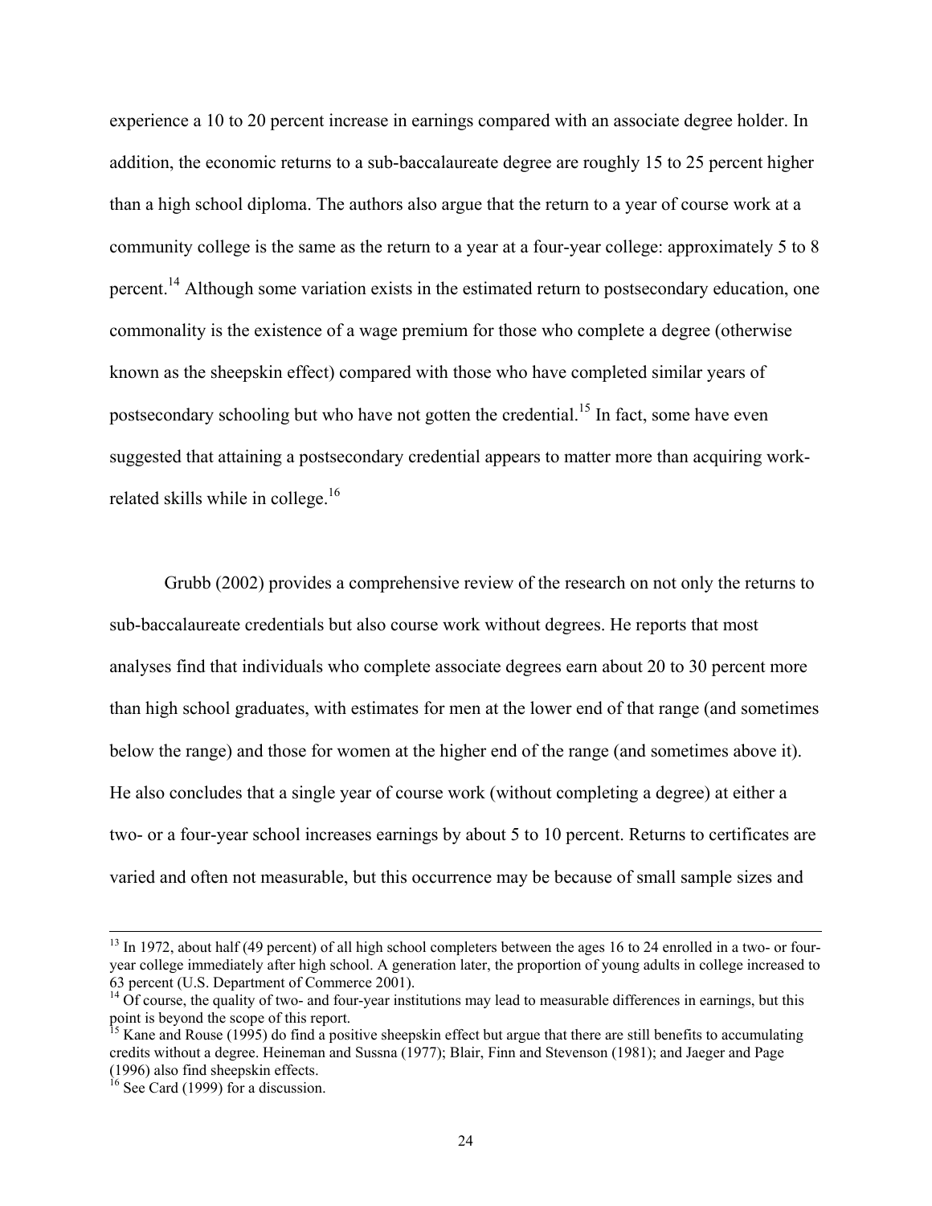experience a 10 to 20 percent increase in earnings compared with an associate degree holder. In addition, the economic returns to a sub-baccalaureate degree are roughly 15 to 25 percent higher than a high school diploma. The authors also argue that the return to a year of course work at a community college is the same as the return to a year at a four-year college: approximately 5 to 8 percent.[14] Although some variation exists in the estimated return to postsecondary education, one commonality is the existence of a wage premium for those who complete a degree (otherwise known as the sheepskin effect) compared with those who have completed similar years of postsecondary schooling but who have not gotten the credential.[15] In fact, some have even suggested that attaining a postsecondary credential appears to matter more than acquiring work-related skills while in college.[16]

Grubb (2002) provides a comprehensive review of the research on not only the returns to sub-baccalaureate credentials but also course work without degrees. He reports that most analyses find that individuals who complete associate degrees earn about 20 to 30 percent more than high school graduates, with estimates for men at the lower end of that range (and sometimes below the range) and those for women at the higher end of the range (and sometimes above it). He also concludes that a single year of course work (without completing a degree) at either a two- or a four-year school increases earnings by about 5 to 10 percent. Returns to certificates are varied and often not measurable, but this occurrence may be because of small sample sizes and

---

[13] In 1972, about half (49 percent) of all high school completers between the ages 16 to 24 enrolled in a two- or four-year college immediately after high school. A generation later, the proportion of young adults in college increased to 63 percent (U.S. Department of Commerce 2001).

[14] Of course, the quality of two- and four-year institutions may lead to measurable differences in earnings, but this point is beyond the scope of this report.

[15] Kane and Rouse (1995) do find a positive sheepskin effect but argue that there are still benefits to accumulating credits without a degree. Heineman and Sussna (1977); Blair, Finn and Stevenson (1981); and Jaeger and Page (1996) also find sheepskin effects.

[16] See Card (1999) for a discussion.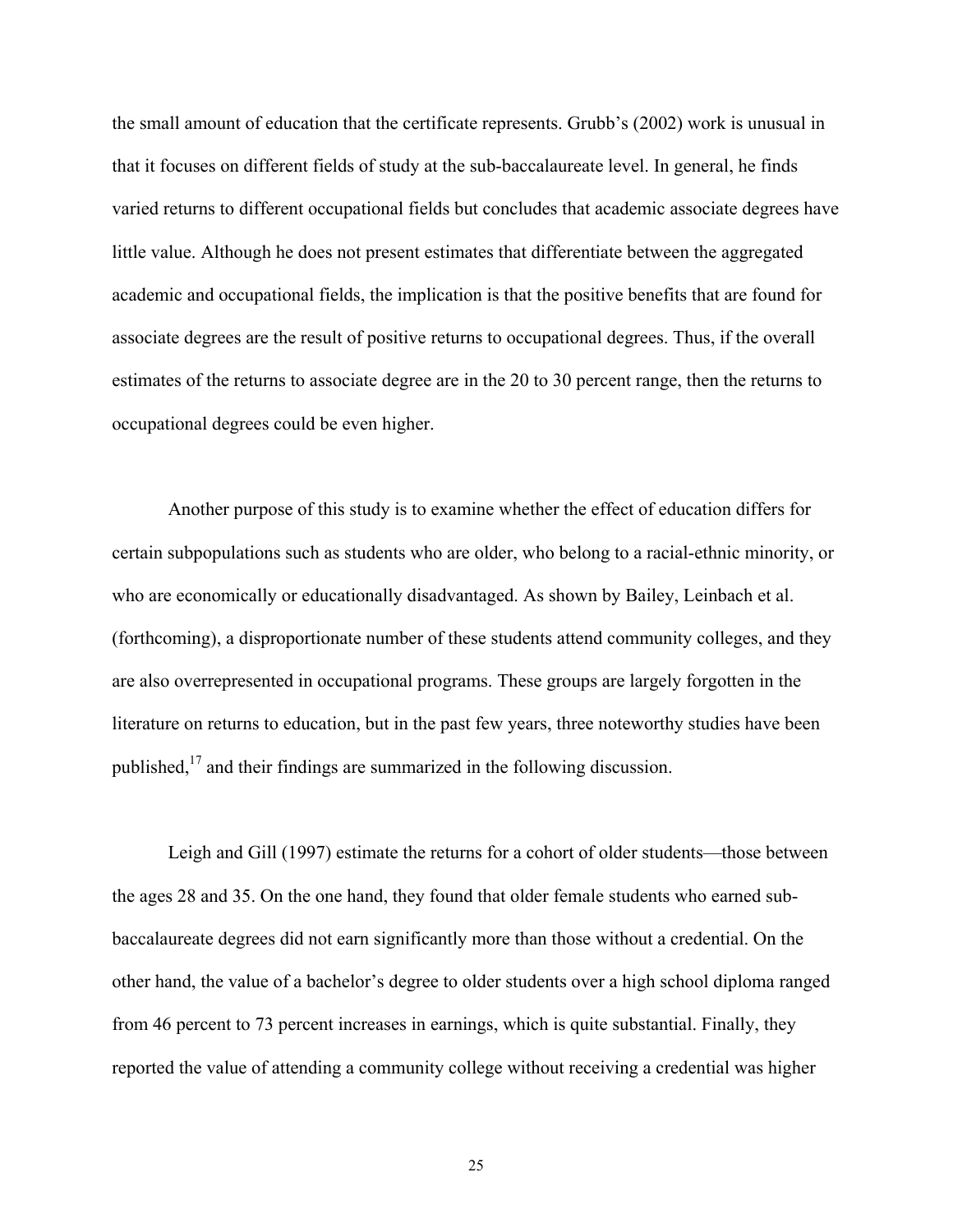the small amount of education that the certificate represents. Grubb's (2002) work is unusual in that it focuses on different fields of study at the sub-baccalaureate level. In general, he finds varied returns to different occupational fields but concludes that academic associate degrees have little value. Although he does not present estimates that differentiate between the aggregated academic and occupational fields, the implication is that the positive benefits that are found for associate degrees are the result of positive returns to occupational degrees. Thus, if the overall estimates of the returns to associate degree are in the 20 to 30 percent range, then the returns to occupational degrees could be even higher.

Another purpose of this study is to examine whether the effect of education differs for certain subpopulations such as students who are older, who belong to a racial-ethnic minority, or who are economically or educationally disadvantaged. As shown by Bailey, Leinbach et al. (forthcoming), a disproportionate number of these students attend community colleges, and they are also overrepresented in occupational programs. These groups are largely forgotten in the literature on returns to education, but in the past few years, three noteworthy studies have been published,[17] and their findings are summarized in the following discussion.

Leigh and Gill (1997) estimate the returns for a cohort of older students—those between the ages 28 and 35. On the one hand, they found that older female students who earned sub-baccalaureate degrees did not earn significantly more than those without a credential. On the other hand, the value of a bachelor's degree to older students over a high school diploma ranged from 46 percent to 73 percent increases in earnings, which is quite substantial. Finally, they reported the value of attending a community college without receiving a credential was higher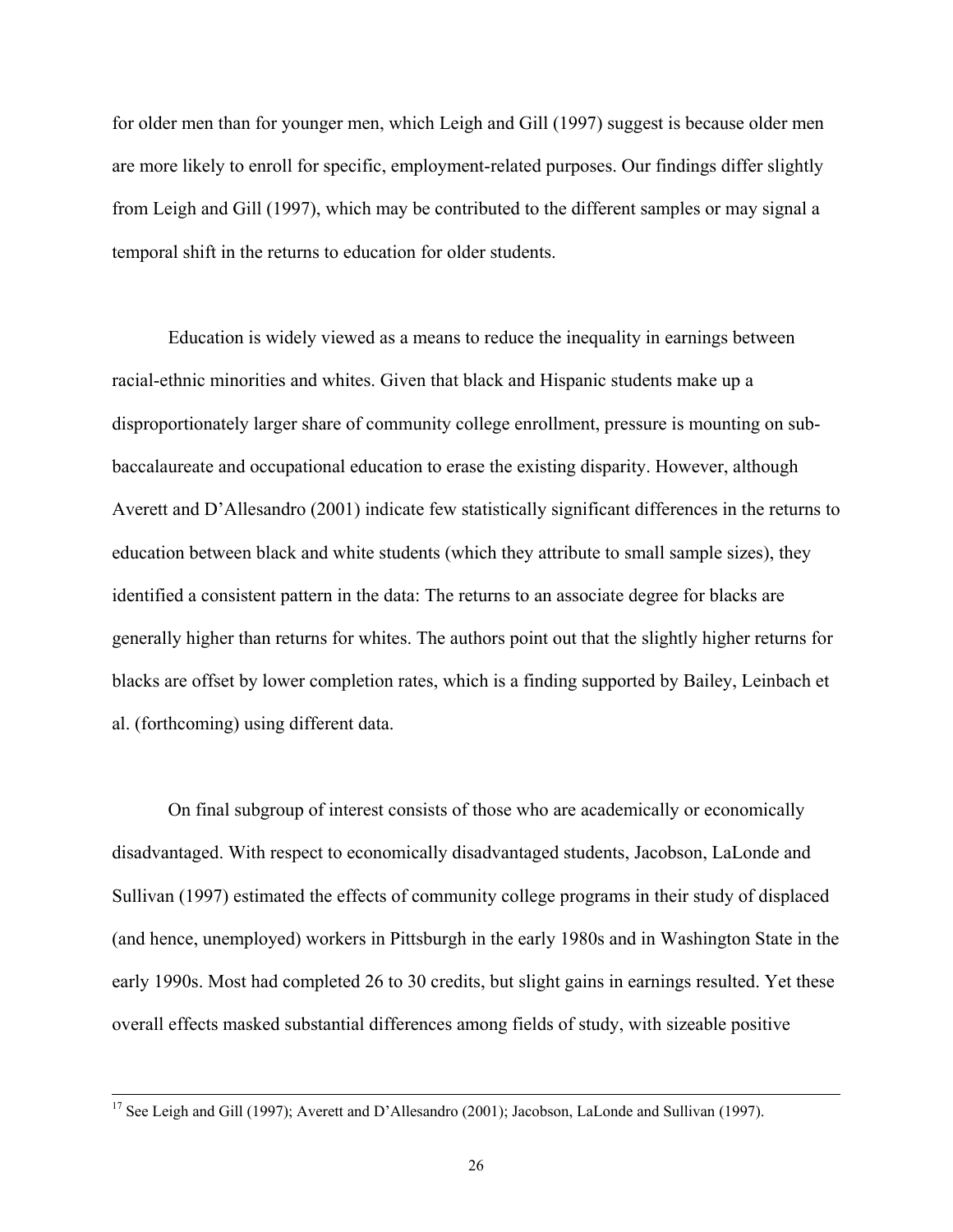for older men than for younger men, which Leigh and Gill (1997) suggest is because older men are more likely to enroll for specific, employment-related purposes. Our findings differ slightly from Leigh and Gill (1997), which may be contributed to the different samples or may signal a temporal shift in the returns to education for older students.

Education is widely viewed as a means to reduce the inequality in earnings between racial-ethnic minorities and whites. Given that black and Hispanic students make up a disproportionately larger share of community college enrollment, pressure is mounting on sub-baccalaureate and occupational education to erase the existing disparity. However, although Averett and D'Allesandro (2001) indicate few statistically significant differences in the returns to education between black and white students (which they attribute to small sample sizes), they identified a consistent pattern in the data: The returns to an associate degree for blacks are generally higher than returns for whites. The authors point out that the slightly higher returns for blacks are offset by lower completion rates, which is a finding supported by Bailey, Leinbach et al. (forthcoming) using different data.

On final subgroup of interest consists of those who are academically or economically disadvantaged. With respect to economically disadvantaged students, Jacobson, LaLonde and Sullivan (1997) estimated the effects of community college programs in their study of displaced (and hence, unemployed) workers in Pittsburgh in the early 1980s and in Washington State in the early 1990s. Most had completed 26 to 30 credits, but slight gains in earnings resulted. Yet these overall effects masked substantial differences among fields of study, with sizeable positive

---

[17] See Leigh and Gill (1997); Averett and D'Allesandro (2001); Jacobson, LaLonde and Sullivan (1997).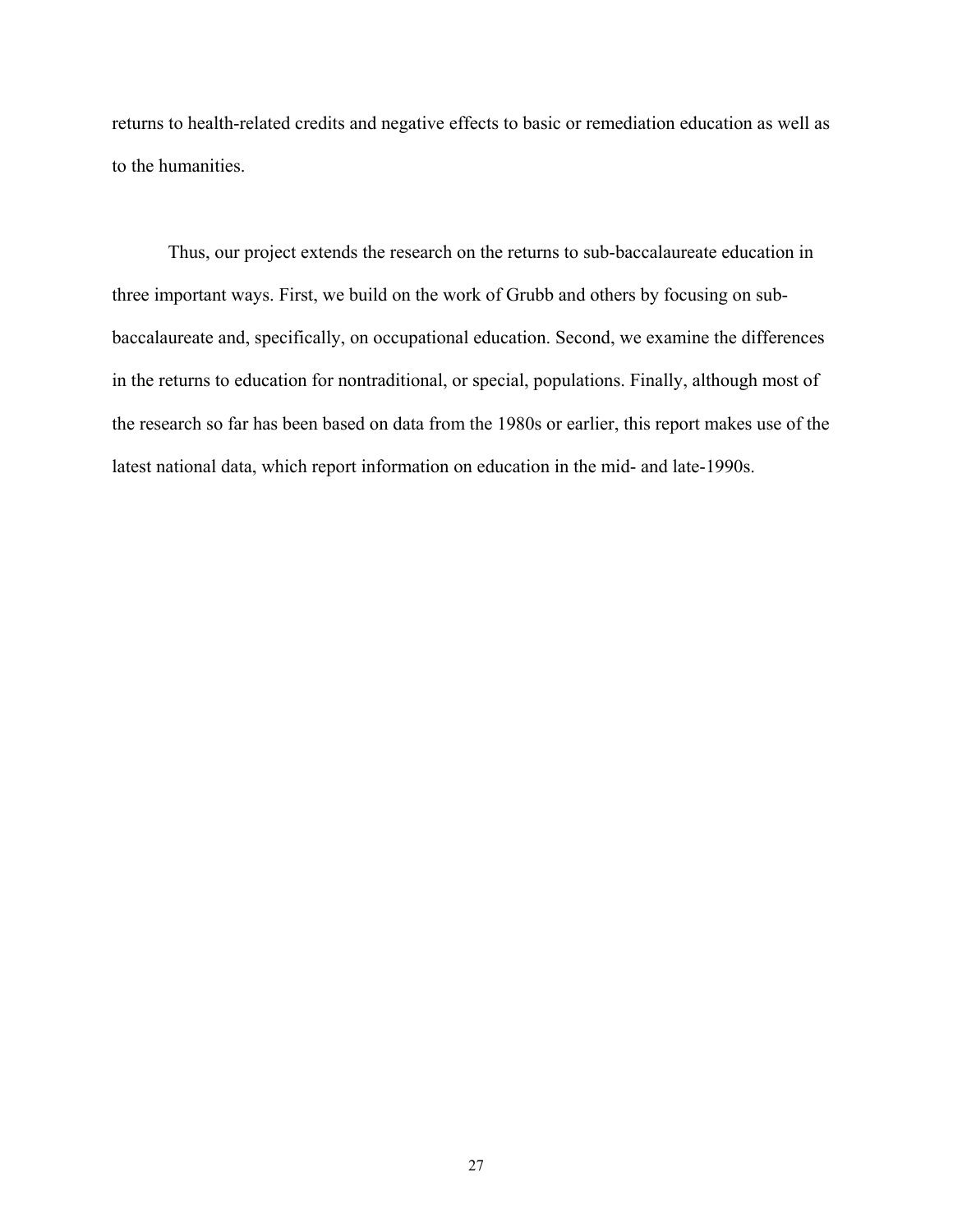returns to health-related credits and negative effects to basic or remediation education as well as to the humanities.

Thus, our project extends the research on the returns to sub-baccalaureate education in three important ways. First, we build on the work of Grubb and others by focusing on sub-baccalaureate and, specifically, on occupational education. Second, we examine the differences in the returns to education for nontraditional, or special, populations. Finally, although most of the research so far has been based on data from the 1980s or earlier, this report makes use of the latest national data, which report information on education in the mid- and late-1990s.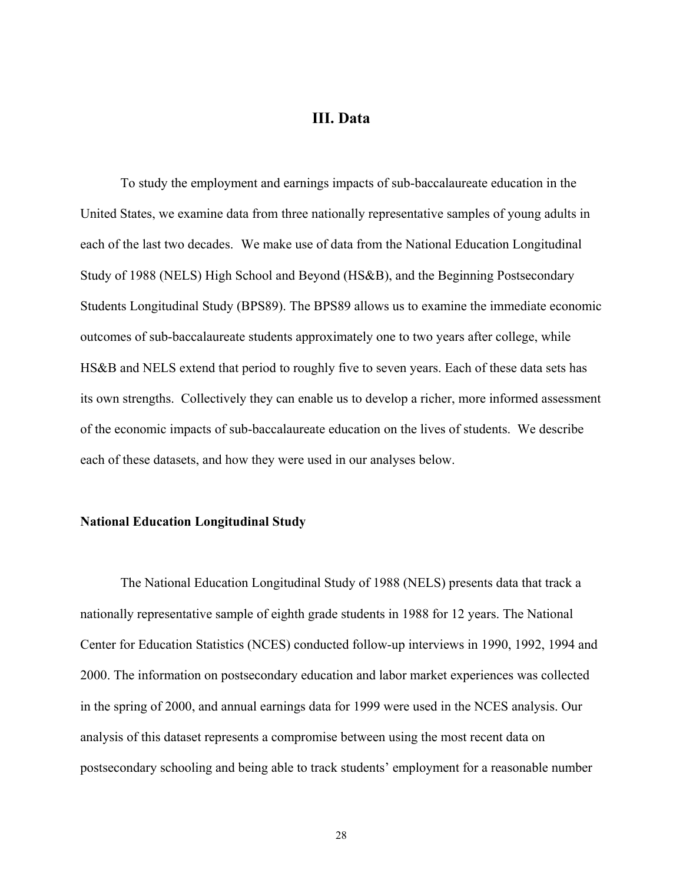## III. Data

To study the employment and earnings impacts of sub-baccalaureate education in the United States, we examine data from three nationally representative samples of young adults in each of the last two decades. We make use of data from the National Education Longitudinal Study of 1988 (NELS) High School and Beyond (HS&B), and the Beginning Postsecondary Students Longitudinal Study (BPS89). The BPS89 allows us to examine the immediate economic outcomes of sub-baccalaureate students approximately one to two years after college, while HS&B and NELS extend that period to roughly five to seven years. Each of these data sets has its own strengths. Collectively they can enable us to develop a richer, more informed assessment of the economic impacts of sub-baccalaureate education on the lives of students. We describe each of these datasets, and how they were used in our analyses below.

### National Education Longitudinal Study

The National Education Longitudinal Study of 1988 (NELS) presents data that track a nationally representative sample of eighth grade students in 1988 for 12 years. The National Center for Education Statistics (NCES) conducted follow-up interviews in 1990, 1992, 1994 and 2000. The information on postsecondary education and labor market experiences was collected in the spring of 2000, and annual earnings data for 1999 were used in the NCES analysis. Our analysis of this dataset represents a compromise between using the most recent data on postsecondary schooling and being able to track students' employment for a reasonable number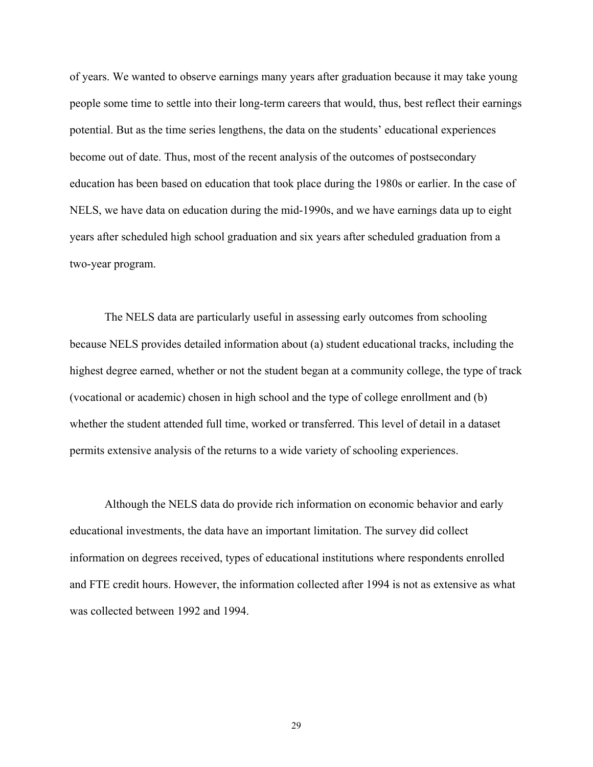of years. We wanted to observe earnings many years after graduation because it may take young people some time to settle into their long-term careers that would, thus, best reflect their earnings potential. But as the time series lengthens, the data on the students' educational experiences become out of date. Thus, most of the recent analysis of the outcomes of postsecondary education has been based on education that took place during the 1980s or earlier. In the case of NELS, we have data on education during the mid-1990s, and we have earnings data up to eight years after scheduled high school graduation and six years after scheduled graduation from a two-year program.

The NELS data are particularly useful in assessing early outcomes from schooling because NELS provides detailed information about (a) student educational tracks, including the highest degree earned, whether or not the student began at a community college, the type of track (vocational or academic) chosen in high school and the type of college enrollment and (b) whether the student attended full time, worked or transferred. This level of detail in a dataset permits extensive analysis of the returns to a wide variety of schooling experiences.

Although the NELS data do provide rich information on economic behavior and early educational investments, the data have an important limitation. The survey did collect information on degrees received, types of educational institutions where respondents enrolled and FTE credit hours. However, the information collected after 1994 is not as extensive as what was collected between 1992 and 1994.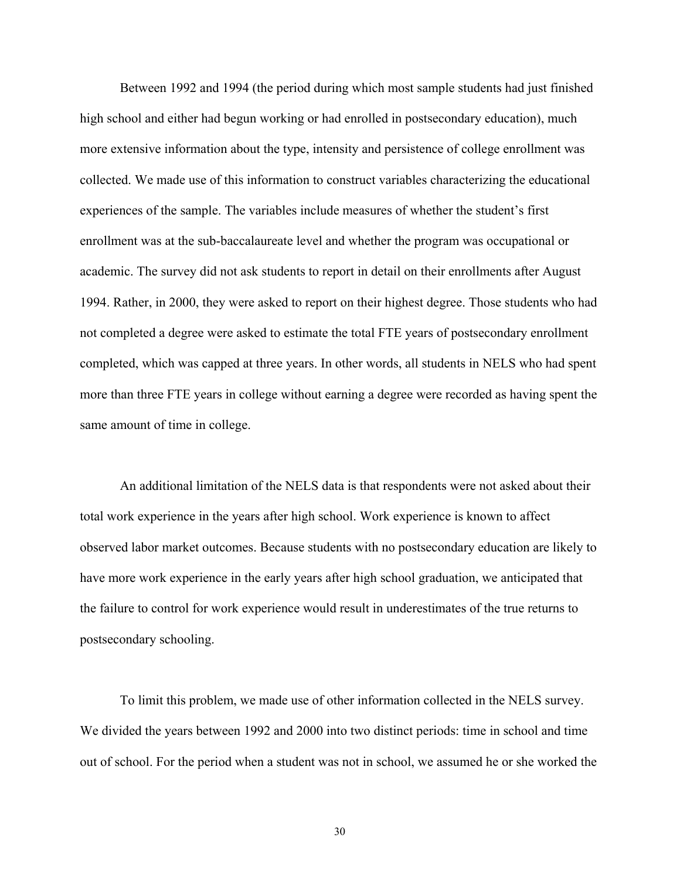Between 1992 and 1994 (the period during which most sample students had just finished high school and either had begun working or had enrolled in postsecondary education), much more extensive information about the type, intensity and persistence of college enrollment was collected. We made use of this information to construct variables characterizing the educational experiences of the sample. The variables include measures of whether the student's first enrollment was at the sub-baccalaureate level and whether the program was occupational or academic. The survey did not ask students to report in detail on their enrollments after August 1994. Rather, in 2000, they were asked to report on their highest degree. Those students who had not completed a degree were asked to estimate the total FTE years of postsecondary enrollment completed, which was capped at three years. In other words, all students in NELS who had spent more than three FTE years in college without earning a degree were recorded as having spent the same amount of time in college.

An additional limitation of the NELS data is that respondents were not asked about their total work experience in the years after high school. Work experience is known to affect observed labor market outcomes. Because students with no postsecondary education are likely to have more work experience in the early years after high school graduation, we anticipated that the failure to control for work experience would result in underestimates of the true returns to postsecondary schooling.

To limit this problem, we made use of other information collected in the NELS survey. We divided the years between 1992 and 2000 into two distinct periods: time in school and time out of school. For the period when a student was not in school, we assumed he or she worked the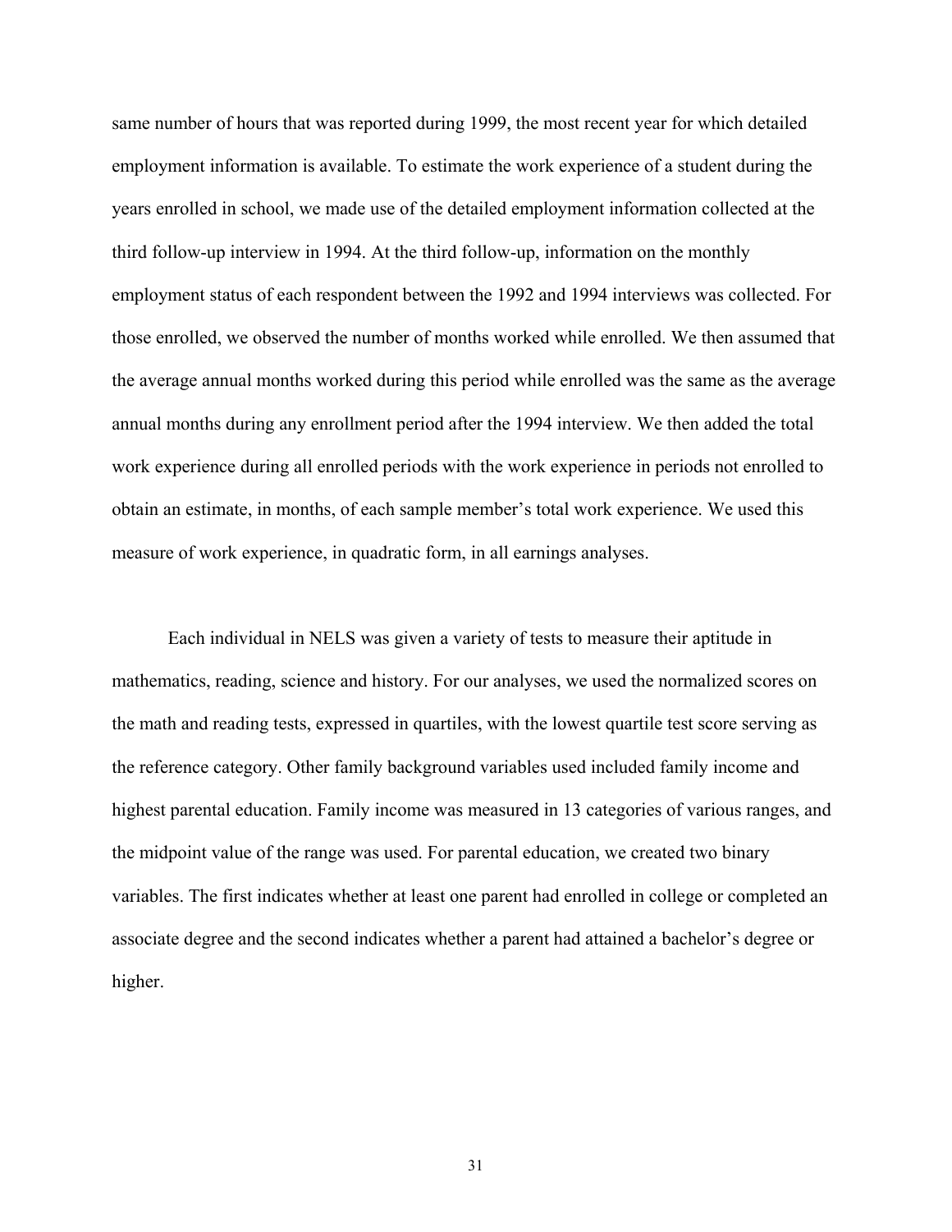same number of hours that was reported during 1999, the most recent year for which detailed employment information is available. To estimate the work experience of a student during the years enrolled in school, we made use of the detailed employment information collected at the third follow-up interview in 1994. At the third follow-up, information on the monthly employment status of each respondent between the 1992 and 1994 interviews was collected. For those enrolled, we observed the number of months worked while enrolled. We then assumed that the average annual months worked during this period while enrolled was the same as the average annual months during any enrollment period after the 1994 interview. We then added the total work experience during all enrolled periods with the work experience in periods not enrolled to obtain an estimate, in months, of each sample member's total work experience. We used this measure of work experience, in quadratic form, in all earnings analyses.

Each individual in NELS was given a variety of tests to measure their aptitude in mathematics, reading, science and history. For our analyses, we used the normalized scores on the math and reading tests, expressed in quartiles, with the lowest quartile test score serving as the reference category. Other family background variables used included family income and highest parental education. Family income was measured in 13 categories of various ranges, and the midpoint value of the range was used. For parental education, we created two binary variables. The first indicates whether at least one parent had enrolled in college or completed an associate degree and the second indicates whether a parent had attained a bachelor's degree or higher.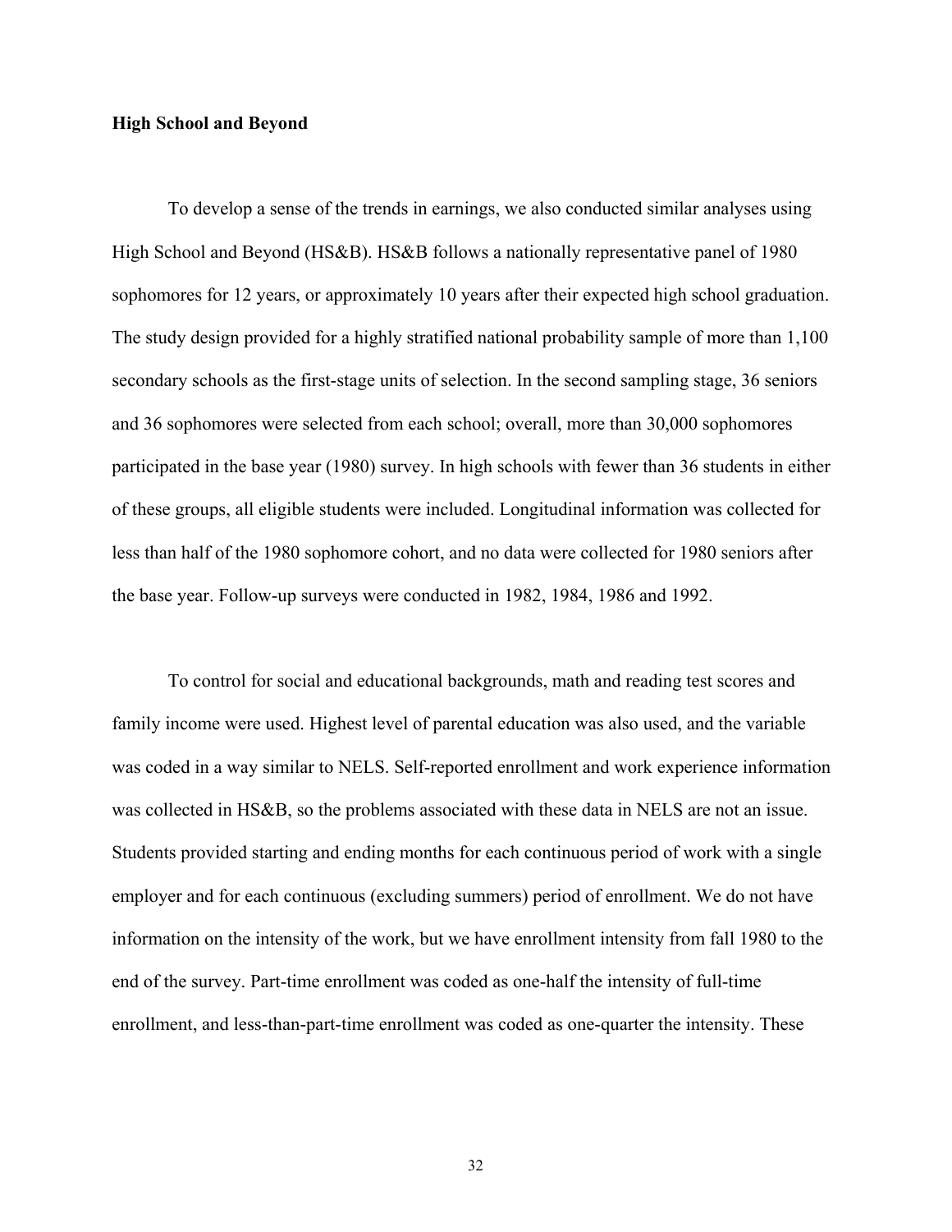**High School and Beyond**

To develop a sense of the trends in earnings, we also conducted similar analyses using High School and Beyond (HS&B). HS&B follows a nationally representative panel of 1980 sophomores for 12 years, or approximately 10 years after their expected high school graduation. The study design provided for a highly stratified national probability sample of more than 1,100 secondary schools as the first-stage units of selection. In the second sampling stage, 36 seniors and 36 sophomores were selected from each school; overall, more than 30,000 sophomores participated in the base year (1980) survey. In high schools with fewer than 36 students in either of these groups, all eligible students were included. Longitudinal information was collected for less than half of the 1980 sophomore cohort, and no data were collected for 1980 seniors after the base year. Follow-up surveys were conducted in 1982, 1984, 1986 and 1992.

To control for social and educational backgrounds, math and reading test scores and family income were used. Highest level of parental education was also used, and the variable was coded in a way similar to NELS. Self-reported enrollment and work experience information was collected in HS&B, so the problems associated with these data in NELS are not an issue. Students provided starting and ending months for each continuous period of work with a single employer and for each continuous (excluding summers) period of enrollment. We do not have information on the intensity of the work, but we have enrollment intensity from fall 1980 to the end of the survey. Part-time enrollment was coded as one-half the intensity of full-time enrollment, and less-than-part-time enrollment was coded as one-quarter the intensity. These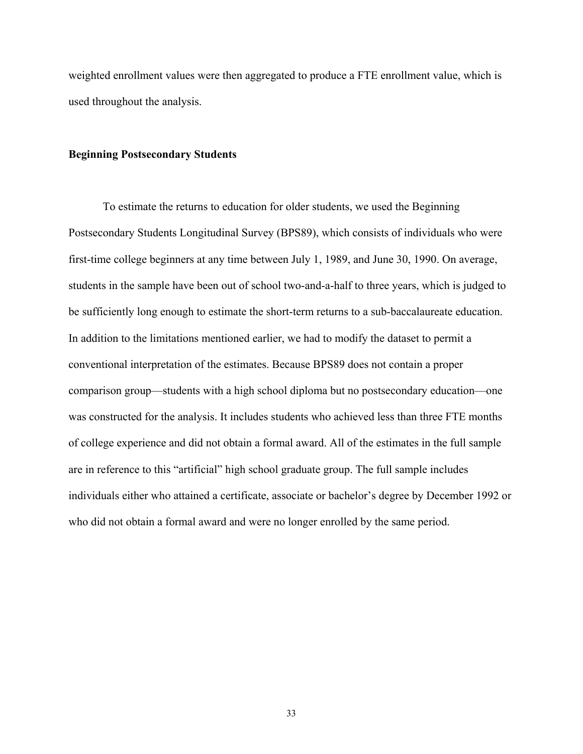weighted enrollment values were then aggregated to produce a FTE enrollment value, which is used throughout the analysis.

### Beginning Postsecondary Students

To estimate the returns to education for older students, we used the Beginning Postsecondary Students Longitudinal Survey (BPS89), which consists of individuals who were first-time college beginners at any time between July 1, 1989, and June 30, 1990. On average, students in the sample have been out of school two-and-a-half to three years, which is judged to be sufficiently long enough to estimate the short-term returns to a sub-baccalaureate education. In addition to the limitations mentioned earlier, we had to modify the dataset to permit a conventional interpretation of the estimates. Because BPS89 does not contain a proper comparison group—students with a high school diploma but no postsecondary education—one was constructed for the analysis. It includes students who achieved less than three FTE months of college experience and did not obtain a formal award. All of the estimates in the full sample are in reference to this "artificial" high school graduate group. The full sample includes individuals either who attained a certificate, associate or bachelor's degree by December 1992 or who did not obtain a formal award and were no longer enrolled by the same period.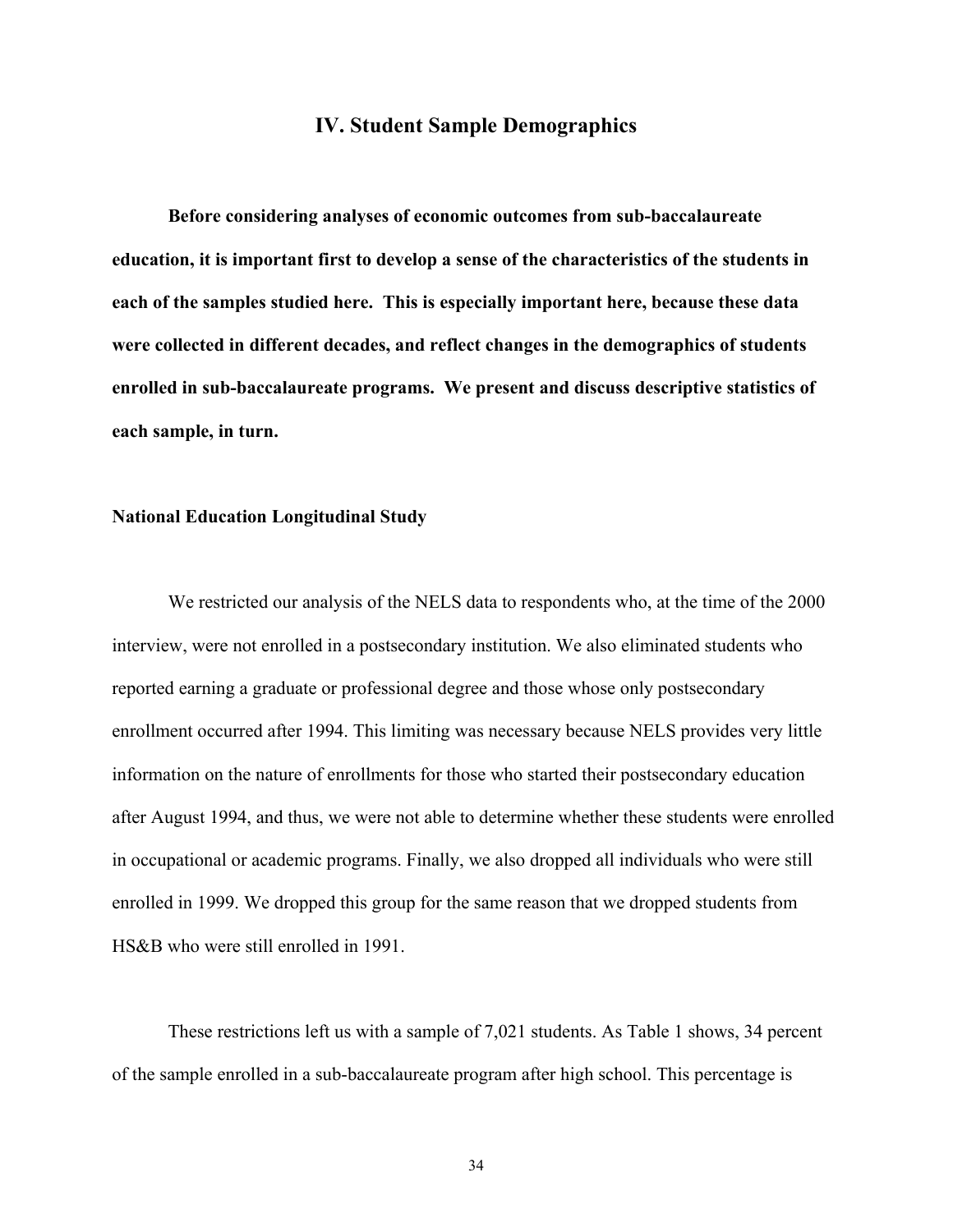## IV. Student Sample Demographics

**Before considering analyses of economic outcomes from sub-baccalaureate education, it is important first to develop a sense of the characteristics of the students in each of the samples studied here. This is especially important here, because these data were collected in different decades, and reflect changes in the demographics of students enrolled in sub-baccalaureate programs. We present and discuss descriptive statistics of each sample, in turn.**

### National Education Longitudinal Study

We restricted our analysis of the NELS data to respondents who, at the time of the 2000 interview, were not enrolled in a postsecondary institution. We also eliminated students who reported earning a graduate or professional degree and those whose only postsecondary enrollment occurred after 1994. This limiting was necessary because NELS provides very little information on the nature of enrollments for those who started their postsecondary education after August 1994, and thus, we were not able to determine whether these students were enrolled in occupational or academic programs. Finally, we also dropped all individuals who were still enrolled in 1999. We dropped this group for the same reason that we dropped students from HS&B who were still enrolled in 1991.

These restrictions left us with a sample of 7,021 students. As Table 1 shows, 34 percent of the sample enrolled in a sub-baccalaureate program after high school. This percentage is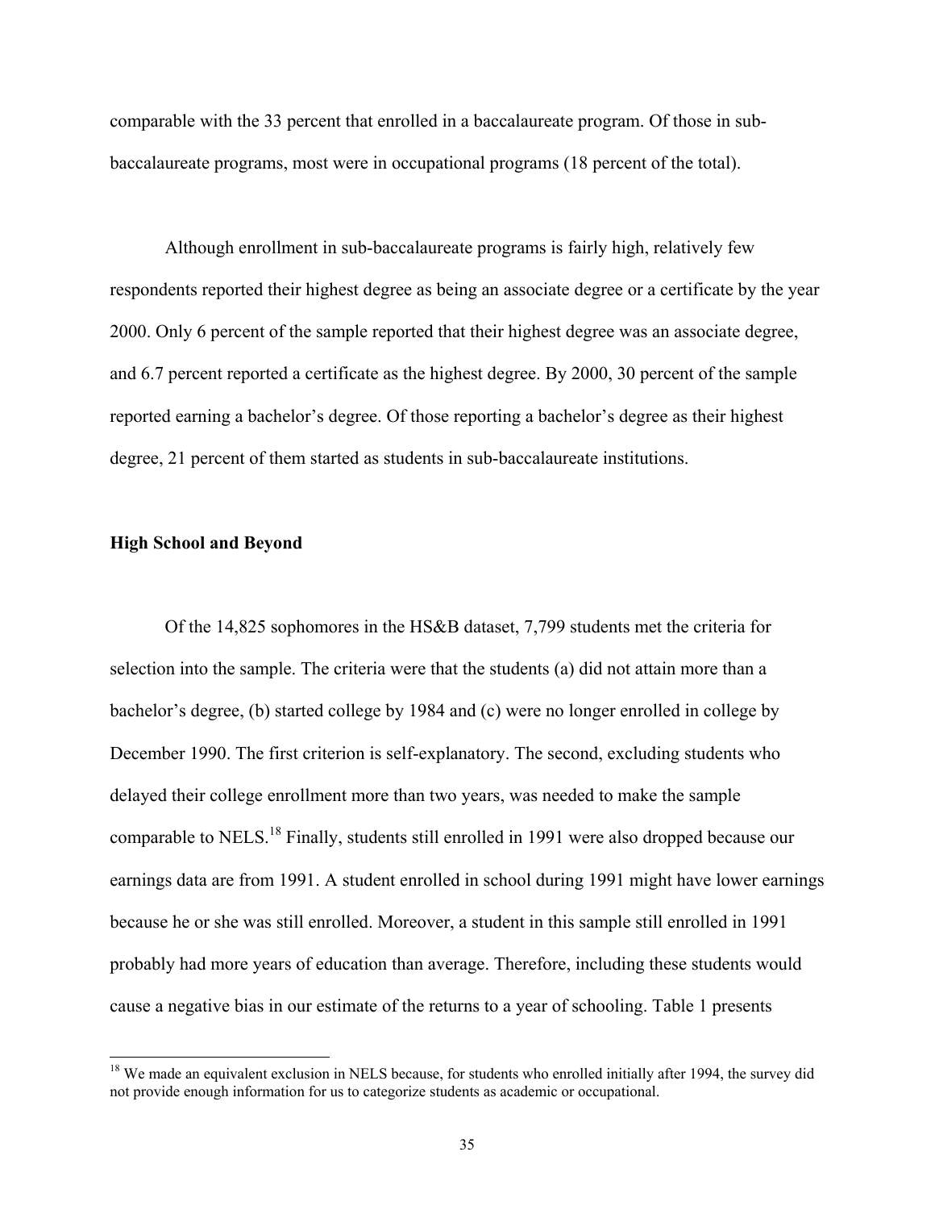comparable with the 33 percent that enrolled in a baccalaureate program. Of those in sub-baccalaureate programs, most were in occupational programs (18 percent of the total).

Although enrollment in sub-baccalaureate programs is fairly high, relatively few respondents reported their highest degree as being an associate degree or a certificate by the year 2000. Only 6 percent of the sample reported that their highest degree was an associate degree, and 6.7 percent reported a certificate as the highest degree. By 2000, 30 percent of the sample reported earning a bachelor's degree. Of those reporting a bachelor's degree as their highest degree, 21 percent of them started as students in sub-baccalaureate institutions.

**High School and Beyond**

Of the 14,825 sophomores in the HS&B dataset, 7,799 students met the criteria for selection into the sample. The criteria were that the students (a) did not attain more than a bachelor's degree, (b) started college by 1984 and (c) were no longer enrolled in college by December 1990. The first criterion is self-explanatory. The second, excluding students who delayed their college enrollment more than two years, was needed to make the sample comparable to NELS.[18] Finally, students still enrolled in 1991 were also dropped because our earnings data are from 1991. A student enrolled in school during 1991 might have lower earnings because he or she was still enrolled. Moreover, a student in this sample still enrolled in 1991 probably had more years of education than average. Therefore, including these students would cause a negative bias in our estimate of the returns to a year of schooling. Table 1 presents

[18] We made an equivalent exclusion in NELS because, for students who enrolled initially after 1994, the survey did not provide enough information for us to categorize students as academic or occupational.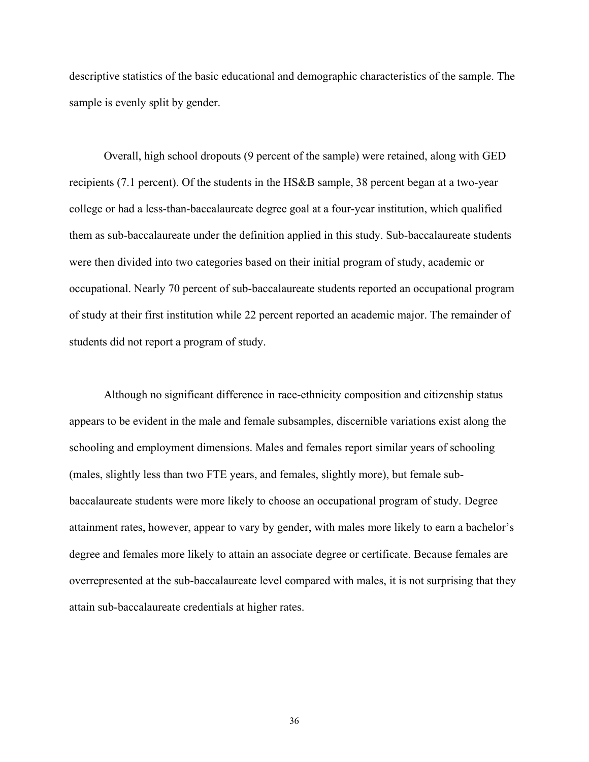descriptive statistics of the basic educational and demographic characteristics of the sample. The sample is evenly split by gender.

Overall, high school dropouts (9 percent of the sample) were retained, along with GED recipients (7.1 percent). Of the students in the HS&B sample, 38 percent began at a two-year college or had a less-than-baccalaureate degree goal at a four-year institution, which qualified them as sub-baccalaureate under the definition applied in this study. Sub-baccalaureate students were then divided into two categories based on their initial program of study, academic or occupational. Nearly 70 percent of sub-baccalaureate students reported an occupational program of study at their first institution while 22 percent reported an academic major. The remainder of students did not report a program of study.

Although no significant difference in race-ethnicity composition and citizenship status appears to be evident in the male and female subsamples, discernible variations exist along the schooling and employment dimensions. Males and females report similar years of schooling (males, slightly less than two FTE years, and females, slightly more), but female sub-baccalaureate students were more likely to choose an occupational program of study. Degree attainment rates, however, appear to vary by gender, with males more likely to earn a bachelor's degree and females more likely to attain an associate degree or certificate. Because females are overrepresented at the sub-baccalaureate level compared with males, it is not surprising that they attain sub-baccalaureate credentials at higher rates.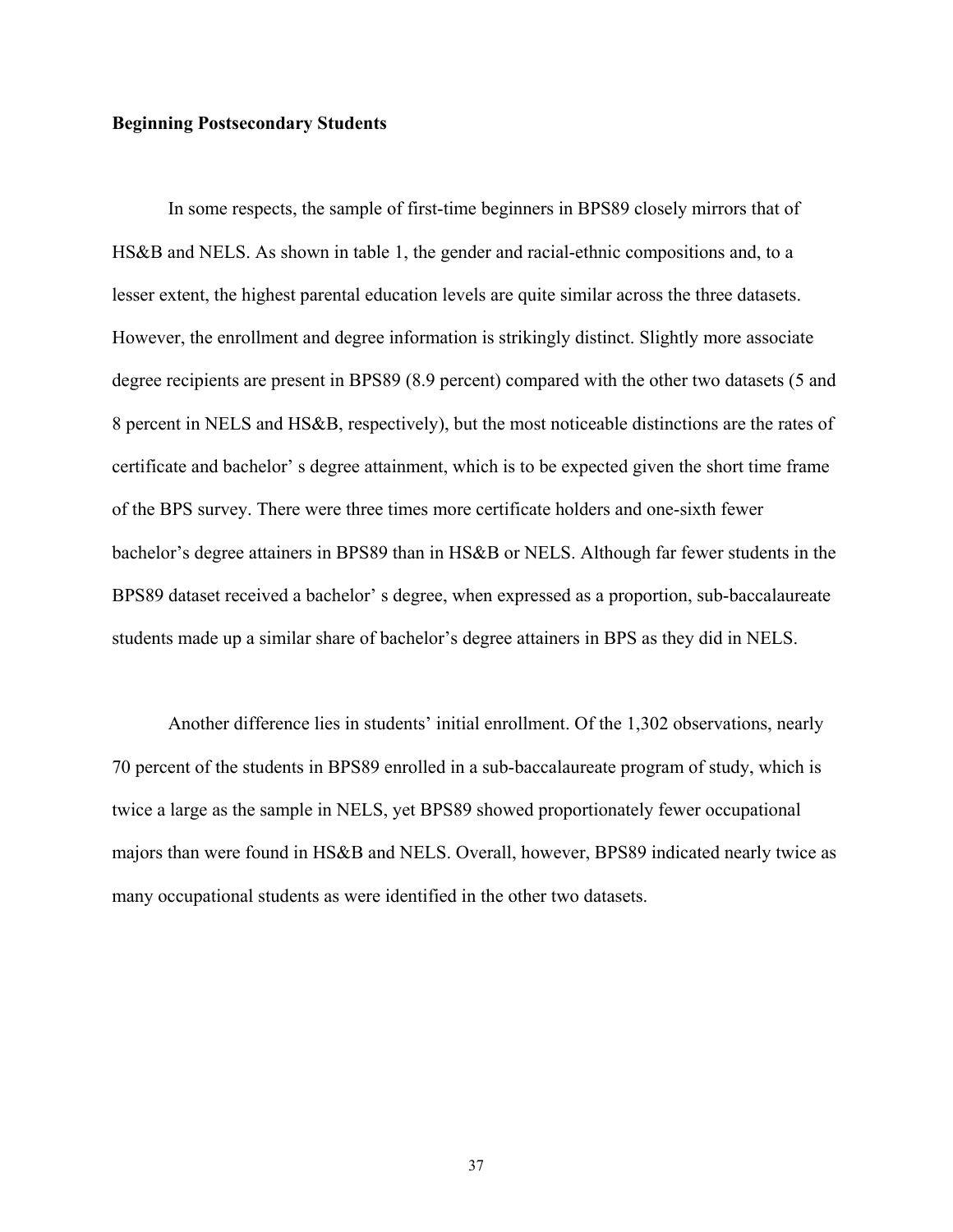**Beginning Postsecondary Students**

In some respects, the sample of first-time beginners in BPS89 closely mirrors that of HS&B and NELS. As shown in table 1, the gender and racial-ethnic compositions and, to a lesser extent, the highest parental education levels are quite similar across the three datasets. However, the enrollment and degree information is strikingly distinct. Slightly more associate degree recipients are present in BPS89 (8.9 percent) compared with the other two datasets (5 and 8 percent in NELS and HS&B, respectively), but the most noticeable distinctions are the rates of certificate and bachelor' s degree attainment, which is to be expected given the short time frame of the BPS survey. There were three times more certificate holders and one-sixth fewer bachelor's degree attainers in BPS89 than in HS&B or NELS. Although far fewer students in the BPS89 dataset received a bachelor' s degree, when expressed as a proportion, sub-baccalaureate students made up a similar share of bachelor's degree attainers in BPS as they did in NELS.

Another difference lies in students' initial enrollment. Of the 1,302 observations, nearly 70 percent of the students in BPS89 enrolled in a sub-baccalaureate program of study, which is twice a large as the sample in NELS, yet BPS89 showed proportionately fewer occupational majors than were found in HS&B and NELS. Overall, however, BPS89 indicated nearly twice as many occupational students as were identified in the other two datasets.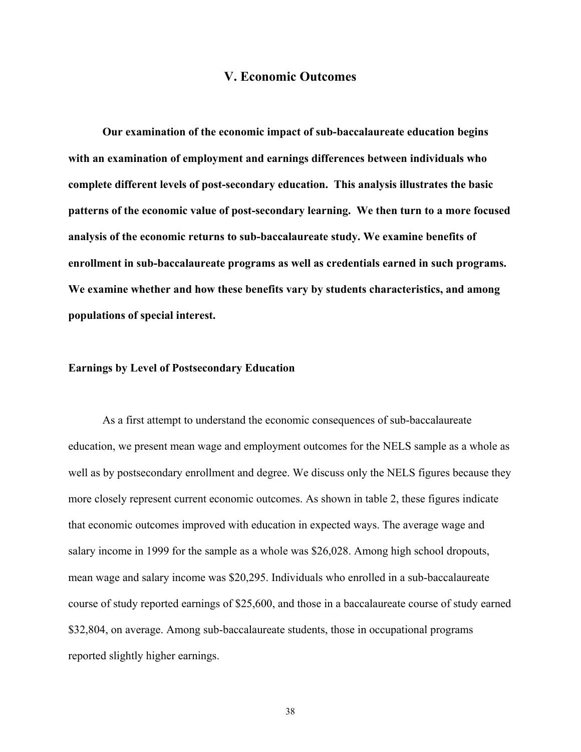## V. Economic Outcomes

**Our examination of the economic impact of sub-baccalaureate education begins with an examination of employment and earnings differences between individuals who complete different levels of post-secondary education. This analysis illustrates the basic patterns of the economic value of post-secondary learning. We then turn to a more focused analysis of the economic returns to sub-baccalaureate study. We examine benefits of enrollment in sub-baccalaureate programs as well as credentials earned in such programs. We examine whether and how these benefits vary by students characteristics, and among populations of special interest.**

### Earnings by Level of Postsecondary Education

As a first attempt to understand the economic consequences of sub-baccalaureate education, we present mean wage and employment outcomes for the NELS sample as a whole as well as by postsecondary enrollment and degree. We discuss only the NELS figures because they more closely represent current economic outcomes. As shown in table 2, these figures indicate that economic outcomes improved with education in expected ways. The average wage and salary income in 1999 for the sample as a whole was $26,028. Among high school dropouts, mean wage and salary income was $20,295. Individuals who enrolled in a sub-baccalaureate course of study reported earnings of $25,600, and those in a baccalaureate course of study earned $32,804, on average. Among sub-baccalaureate students, those in occupational programs reported slightly higher earnings.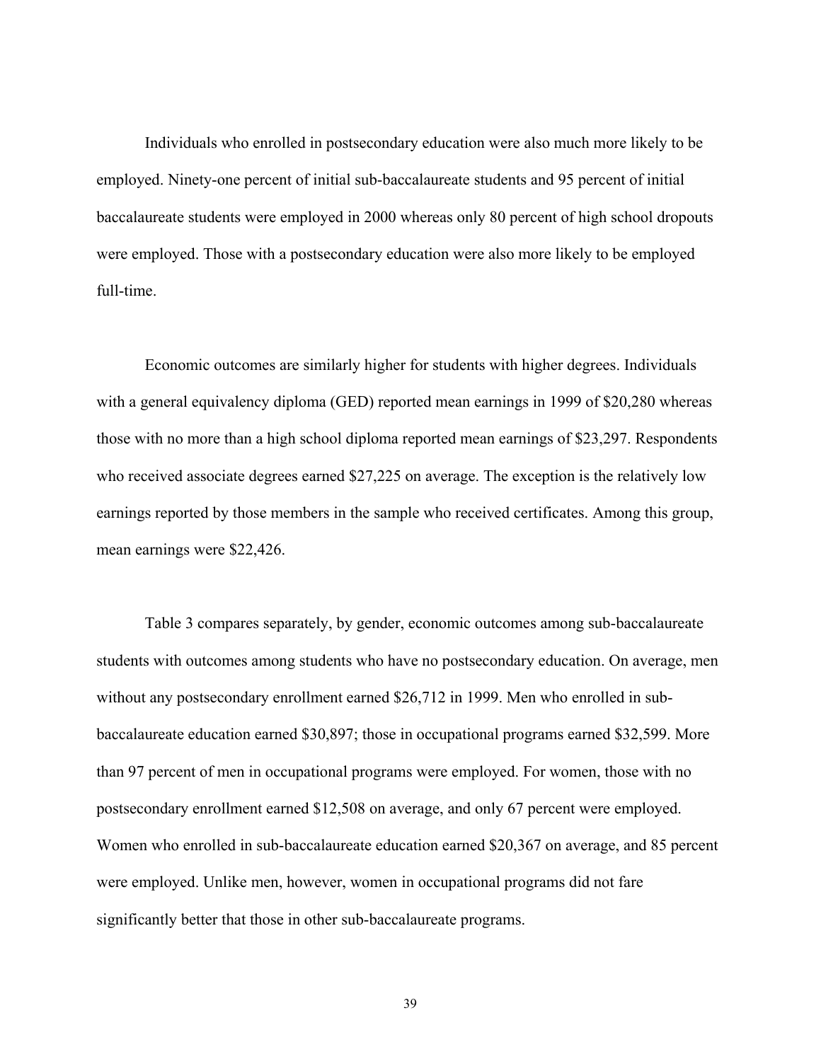Individuals who enrolled in postsecondary education were also much more likely to be employed. Ninety-one percent of initial sub-baccalaureate students and 95 percent of initial baccalaureate students were employed in 2000 whereas only 80 percent of high school dropouts were employed. Those with a postsecondary education were also more likely to be employed full-time.

Economic outcomes are similarly higher for students with higher degrees. Individuals with a general equivalency diploma (GED) reported mean earnings in 1999 of $20,280 whereas those with no more than a high school diploma reported mean earnings of $23,297. Respondents who received associate degrees earned $27,225 on average. The exception is the relatively low earnings reported by those members in the sample who received certificates. Among this group, mean earnings were $22,426.

Table 3 compares separately, by gender, economic outcomes among sub-baccalaureate students with outcomes among students who have no postsecondary education. On average, men without any postsecondary enrollment earned $26,712 in 1999. Men who enrolled in sub-baccalaureate education earned $30,897; those in occupational programs earned $32,599. More than 97 percent of men in occupational programs were employed. For women, those with no postsecondary enrollment earned $12,508 on average, and only 67 percent were employed. Women who enrolled in sub-baccalaureate education earned $20,367 on average, and 85 percent were employed. Unlike men, however, women in occupational programs did not fare significantly better that those in other sub-baccalaureate programs.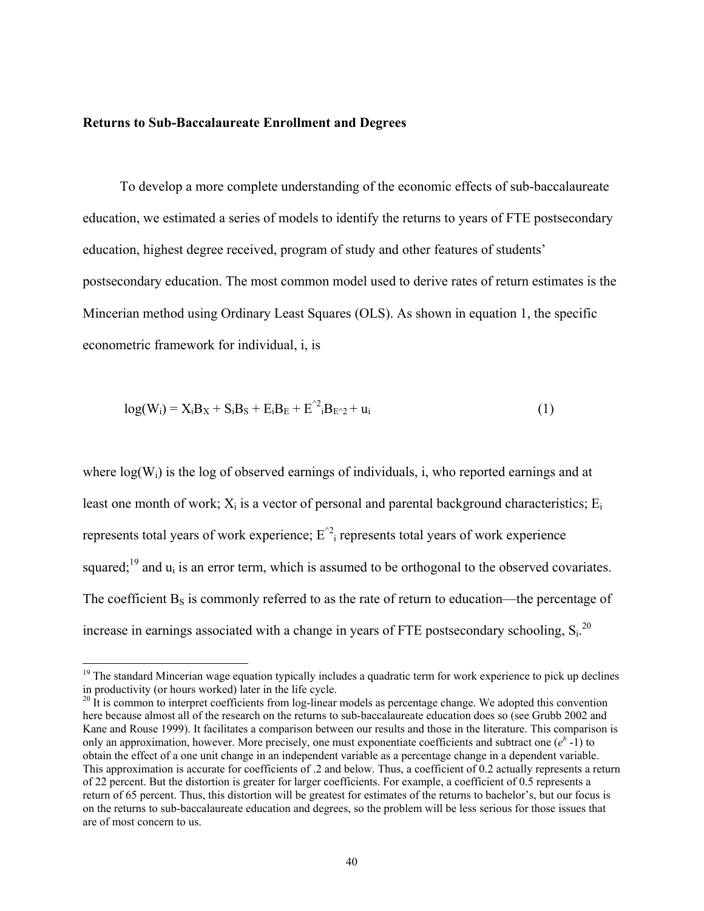**Returns to Sub-Baccalaureate Enrollment and Degrees**

To develop a more complete understanding of the economic effects of sub-baccalaureate education, we estimated a series of models to identify the returns to years of FTE postsecondary education, highest degree received, program of study and other features of students' postsecondary education. The most common model used to derive rates of return estimates is the Mincerian method using Ordinary Least Squares (OLS). As shown in equation 1, the specific econometric framework for individual, i, is

$$\log(W_i) = X_i B_X + S_i B_S + E_i B_E + E^{\wedge 2}_i B_{E^\wedge 2} + u_i \qquad (1)$$

where $\log(W_i)$ is the log of observed earnings of individuals, i, who reported earnings and at least one month of work; $X_i$ is a vector of personal and parental background characteristics; $E_i$ represents total years of work experience; $E^{\wedge 2}_i$ represents total years of work experience squared;[19] and $u_i$ is an error term, which is assumed to be orthogonal to the observed covariates. The coefficient $B_S$ is commonly referred to as the rate of return to education—the percentage of increase in earnings associated with a change in years of FTE postsecondary schooling, $S_i$.[20]

[19] The standard Mincerian wage equation typically includes a quadratic term for work experience to pick up declines in productivity (or hours worked) later in the life cycle.

[20] It is common to interpret coefficients from log-linear models as percentage change. We adopted this convention here because almost all of the research on the returns to sub-baccalaureate education does so (see Grubb 2002 and Kane and Rouse 1999). It facilitates a comparison between our results and those in the literature. This comparison is only an approximation, however. More precisely, one must exponentiate coefficients and subtract one ($e^b$ -1) to obtain the effect of a one unit change in an independent variable as a percentage change in a dependent variable. This approximation is accurate for coefficients of .2 and below. Thus, a coefficient of 0.2 actually represents a return of 22 percent. But the distortion is greater for larger coefficients. For example, a coefficient of 0.5 represents a return of 65 percent. Thus, this distortion will be greatest for estimates of the returns to bachelor's, but our focus is on the returns to sub-baccalaureate education and degrees, so the problem will be less serious for those issues that are of most concern to us.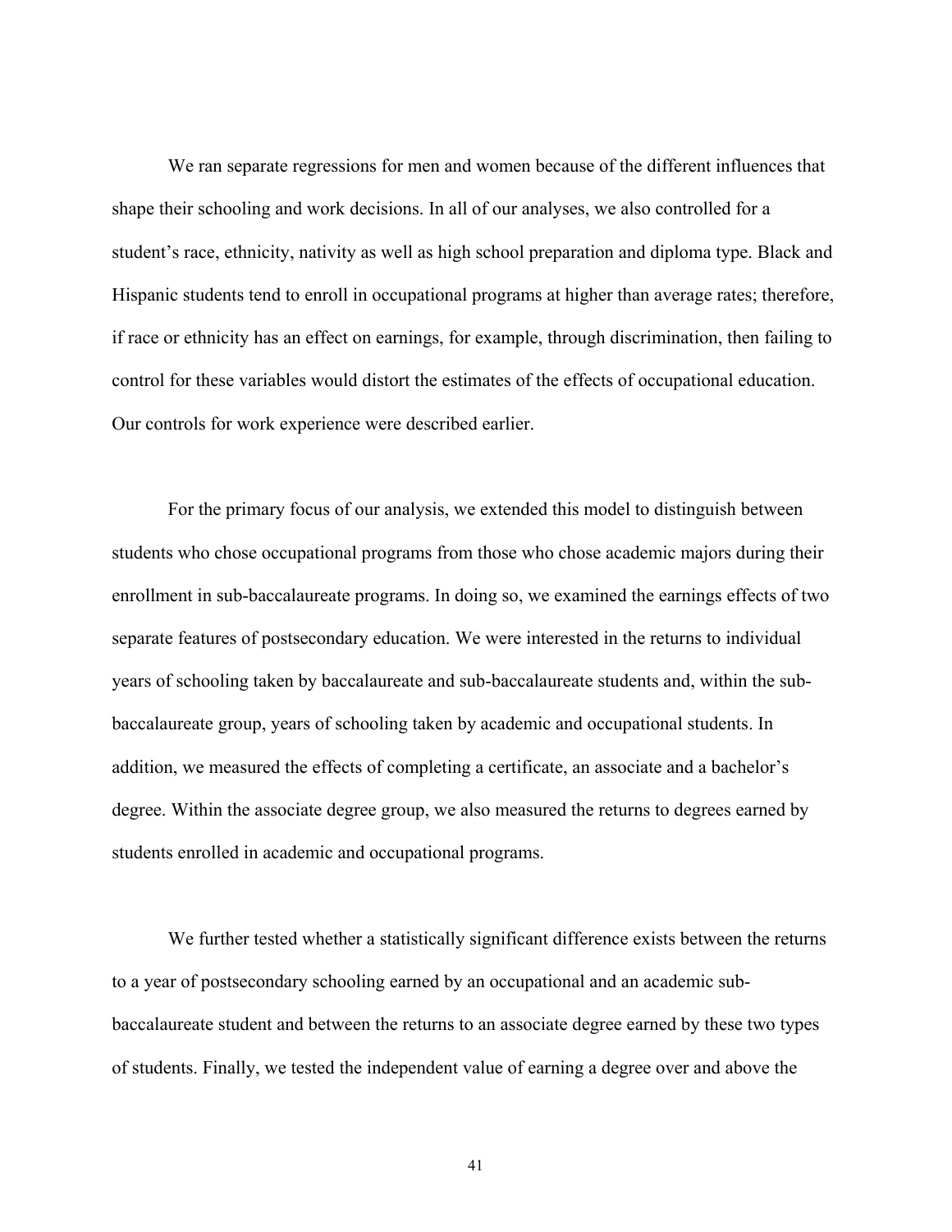We ran separate regressions for men and women because of the different influences that shape their schooling and work decisions. In all of our analyses, we also controlled for a student's race, ethnicity, nativity as well as high school preparation and diploma type. Black and Hispanic students tend to enroll in occupational programs at higher than average rates; therefore, if race or ethnicity has an effect on earnings, for example, through discrimination, then failing to control for these variables would distort the estimates of the effects of occupational education. Our controls for work experience were described earlier.

For the primary focus of our analysis, we extended this model to distinguish between students who chose occupational programs from those who chose academic majors during their enrollment in sub-baccalaureate programs. In doing so, we examined the earnings effects of two separate features of postsecondary education. We were interested in the returns to individual years of schooling taken by baccalaureate and sub-baccalaureate students and, within the sub-baccalaureate group, years of schooling taken by academic and occupational students. In addition, we measured the effects of completing a certificate, an associate and a bachelor's degree. Within the associate degree group, we also measured the returns to degrees earned by students enrolled in academic and occupational programs.

We further tested whether a statistically significant difference exists between the returns to a year of postsecondary schooling earned by an occupational and an academic sub-baccalaureate student and between the returns to an associate degree earned by these two types of students. Finally, we tested the independent value of earning a degree over and above the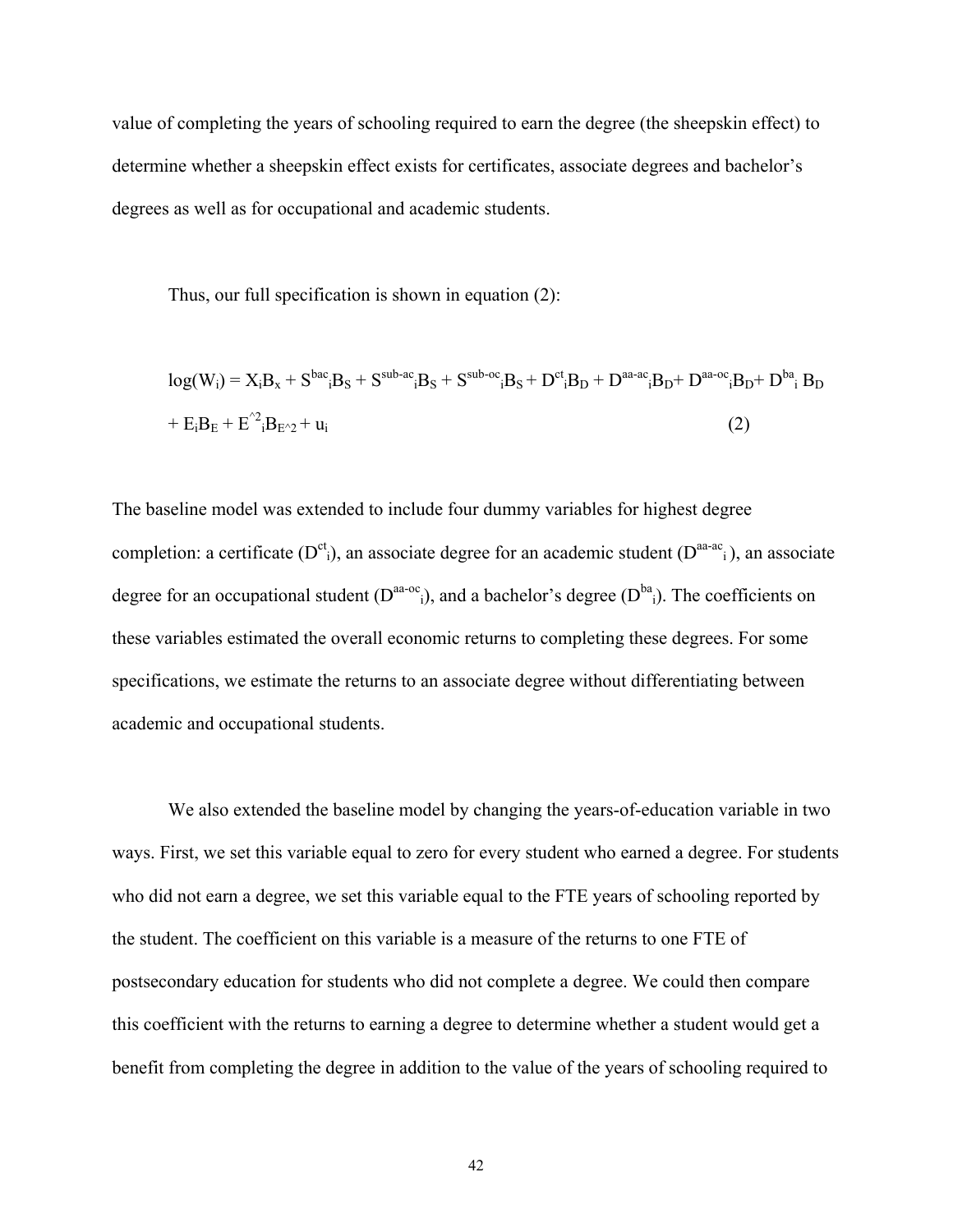value of completing the years of schooling required to earn the degree (the sheepskin effect) to determine whether a sheepskin effect exists for certificates, associate degrees and bachelor's degrees as well as for occupational and academic students.

Thus, our full specification is shown in equation (2):

$$\log(W_i) = X_iB_x + S^{bac}{}_iB_S + S^{sub\text{-}ac}{}_iB_S + S^{sub\text{-}oc}{}_iB_S + D^{ct}{}_iB_D + D^{aa\text{-}ac}{}_iB_D + D^{aa\text{-}oc}{}_iB_D + D^{ba}{}_i\, B_D + E_iB_E + E^{\hat{}2}{}_iB_{E\hat{}2} + u_i \qquad (2)$$

The baseline model was extended to include four dummy variables for highest degree completion: a certificate ($D^{ct}{}_i$), an associate degree for an academic student ($D^{aa\text{-}ac}{}_i$), an associate degree for an occupational student ($D^{aa\text{-}oc}{}_i$), and a bachelor's degree ($D^{ba}{}_i$). The coefficients on these variables estimated the overall economic returns to completing these degrees. For some specifications, we estimate the returns to an associate degree without differentiating between academic and occupational students.

We also extended the baseline model by changing the years-of-education variable in two ways. First, we set this variable equal to zero for every student who earned a degree. For students who did not earn a degree, we set this variable equal to the FTE years of schooling reported by the student. The coefficient on this variable is a measure of the returns to one FTE of postsecondary education for students who did not complete a degree. We could then compare this coefficient with the returns to earning a degree to determine whether a student would get a benefit from completing the degree in addition to the value of the years of schooling required to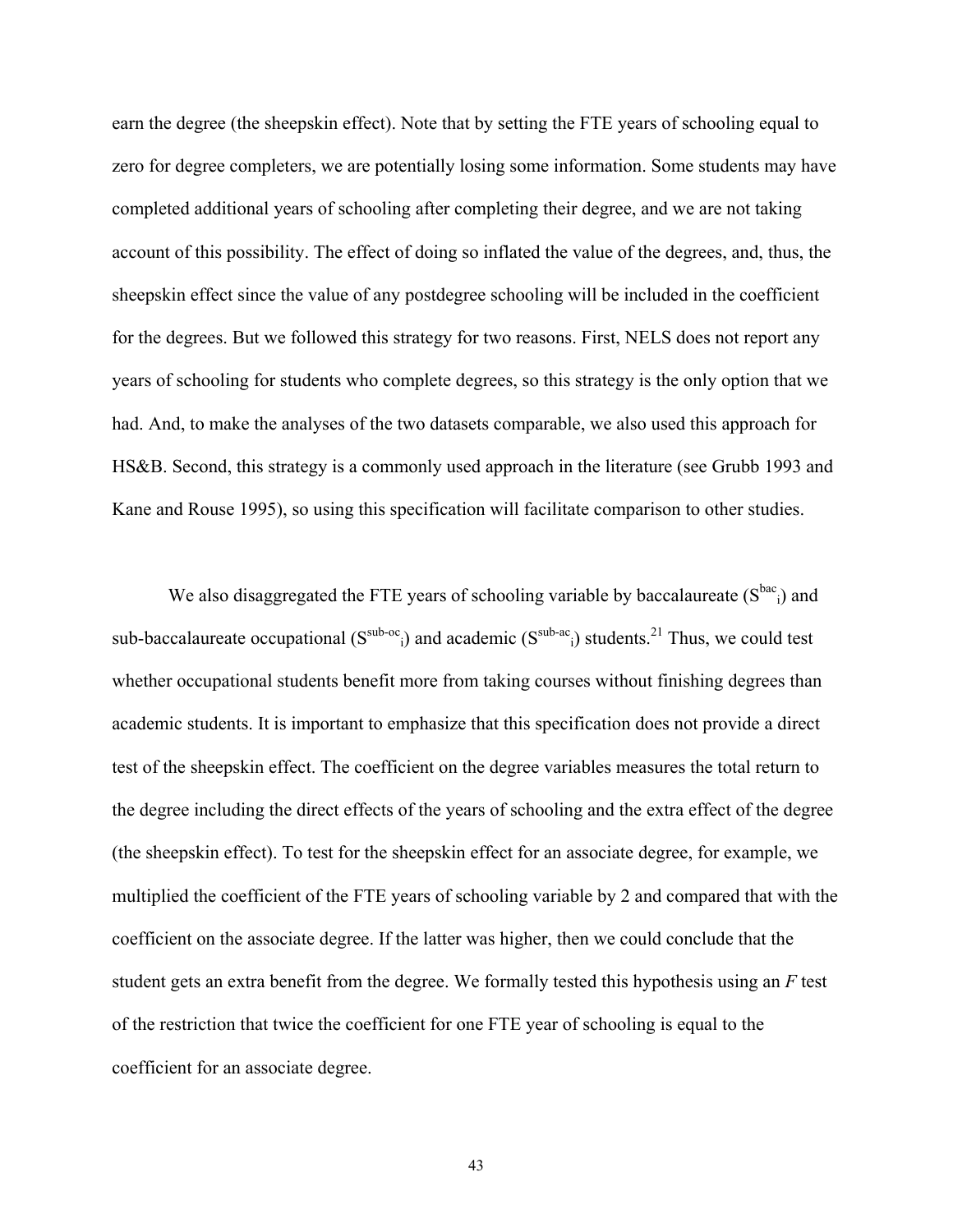earn the degree (the sheepskin effect). Note that by setting the FTE years of schooling equal to zero for degree completers, we are potentially losing some information. Some students may have completed additional years of schooling after completing their degree, and we are not taking account of this possibility. The effect of doing so inflated the value of the degrees, and, thus, the sheepskin effect since the value of any postdegree schooling will be included in the coefficient for the degrees. But we followed this strategy for two reasons. First, NELS does not report any years of schooling for students who complete degrees, so this strategy is the only option that we had. And, to make the analyses of the two datasets comparable, we also used this approach for HS&B. Second, this strategy is a commonly used approach in the literature (see Grubb 1993 and Kane and Rouse 1995), so using this specification will facilitate comparison to other studies.

We also disaggregated the FTE years of schooling variable by baccalaureate ($S^{bac}_{i}$) and sub-baccalaureate occupational ($S^{sub\text{-}oc}_{i}$) and academic ($S^{sub\text{-}ac}_{i}$) students.[21] Thus, we could test whether occupational students benefit more from taking courses without finishing degrees than academic students. It is important to emphasize that this specification does not provide a direct test of the sheepskin effect. The coefficient on the degree variables measures the total return to the degree including the direct effects of the years of schooling and the extra effect of the degree (the sheepskin effect). To test for the sheepskin effect for an associate degree, for example, we multiplied the coefficient of the FTE years of schooling variable by 2 and compared that with the coefficient on the associate degree. If the latter was higher, then we could conclude that the student gets an extra benefit from the degree. We formally tested this hypothesis using an *F* test of the restriction that twice the coefficient for one FTE year of schooling is equal to the coefficient for an associate degree.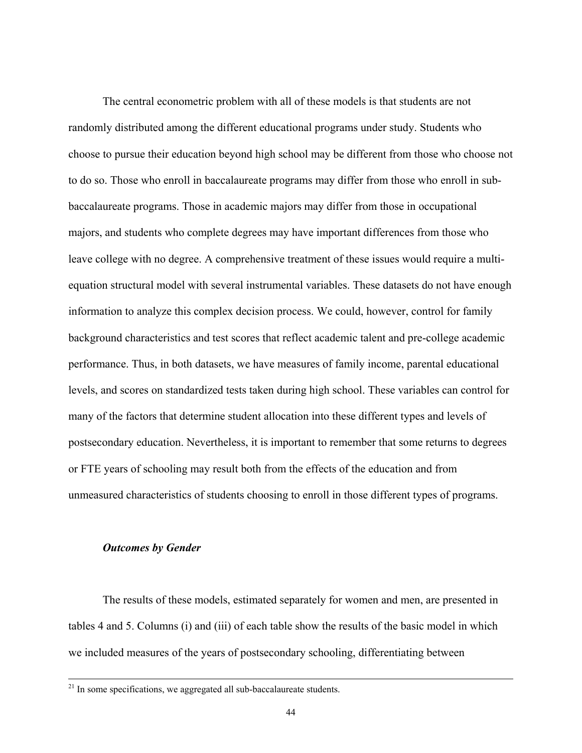The central econometric problem with all of these models is that students are not randomly distributed among the different educational programs under study. Students who choose to pursue their education beyond high school may be different from those who choose not to do so. Those who enroll in baccalaureate programs may differ from those who enroll in sub-baccalaureate programs. Those in academic majors may differ from those in occupational majors, and students who complete degrees may have important differences from those who leave college with no degree. A comprehensive treatment of these issues would require a multi-equation structural model with several instrumental variables. These datasets do not have enough information to analyze this complex decision process. We could, however, control for family background characteristics and test scores that reflect academic talent and pre-college academic performance. Thus, in both datasets, we have measures of family income, parental educational levels, and scores on standardized tests taken during high school. These variables can control for many of the factors that determine student allocation into these different types and levels of postsecondary education. Nevertheless, it is important to remember that some returns to degrees or FTE years of schooling may result both from the effects of the education and from unmeasured characteristics of students choosing to enroll in those different types of programs.

### ***Outcomes by Gender***

The results of these models, estimated separately for women and men, are presented in tables 4 and 5. Columns (i) and (iii) of each table show the results of the basic model in which we included measures of the years of postsecondary schooling, differentiating between

---

[21] In some specifications, we aggregated all sub-baccalaureate students.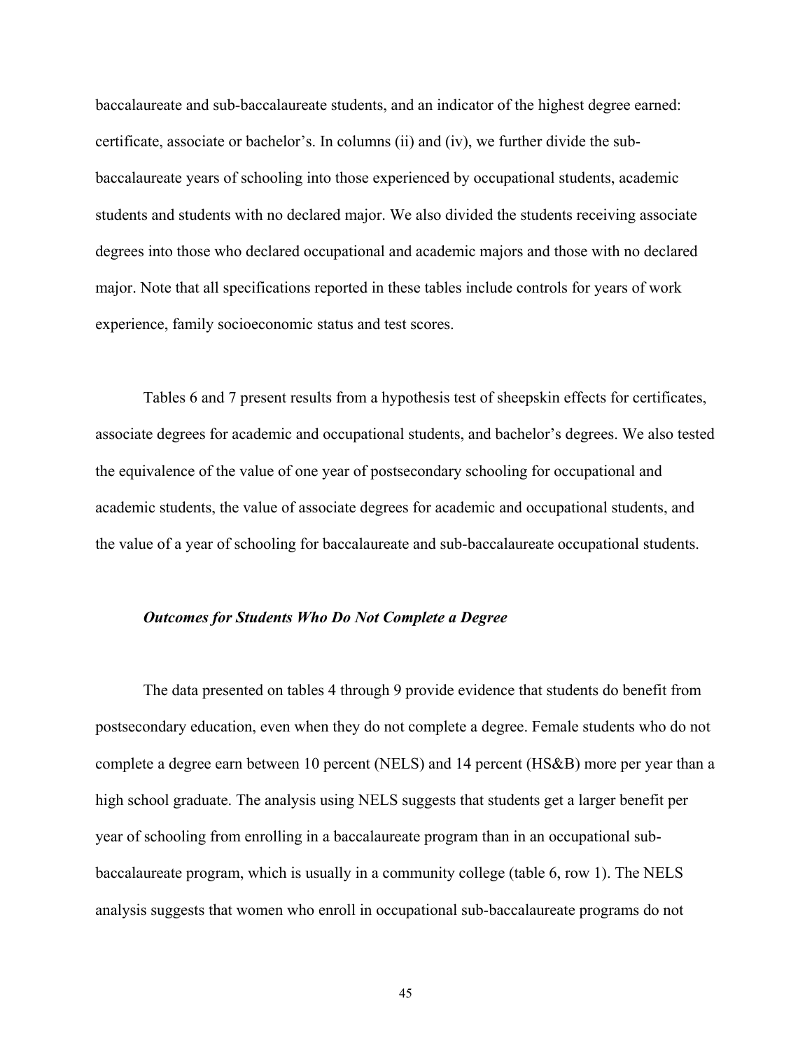baccalaureate and sub-baccalaureate students, and an indicator of the highest degree earned: certificate, associate or bachelor's. In columns (ii) and (iv), we further divide the sub-baccalaureate years of schooling into those experienced by occupational students, academic students and students with no declared major. We also divided the students receiving associate degrees into those who declared occupational and academic majors and those with no declared major. Note that all specifications reported in these tables include controls for years of work experience, family socioeconomic status and test scores.

Tables 6 and 7 present results from a hypothesis test of sheepskin effects for certificates, associate degrees for academic and occupational students, and bachelor's degrees. We also tested the equivalence of the value of one year of postsecondary schooling for occupational and academic students, the value of associate degrees for academic and occupational students, and the value of a year of schooling for baccalaureate and sub-baccalaureate occupational students.

***Outcomes for Students Who Do Not Complete a Degree***

The data presented on tables 4 through 9 provide evidence that students do benefit from postsecondary education, even when they do not complete a degree. Female students who do not complete a degree earn between 10 percent (NELS) and 14 percent (HS&B) more per year than a high school graduate. The analysis using NELS suggests that students get a larger benefit per year of schooling from enrolling in a baccalaureate program than in an occupational sub-baccalaureate program, which is usually in a community college (table 6, row 1). The NELS analysis suggests that women who enroll in occupational sub-baccalaureate programs do not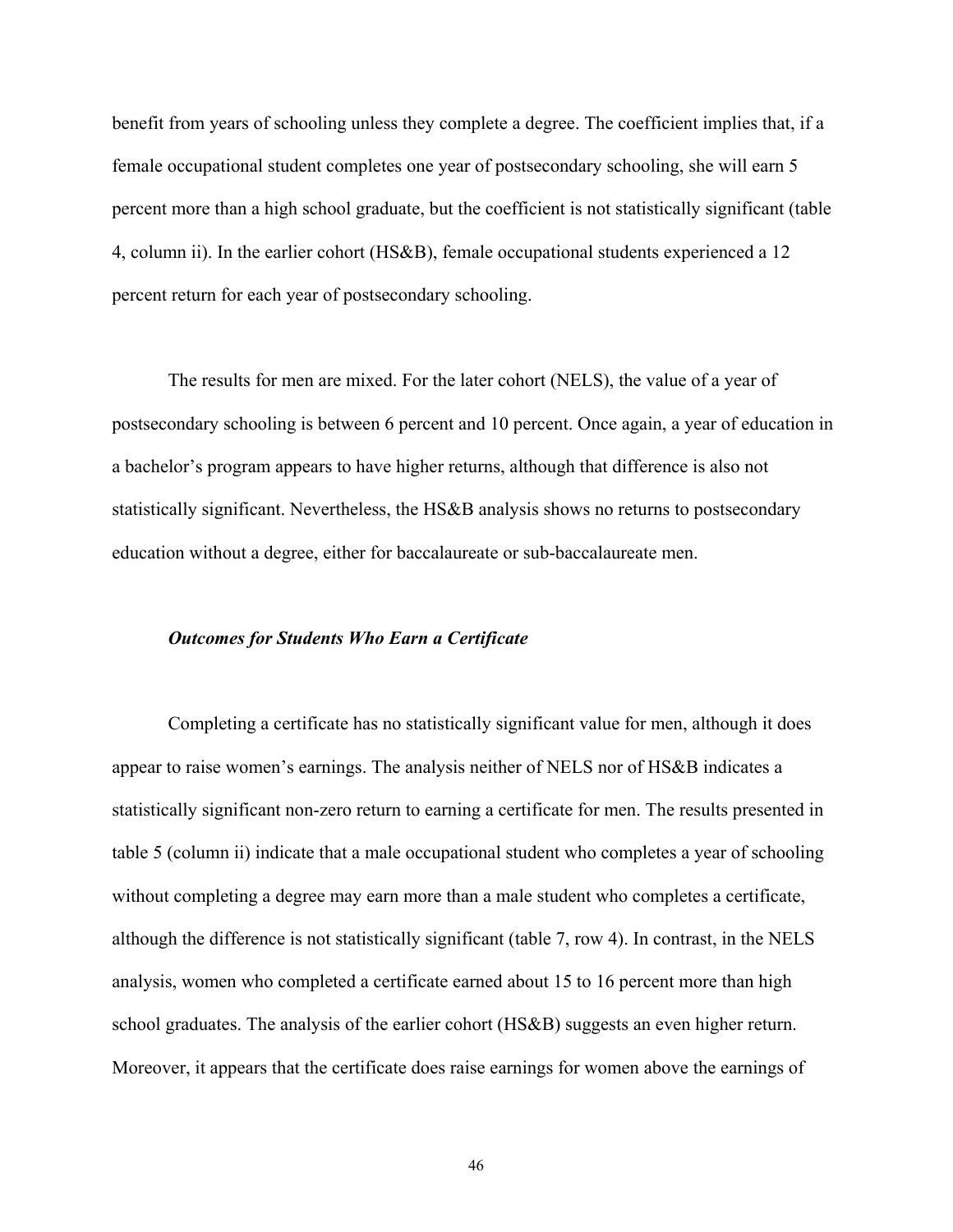benefit from years of schooling unless they complete a degree. The coefficient implies that, if a female occupational student completes one year of postsecondary schooling, she will earn 5 percent more than a high school graduate, but the coefficient is not statistically significant (table 4, column ii). In the earlier cohort (HS&B), female occupational students experienced a 12 percent return for each year of postsecondary schooling.

The results for men are mixed. For the later cohort (NELS), the value of a year of postsecondary schooling is between 6 percent and 10 percent. Once again, a year of education in a bachelor's program appears to have higher returns, although that difference is also not statistically significant. Nevertheless, the HS&B analysis shows no returns to postsecondary education without a degree, either for baccalaureate or sub-baccalaureate men.

### ***Outcomes for Students Who Earn a Certificate***

Completing a certificate has no statistically significant value for men, although it does appear to raise women's earnings. The analysis neither of NELS nor of HS&B indicates a statistically significant non-zero return to earning a certificate for men. The results presented in table 5 (column ii) indicate that a male occupational student who completes a year of schooling without completing a degree may earn more than a male student who completes a certificate, although the difference is not statistically significant (table 7, row 4). In contrast, in the NELS analysis, women who completed a certificate earned about 15 to 16 percent more than high school graduates. The analysis of the earlier cohort (HS&B) suggests an even higher return. Moreover, it appears that the certificate does raise earnings for women above the earnings of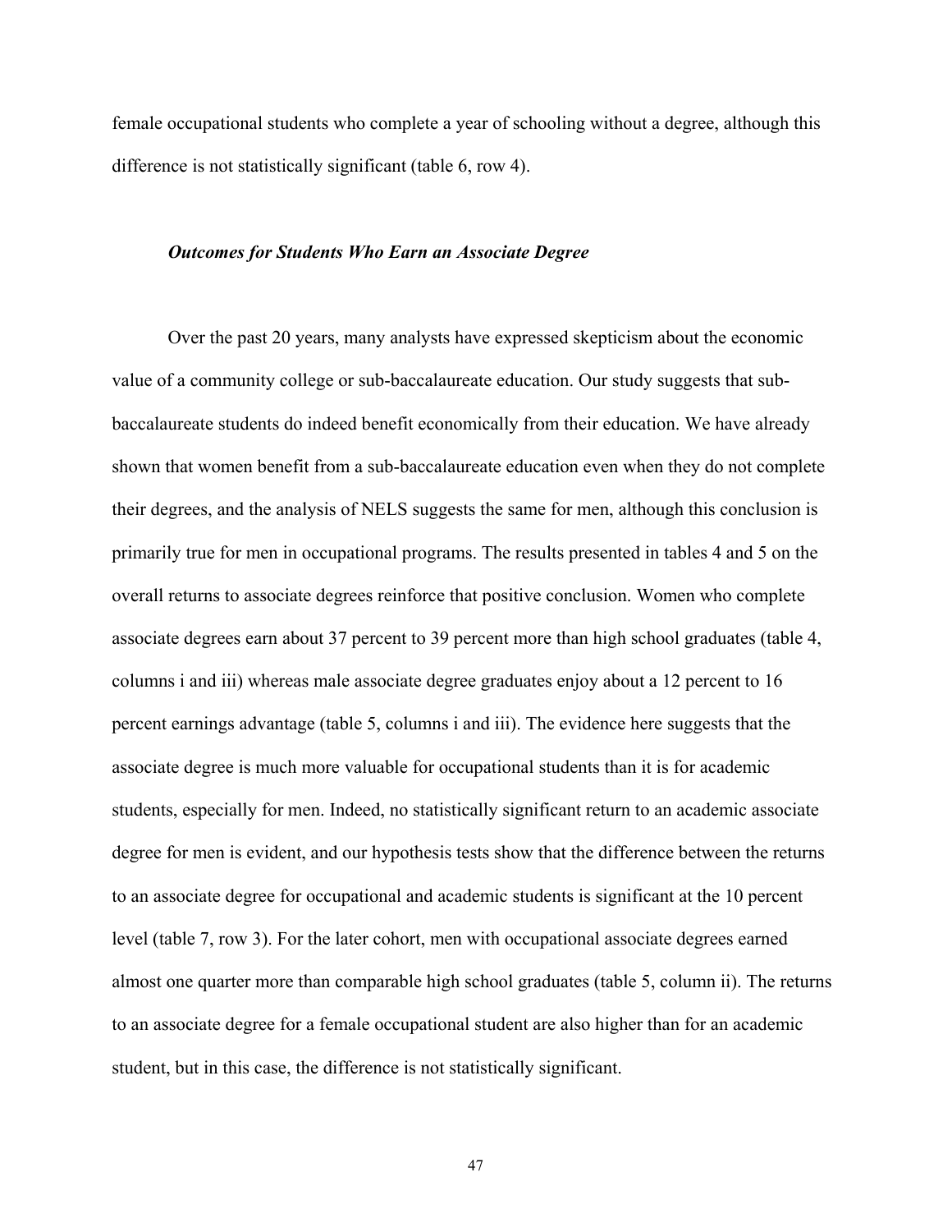female occupational students who complete a year of schooling without a degree, although this difference is not statistically significant (table 6, row 4).

### *Outcomes for Students Who Earn an Associate Degree*

Over the past 20 years, many analysts have expressed skepticism about the economic value of a community college or sub-baccalaureate education. Our study suggests that sub-baccalaureate students do indeed benefit economically from their education. We have already shown that women benefit from a sub-baccalaureate education even when they do not complete their degrees, and the analysis of NELS suggests the same for men, although this conclusion is primarily true for men in occupational programs. The results presented in tables 4 and 5 on the overall returns to associate degrees reinforce that positive conclusion. Women who complete associate degrees earn about 37 percent to 39 percent more than high school graduates (table 4, columns i and iii) whereas male associate degree graduates enjoy about a 12 percent to 16 percent earnings advantage (table 5, columns i and iii). The evidence here suggests that the associate degree is much more valuable for occupational students than it is for academic students, especially for men. Indeed, no statistically significant return to an academic associate degree for men is evident, and our hypothesis tests show that the difference between the returns to an associate degree for occupational and academic students is significant at the 10 percent level (table 7, row 3). For the later cohort, men with occupational associate degrees earned almost one quarter more than comparable high school graduates (table 5, column ii). The returns to an associate degree for a female occupational student are also higher than for an academic student, but in this case, the difference is not statistically significant.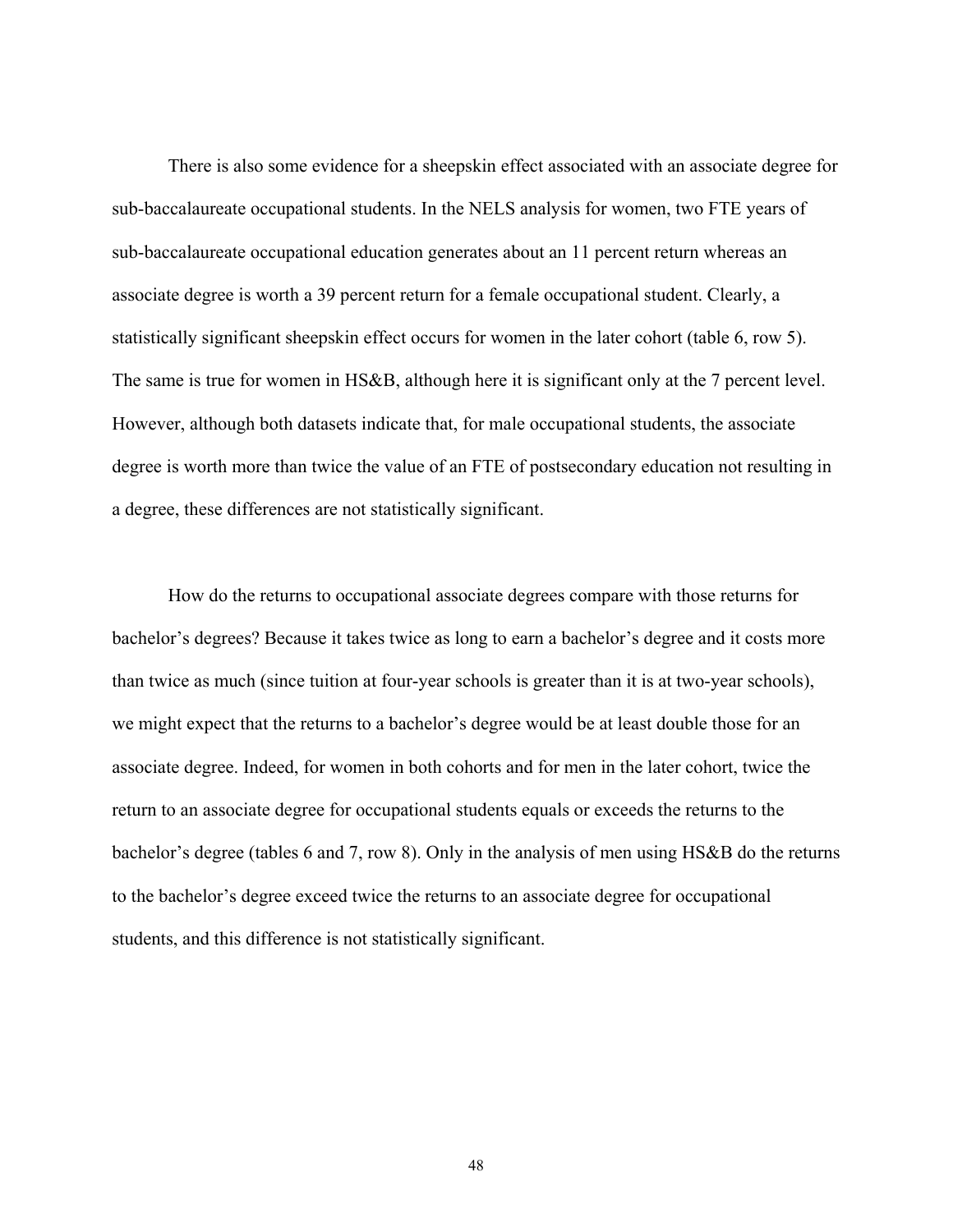There is also some evidence for a sheepskin effect associated with an associate degree for sub-baccalaureate occupational students. In the NELS analysis for women, two FTE years of sub-baccalaureate occupational education generates about an 11 percent return whereas an associate degree is worth a 39 percent return for a female occupational student. Clearly, a statistically significant sheepskin effect occurs for women in the later cohort (table 6, row 5). The same is true for women in HS&B, although here it is significant only at the 7 percent level. However, although both datasets indicate that, for male occupational students, the associate degree is worth more than twice the value of an FTE of postsecondary education not resulting in a degree, these differences are not statistically significant.

How do the returns to occupational associate degrees compare with those returns for bachelor's degrees? Because it takes twice as long to earn a bachelor's degree and it costs more than twice as much (since tuition at four-year schools is greater than it is at two-year schools), we might expect that the returns to a bachelor's degree would be at least double those for an associate degree. Indeed, for women in both cohorts and for men in the later cohort, twice the return to an associate degree for occupational students equals or exceeds the returns to the bachelor's degree (tables 6 and 7, row 8). Only in the analysis of men using HS&B do the returns to the bachelor's degree exceed twice the returns to an associate degree for occupational students, and this difference is not statistically significant.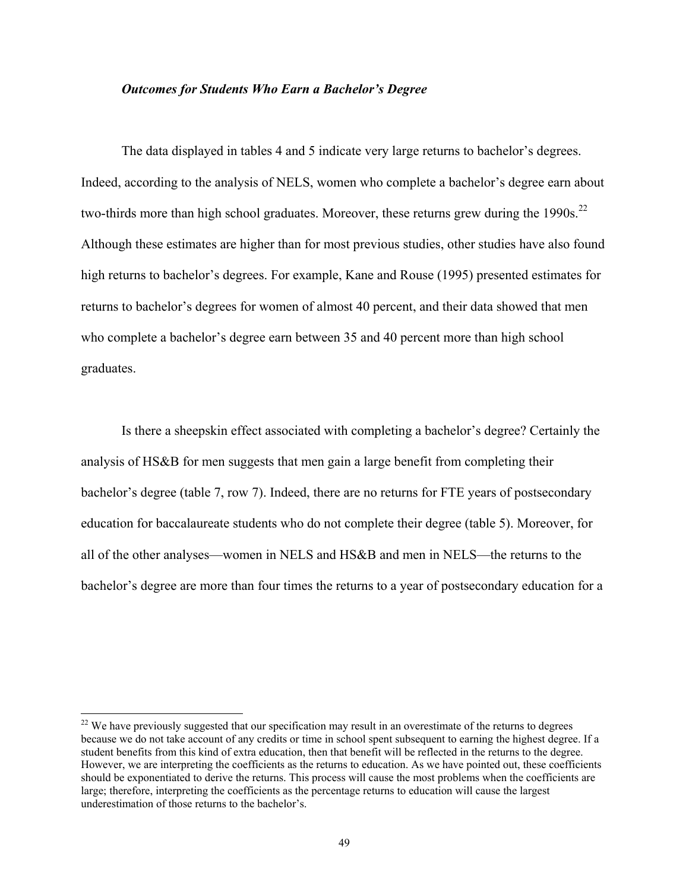### *Outcomes for Students Who Earn a Bachelor's Degree*

The data displayed in tables 4 and 5 indicate very large returns to bachelor's degrees. Indeed, according to the analysis of NELS, women who complete a bachelor's degree earn about two-thirds more than high school graduates. Moreover, these returns grew during the 1990s.[22] Although these estimates are higher than for most previous studies, other studies have also found high returns to bachelor's degrees. For example, Kane and Rouse (1995) presented estimates for returns to bachelor's degrees for women of almost 40 percent, and their data showed that men who complete a bachelor's degree earn between 35 and 40 percent more than high school graduates.

Is there a sheepskin effect associated with completing a bachelor's degree? Certainly the analysis of HS&B for men suggests that men gain a large benefit from completing their bachelor's degree (table 7, row 7). Indeed, there are no returns for FTE years of postsecondary education for baccalaureate students who do not complete their degree (table 5). Moreover, for all of the other analyses—women in NELS and HS&B and men in NELS—the returns to the bachelor's degree are more than four times the returns to a year of postsecondary education for a

---

[22] We have previously suggested that our specification may result in an overestimate of the returns to degrees because we do not take account of any credits or time in school spent subsequent to earning the highest degree. If a student benefits from this kind of extra education, then that benefit will be reflected in the returns to the degree. However, we are interpreting the coefficients as the returns to education. As we have pointed out, these coefficients should be exponentiated to derive the returns. This process will cause the most problems when the coefficients are large; therefore, interpreting the coefficients as the percentage returns to education will cause the largest underestimation of those returns to the bachelor's.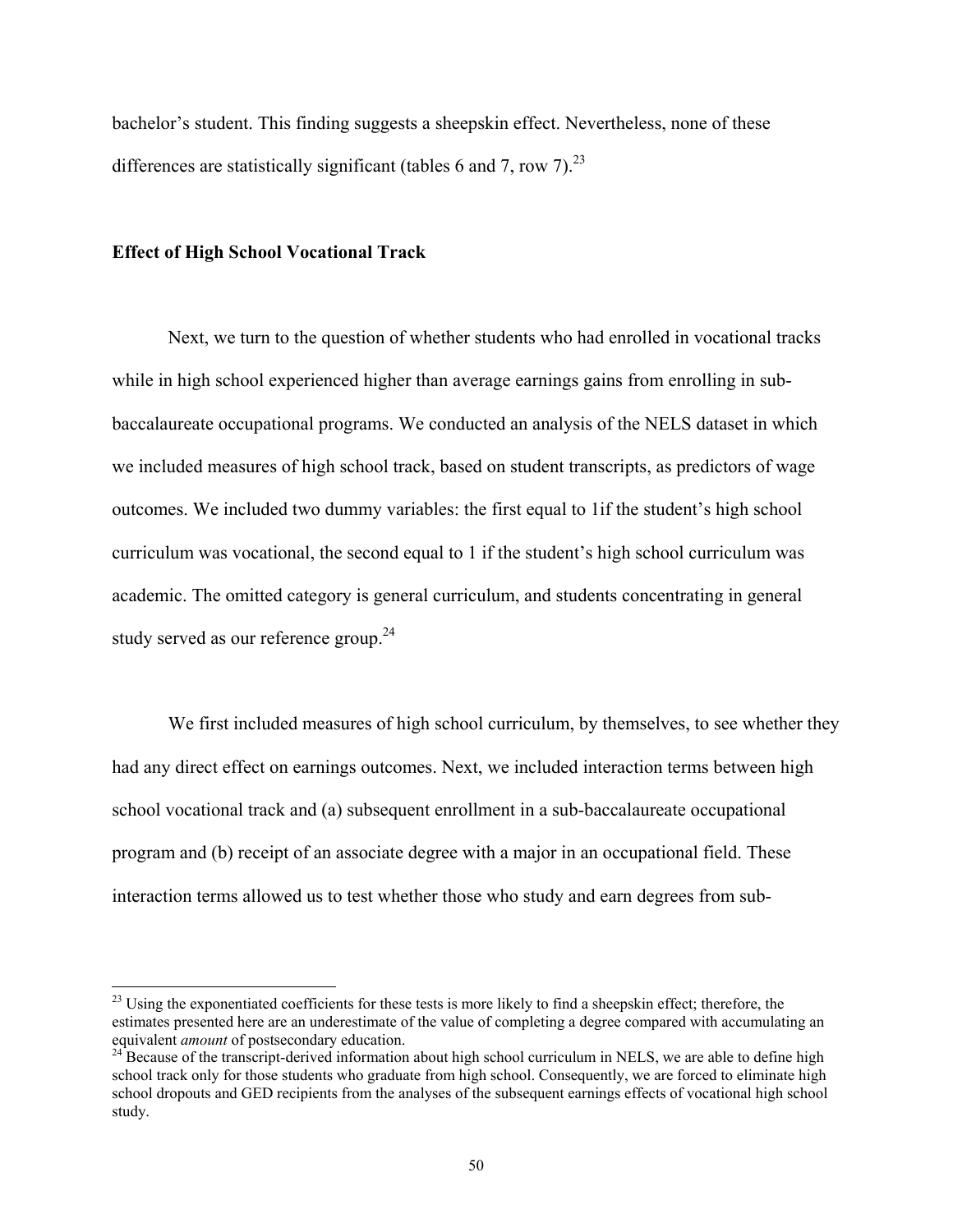bachelor's student. This finding suggests a sheepskin effect. Nevertheless, none of these differences are statistically significant (tables 6 and 7, row 7).[23]

### Effect of High School Vocational Track

Next, we turn to the question of whether students who had enrolled in vocational tracks while in high school experienced higher than average earnings gains from enrolling in sub-baccalaureate occupational programs. We conducted an analysis of the NELS dataset in which we included measures of high school track, based on student transcripts, as predictors of wage outcomes. We included two dummy variables: the first equal to 1if the student's high school curriculum was vocational, the second equal to 1 if the student's high school curriculum was academic. The omitted category is general curriculum, and students concentrating in general study served as our reference group.[24]

We first included measures of high school curriculum, by themselves, to see whether they had any direct effect on earnings outcomes. Next, we included interaction terms between high school vocational track and (a) subsequent enrollment in a sub-baccalaureate occupational program and (b) receipt of an associate degree with a major in an occupational field. These interaction terms allowed us to test whether those who study and earn degrees from sub-

---

[23] Using the exponentiated coefficients for these tests is more likely to find a sheepskin effect; therefore, the estimates presented here are an underestimate of the value of completing a degree compared with accumulating an equivalent *amount* of postsecondary education.

[24] Because of the transcript-derived information about high school curriculum in NELS, we are able to define high school track only for those students who graduate from high school. Consequently, we are forced to eliminate high school dropouts and GED recipients from the analyses of the subsequent earnings effects of vocational high school study.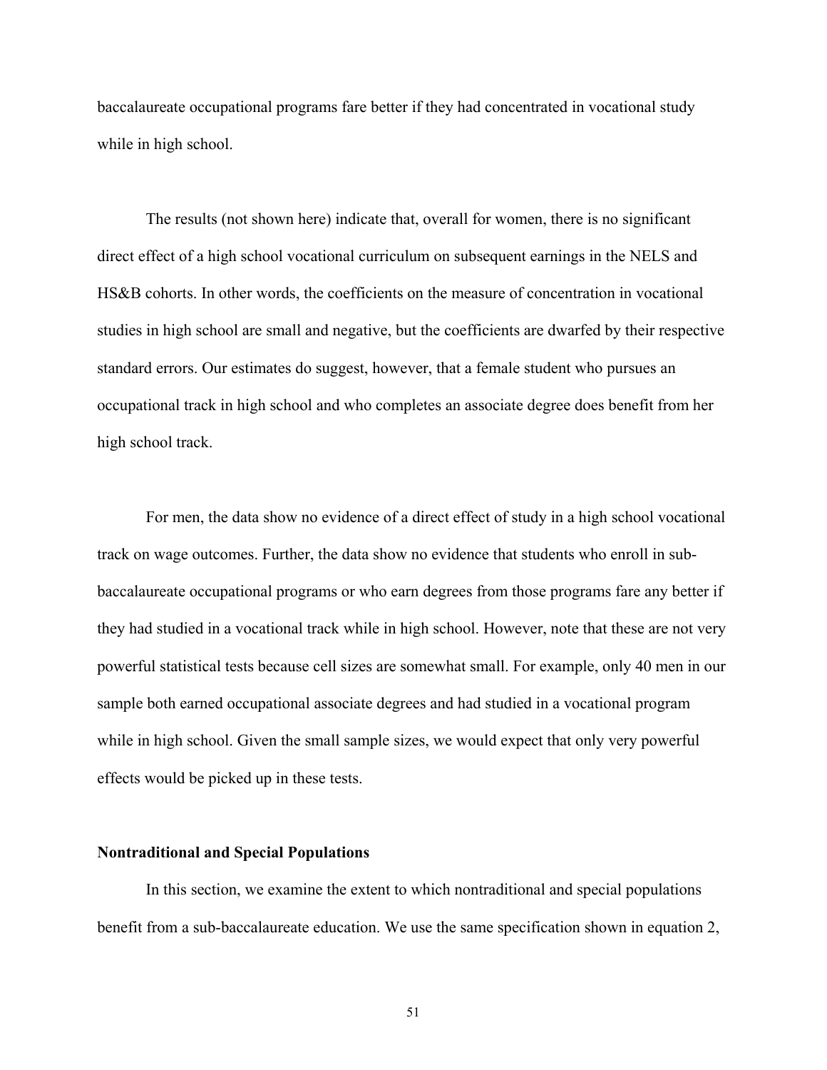baccalaureate occupational programs fare better if they had concentrated in vocational study while in high school.

The results (not shown here) indicate that, overall for women, there is no significant direct effect of a high school vocational curriculum on subsequent earnings in the NELS and HS&B cohorts. In other words, the coefficients on the measure of concentration in vocational studies in high school are small and negative, but the coefficients are dwarfed by their respective standard errors. Our estimates do suggest, however, that a female student who pursues an occupational track in high school and who completes an associate degree does benefit from her high school track.

For men, the data show no evidence of a direct effect of study in a high school vocational track on wage outcomes. Further, the data show no evidence that students who enroll in sub-baccalaureate occupational programs or who earn degrees from those programs fare any better if they had studied in a vocational track while in high school. However, note that these are not very powerful statistical tests because cell sizes are somewhat small. For example, only 40 men in our sample both earned occupational associate degrees and had studied in a vocational program while in high school. Given the small sample sizes, we would expect that only very powerful effects would be picked up in these tests.

**Nontraditional and Special Populations**

In this section, we examine the extent to which nontraditional and special populations benefit from a sub-baccalaureate education. We use the same specification shown in equation 2,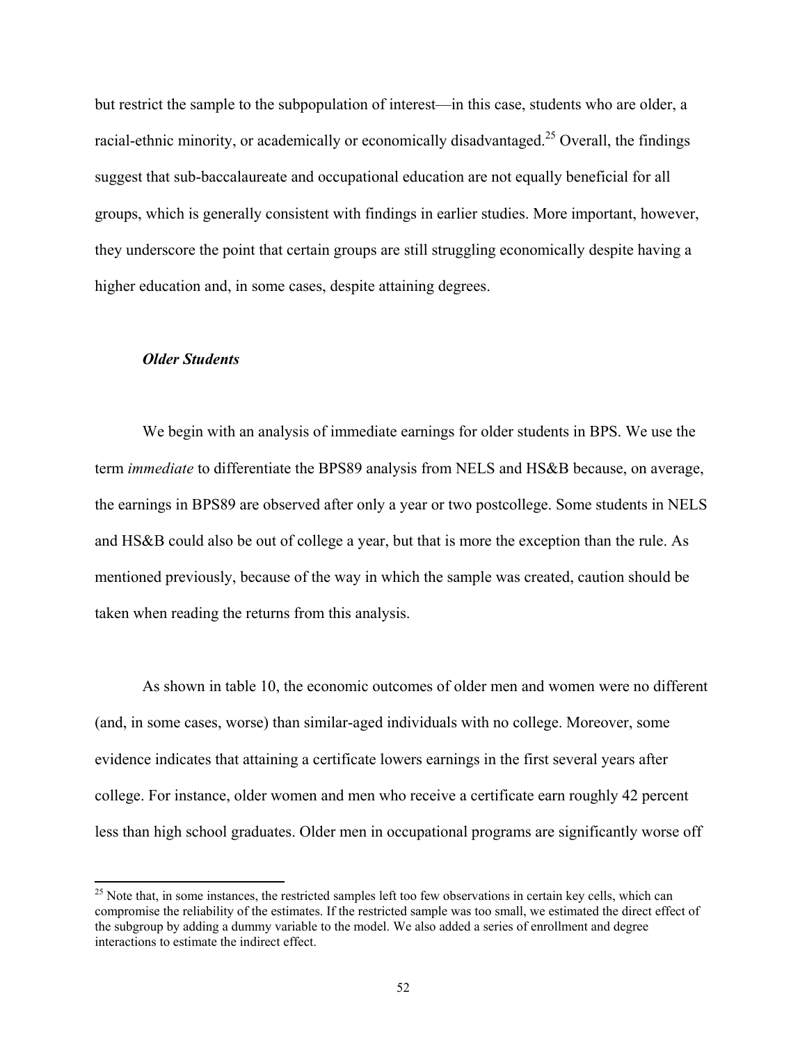but restrict the sample to the subpopulation of interest—in this case, students who are older, a racial-ethnic minority, or academically or economically disadvantaged.[25] Overall, the findings suggest that sub-baccalaureate and occupational education are not equally beneficial for all groups, which is generally consistent with findings in earlier studies. More important, however, they underscore the point that certain groups are still struggling economically despite having a higher education and, in some cases, despite attaining degrees.

### *Older Students*

We begin with an analysis of immediate earnings for older students in BPS. We use the term *immediate* to differentiate the BPS89 analysis from NELS and HS&B because, on average, the earnings in BPS89 are observed after only a year or two postcollege. Some students in NELS and HS&B could also be out of college a year, but that is more the exception than the rule. As mentioned previously, because of the way in which the sample was created, caution should be taken when reading the returns from this analysis.

As shown in table 10, the economic outcomes of older men and women were no different (and, in some cases, worse) than similar-aged individuals with no college. Moreover, some evidence indicates that attaining a certificate lowers earnings in the first several years after college. For instance, older women and men who receive a certificate earn roughly 42 percent less than high school graduates. Older men in occupational programs are significantly worse off

---

[25] Note that, in some instances, the restricted samples left too few observations in certain key cells, which can compromise the reliability of the estimates. If the restricted sample was too small, we estimated the direct effect of the subgroup by adding a dummy variable to the model. We also added a series of enrollment and degree interactions to estimate the indirect effect.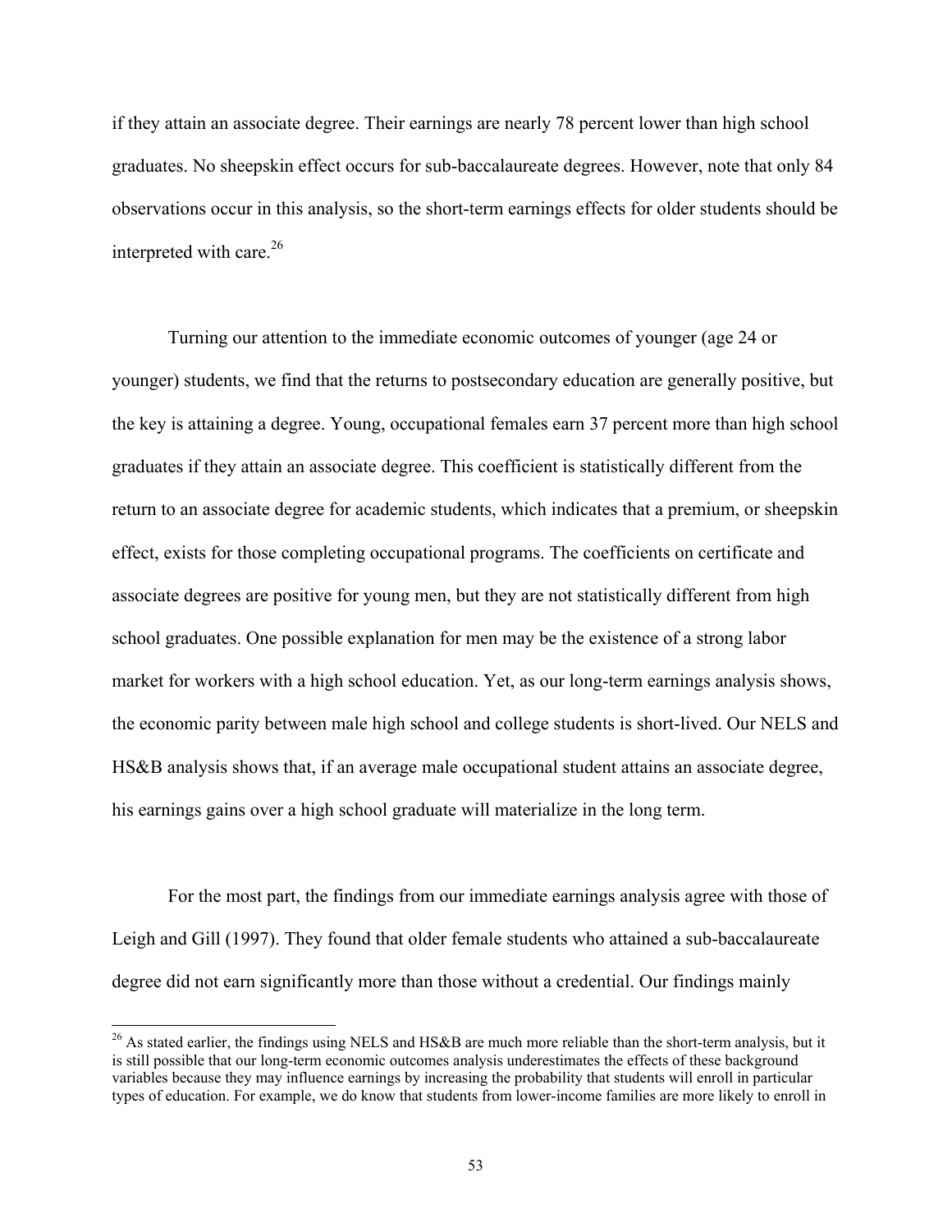if they attain an associate degree. Their earnings are nearly 78 percent lower than high school graduates. No sheepskin effect occurs for sub-baccalaureate degrees. However, note that only 84 observations occur in this analysis, so the short-term earnings effects for older students should be interpreted with care.[26]

Turning our attention to the immediate economic outcomes of younger (age 24 or younger) students, we find that the returns to postsecondary education are generally positive, but the key is attaining a degree. Young, occupational females earn 37 percent more than high school graduates if they attain an associate degree. This coefficient is statistically different from the return to an associate degree for academic students, which indicates that a premium, or sheepskin effect, exists for those completing occupational programs. The coefficients on certificate and associate degrees are positive for young men, but they are not statistically different from high school graduates. One possible explanation for men may be the existence of a strong labor market for workers with a high school education. Yet, as our long-term earnings analysis shows, the economic parity between male high school and college students is short-lived. Our NELS and HS&B analysis shows that, if an average male occupational student attains an associate degree, his earnings gains over a high school graduate will materialize in the long term.

For the most part, the findings from our immediate earnings analysis agree with those of Leigh and Gill (1997). They found that older female students who attained a sub-baccalaureate degree did not earn significantly more than those without a credential. Our findings mainly

[26] As stated earlier, the findings using NELS and HS&B are much more reliable than the short-term analysis, but it is still possible that our long-term economic outcomes analysis underestimates the effects of these background variables because they may influence earnings by increasing the probability that students will enroll in particular types of education. For example, we do know that students from lower-income families are more likely to enroll in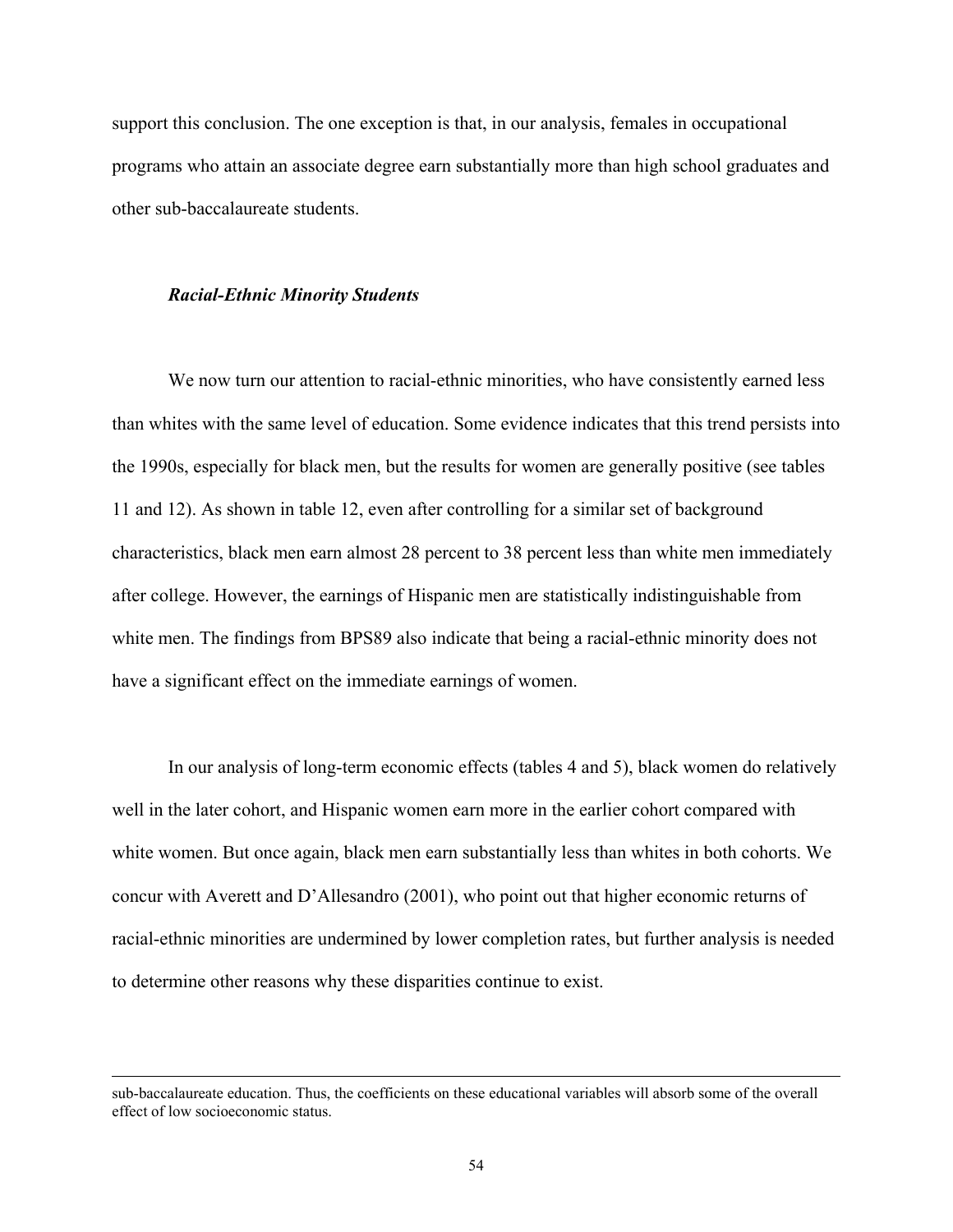support this conclusion. The one exception is that, in our analysis, females in occupational programs who attain an associate degree earn substantially more than high school graduates and other sub-baccalaureate students.

### *Racial-Ethnic Minority Students*

We now turn our attention to racial-ethnic minorities, who have consistently earned less than whites with the same level of education. Some evidence indicates that this trend persists into the 1990s, especially for black men, but the results for women are generally positive (see tables 11 and 12). As shown in table 12, even after controlling for a similar set of background characteristics, black men earn almost 28 percent to 38 percent less than white men immediately after college. However, the earnings of Hispanic men are statistically indistinguishable from white men. The findings from BPS89 also indicate that being a racial-ethnic minority does not have a significant effect on the immediate earnings of women.

In our analysis of long-term economic effects (tables 4 and 5), black women do relatively well in the later cohort, and Hispanic women earn more in the earlier cohort compared with white women. But once again, black men earn substantially less than whites in both cohorts. We concur with Averett and D'Allesandro (2001), who point out that higher economic returns of racial-ethnic minorities are undermined by lower completion rates, but further analysis is needed to determine other reasons why these disparities continue to exist.

---

sub-baccalaureate education. Thus, the coefficients on these educational variables will absorb some of the overall effect of low socioeconomic status.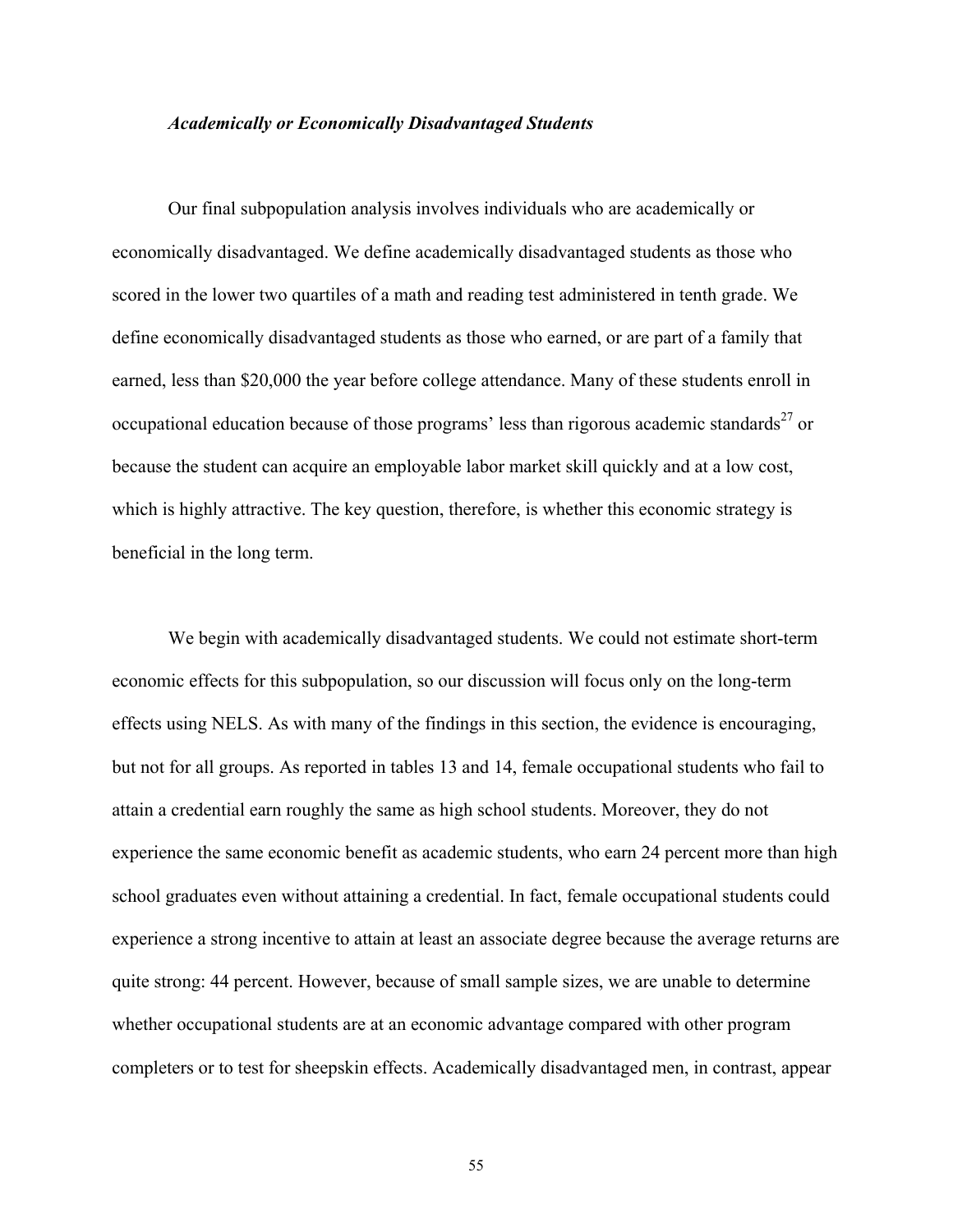### *Academically or Economically Disadvantaged Students*

Our final subpopulation analysis involves individuals who are academically or economically disadvantaged. We define academically disadvantaged students as those who scored in the lower two quartiles of a math and reading test administered in tenth grade. We define economically disadvantaged students as those who earned, or are part of a family that earned, less than \$20,000 the year before college attendance. Many of these students enroll in occupational education because of those programs' less than rigorous academic standards[27] or because the student can acquire an employable labor market skill quickly and at a low cost, which is highly attractive. The key question, therefore, is whether this economic strategy is beneficial in the long term.

We begin with academically disadvantaged students. We could not estimate short-term economic effects for this subpopulation, so our discussion will focus only on the long-term effects using NELS. As with many of the findings in this section, the evidence is encouraging, but not for all groups. As reported in tables 13 and 14, female occupational students who fail to attain a credential earn roughly the same as high school students. Moreover, they do not experience the same economic benefit as academic students, who earn 24 percent more than high school graduates even without attaining a credential. In fact, female occupational students could experience a strong incentive to attain at least an associate degree because the average returns are quite strong: 44 percent. However, because of small sample sizes, we are unable to determine whether occupational students are at an economic advantage compared with other program completers or to test for sheepskin effects. Academically disadvantaged men, in contrast, appear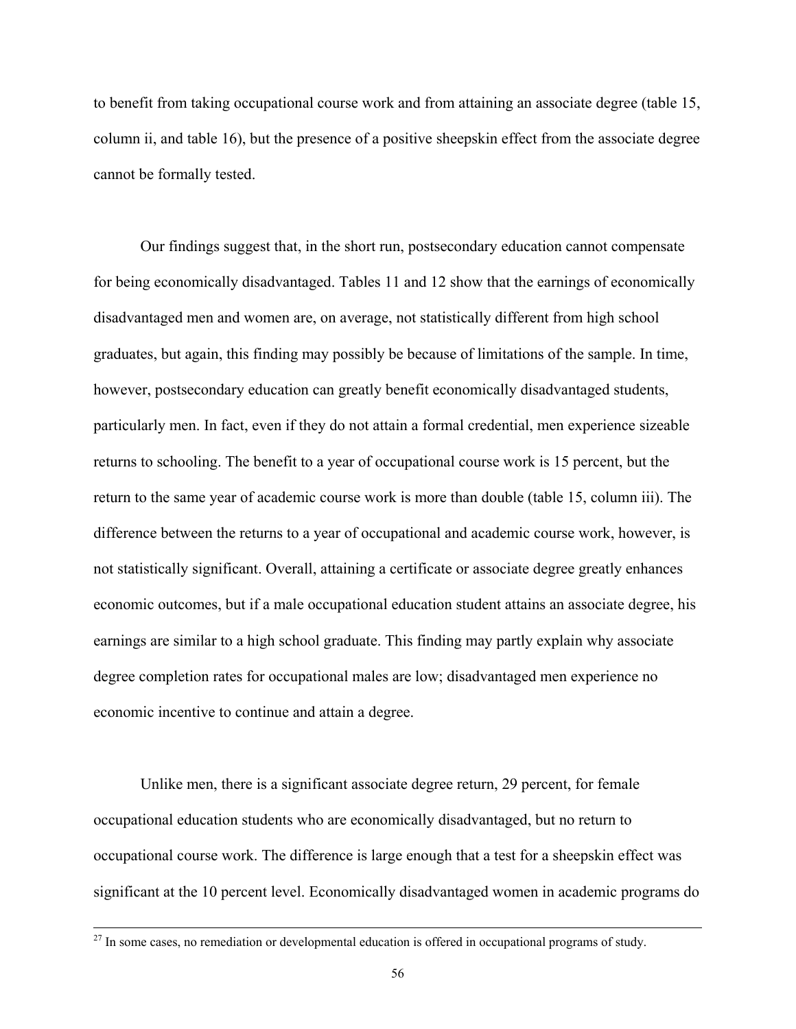to benefit from taking occupational course work and from attaining an associate degree (table 15, column ii, and table 16), but the presence of a positive sheepskin effect from the associate degree cannot be formally tested.

Our findings suggest that, in the short run, postsecondary education cannot compensate for being economically disadvantaged. Tables 11 and 12 show that the earnings of economically disadvantaged men and women are, on average, not statistically different from high school graduates, but again, this finding may possibly be because of limitations of the sample. In time, however, postsecondary education can greatly benefit economically disadvantaged students, particularly men. In fact, even if they do not attain a formal credential, men experience sizeable returns to schooling. The benefit to a year of occupational course work is 15 percent, but the return to the same year of academic course work is more than double (table 15, column iii). The difference between the returns to a year of occupational and academic course work, however, is not statistically significant. Overall, attaining a certificate or associate degree greatly enhances economic outcomes, but if a male occupational education student attains an associate degree, his earnings are similar to a high school graduate. This finding may partly explain why associate degree completion rates for occupational males are low; disadvantaged men experience no economic incentive to continue and attain a degree.

Unlike men, there is a significant associate degree return, 29 percent, for female occupational education students who are economically disadvantaged, but no return to occupational course work. The difference is large enough that a test for a sheepskin effect was significant at the 10 percent level. Economically disadvantaged women in academic programs do

---

[27] In some cases, no remediation or developmental education is offered in occupational programs of study.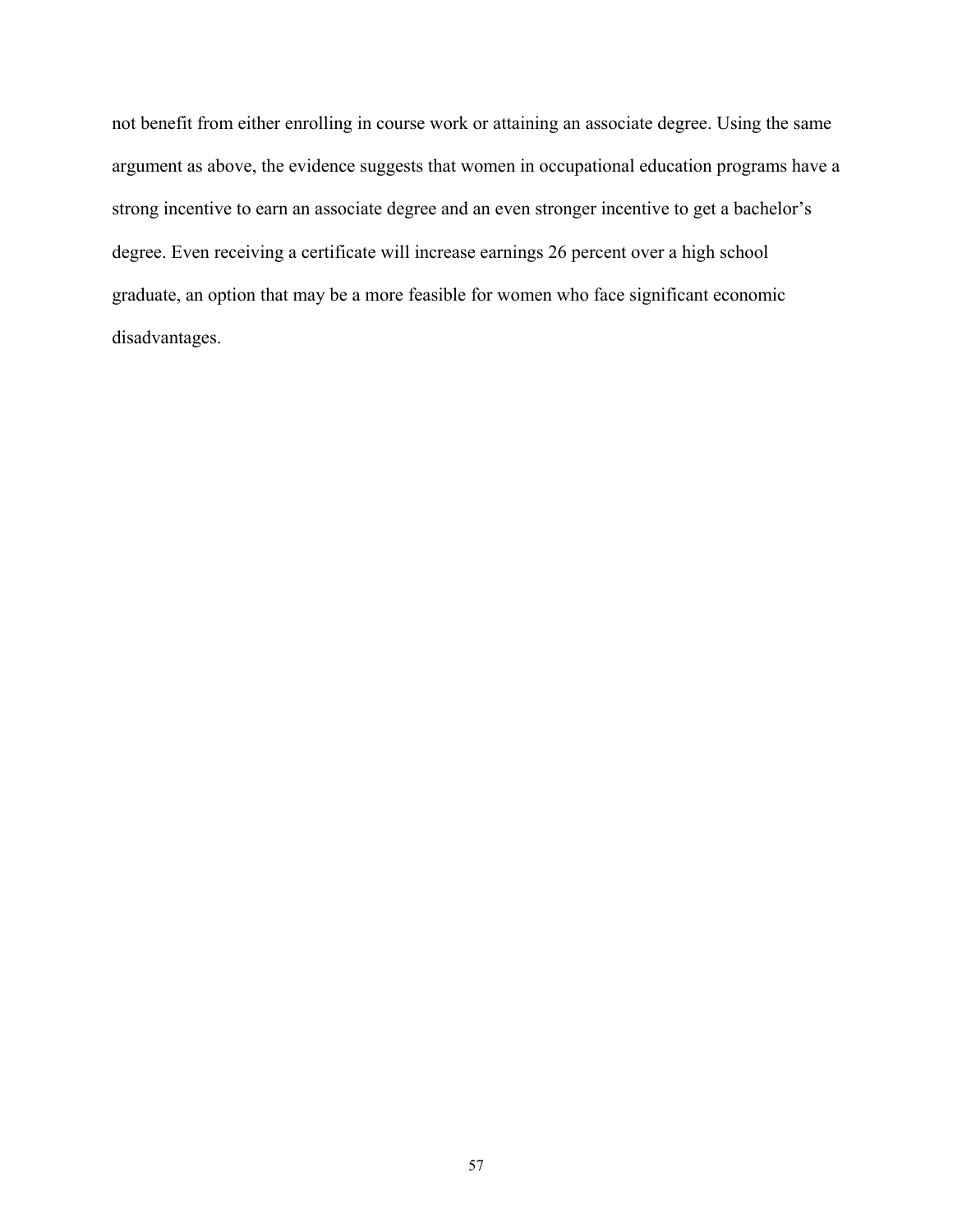not benefit from either enrolling in course work or attaining an associate degree. Using the same argument as above, the evidence suggests that women in occupational education programs have a strong incentive to earn an associate degree and an even stronger incentive to get a bachelor's degree. Even receiving a certificate will increase earnings 26 percent over a high school graduate, an option that may be a more feasible for women who face significant economic disadvantages.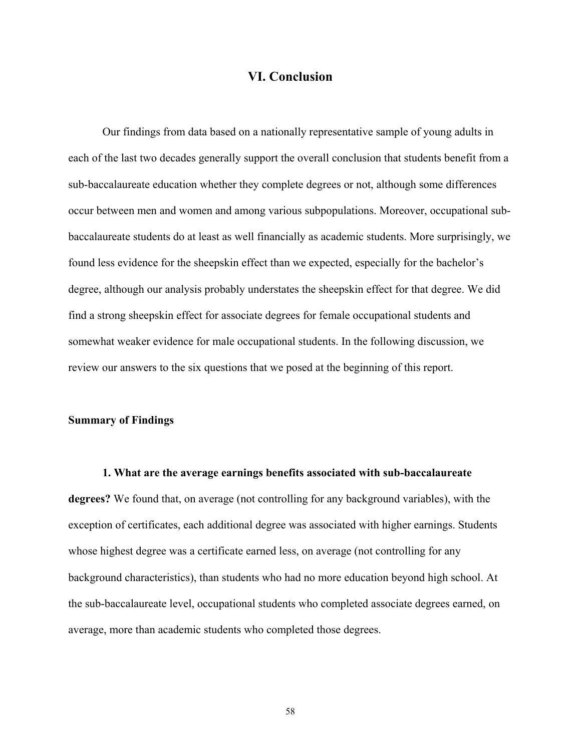# VI. Conclusion

Our findings from data based on a nationally representative sample of young adults in each of the last two decades generally support the overall conclusion that students benefit from a sub-baccalaureate education whether they complete degrees or not, although some differences occur between men and women and among various subpopulations. Moreover, occupational sub-baccalaureate students do at least as well financially as academic students. More surprisingly, we found less evidence for the sheepskin effect than we expected, especially for the bachelor's degree, although our analysis probably understates the sheepskin effect for that degree. We did find a strong sheepskin effect for associate degrees for female occupational students and somewhat weaker evidence for male occupational students. In the following discussion, we review our answers to the six questions that we posed at the beginning of this report.

**Summary of Findings**

**1. What are the average earnings benefits associated with sub-baccalaureate degrees?** We found that, on average (not controlling for any background variables), with the exception of certificates, each additional degree was associated with higher earnings. Students whose highest degree was a certificate earned less, on average (not controlling for any background characteristics), than students who had no more education beyond high school. At the sub-baccalaureate level, occupational students who completed associate degrees earned, on average, more than academic students who completed those degrees.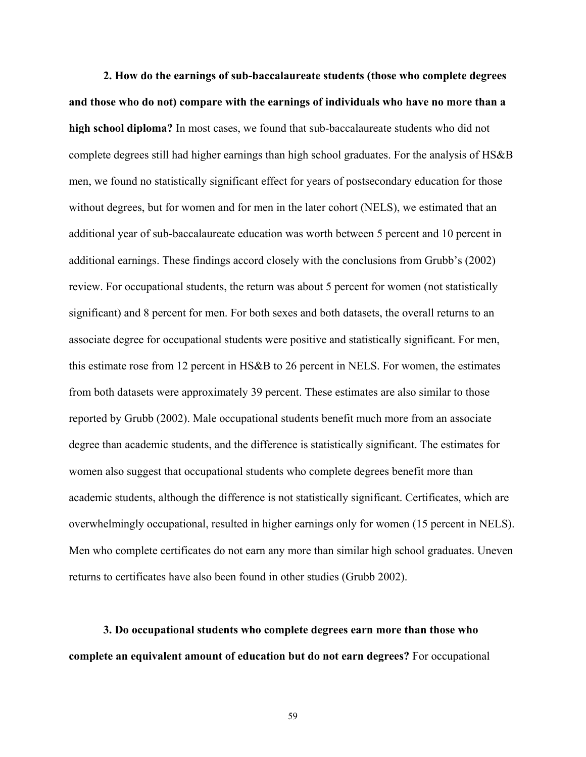**2. How do the earnings of sub-baccalaureate students (those who complete degrees and those who do not) compare with the earnings of individuals who have no more than a high school diploma?** In most cases, we found that sub-baccalaureate students who did not complete degrees still had higher earnings than high school graduates. For the analysis of HS&B men, we found no statistically significant effect for years of postsecondary education for those without degrees, but for women and for men in the later cohort (NELS), we estimated that an additional year of sub-baccalaureate education was worth between 5 percent and 10 percent in additional earnings. These findings accord closely with the conclusions from Grubb's (2002) review. For occupational students, the return was about 5 percent for women (not statistically significant) and 8 percent for men. For both sexes and both datasets, the overall returns to an associate degree for occupational students were positive and statistically significant. For men, this estimate rose from 12 percent in HS&B to 26 percent in NELS. For women, the estimates from both datasets were approximately 39 percent. These estimates are also similar to those reported by Grubb (2002). Male occupational students benefit much more from an associate degree than academic students, and the difference is statistically significant. The estimates for women also suggest that occupational students who complete degrees benefit more than academic students, although the difference is not statistically significant. Certificates, which are overwhelmingly occupational, resulted in higher earnings only for women (15 percent in NELS). Men who complete certificates do not earn any more than similar high school graduates. Uneven returns to certificates have also been found in other studies (Grubb 2002).

**3. Do occupational students who complete degrees earn more than those who complete an equivalent amount of education but do not earn degrees?** For occupational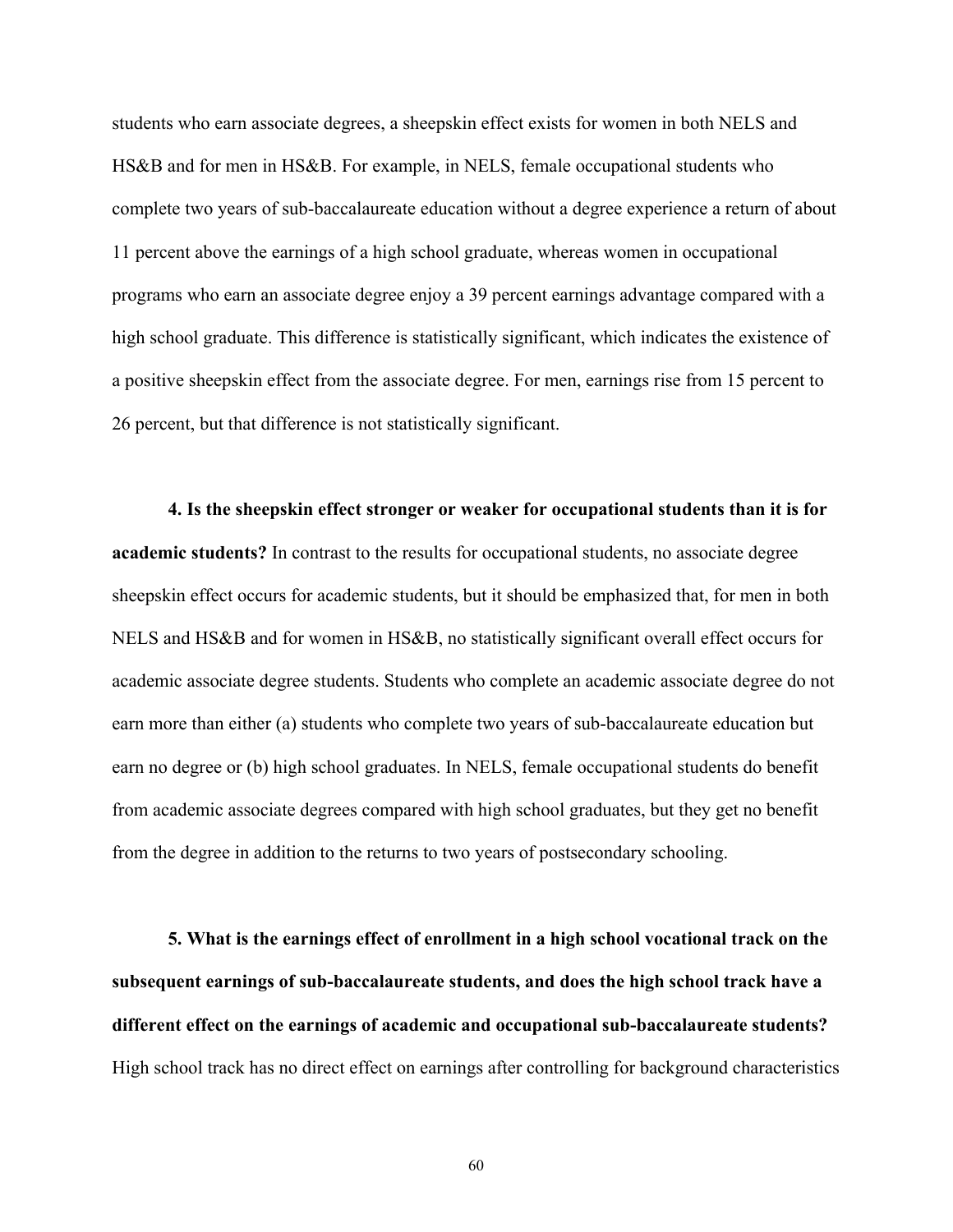students who earn associate degrees, a sheepskin effect exists for women in both NELS and HS&B and for men in HS&B. For example, in NELS, female occupational students who complete two years of sub-baccalaureate education without a degree experience a return of about 11 percent above the earnings of a high school graduate, whereas women in occupational programs who earn an associate degree enjoy a 39 percent earnings advantage compared with a high school graduate. This difference is statistically significant, which indicates the existence of a positive sheepskin effect from the associate degree. For men, earnings rise from 15 percent to 26 percent, but that difference is not statistically significant.

**4. Is the sheepskin effect stronger or weaker for occupational students than it is for academic students?** In contrast to the results for occupational students, no associate degree sheepskin effect occurs for academic students, but it should be emphasized that, for men in both NELS and HS&B and for women in HS&B, no statistically significant overall effect occurs for academic associate degree students. Students who complete an academic associate degree do not earn more than either (a) students who complete two years of sub-baccalaureate education but earn no degree or (b) high school graduates. In NELS, female occupational students do benefit from academic associate degrees compared with high school graduates, but they get no benefit from the degree in addition to the returns to two years of postsecondary schooling.

**5. What is the earnings effect of enrollment in a high school vocational track on the subsequent earnings of sub-baccalaureate students, and does the high school track have a different effect on the earnings of academic and occupational sub-baccalaureate students?** High school track has no direct effect on earnings after controlling for background characteristics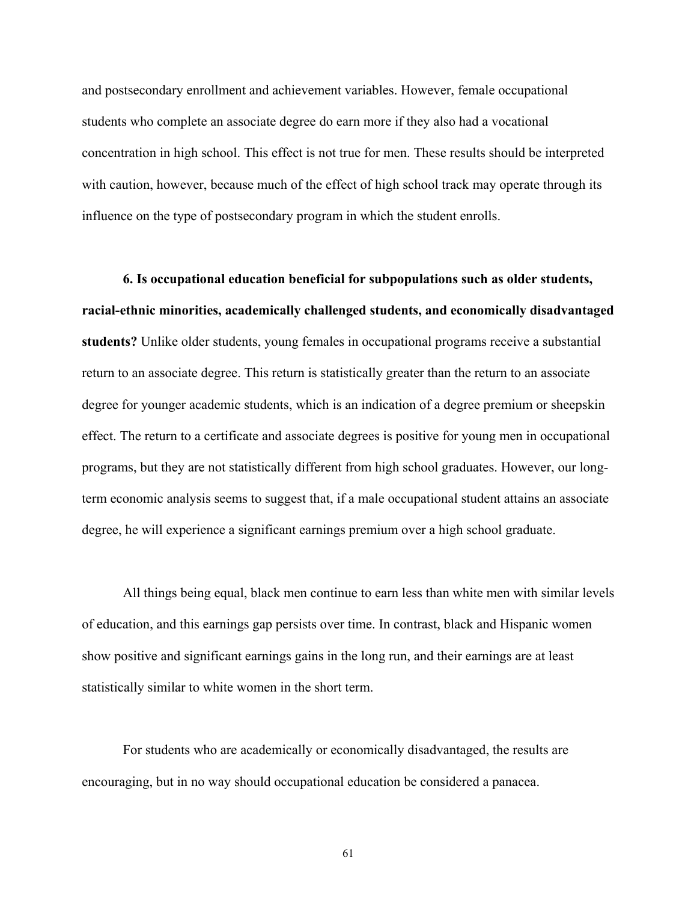and postsecondary enrollment and achievement variables. However, female occupational students who complete an associate degree do earn more if they also had a vocational concentration in high school. This effect is not true for men. These results should be interpreted with caution, however, because much of the effect of high school track may operate through its influence on the type of postsecondary program in which the student enrolls.

**6. Is occupational education beneficial for subpopulations such as older students, racial-ethnic minorities, academically challenged students, and economically disadvantaged students?** Unlike older students, young females in occupational programs receive a substantial return to an associate degree. This return is statistically greater than the return to an associate degree for younger academic students, which is an indication of a degree premium or sheepskin effect. The return to a certificate and associate degrees is positive for young men in occupational programs, but they are not statistically different from high school graduates. However, our long-term economic analysis seems to suggest that, if a male occupational student attains an associate degree, he will experience a significant earnings premium over a high school graduate.

All things being equal, black men continue to earn less than white men with similar levels of education, and this earnings gap persists over time. In contrast, black and Hispanic women show positive and significant earnings gains in the long run, and their earnings are at least statistically similar to white women in the short term.

For students who are academically or economically disadvantaged, the results are encouraging, but in no way should occupational education be considered a panacea.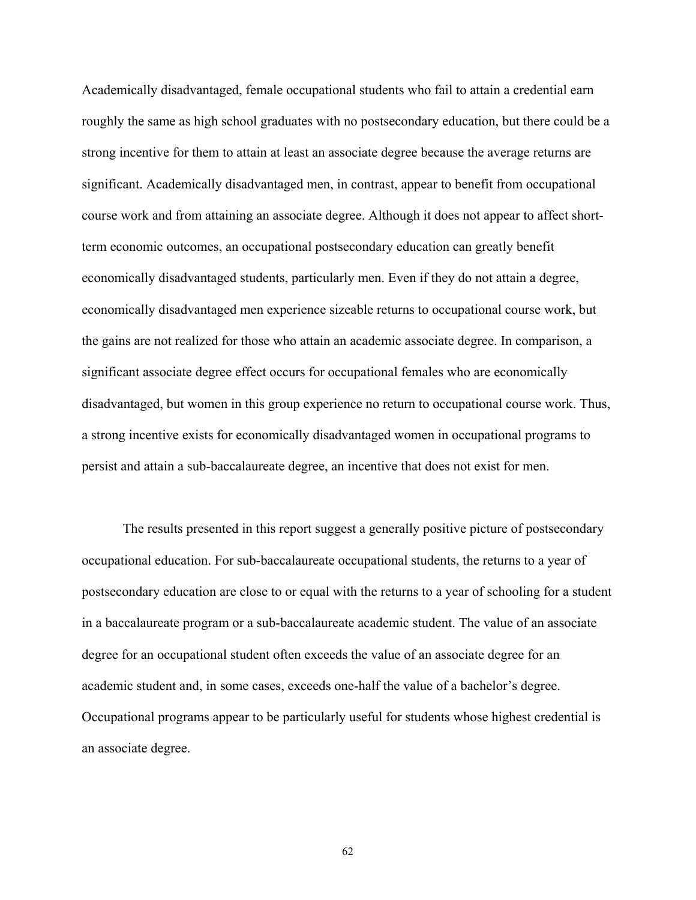Academically disadvantaged, female occupational students who fail to attain a credential earn roughly the same as high school graduates with no postsecondary education, but there could be a strong incentive for them to attain at least an associate degree because the average returns are significant. Academically disadvantaged men, in contrast, appear to benefit from occupational course work and from attaining an associate degree. Although it does not appear to affect short-term economic outcomes, an occupational postsecondary education can greatly benefit economically disadvantaged students, particularly men. Even if they do not attain a degree, economically disadvantaged men experience sizeable returns to occupational course work, but the gains are not realized for those who attain an academic associate degree. In comparison, a significant associate degree effect occurs for occupational females who are economically disadvantaged, but women in this group experience no return to occupational course work. Thus, a strong incentive exists for economically disadvantaged women in occupational programs to persist and attain a sub-baccalaureate degree, an incentive that does not exist for men.

The results presented in this report suggest a generally positive picture of postsecondary occupational education. For sub-baccalaureate occupational students, the returns to a year of postsecondary education are close to or equal with the returns to a year of schooling for a student in a baccalaureate program or a sub-baccalaureate academic student. The value of an associate degree for an occupational student often exceeds the value of an associate degree for an academic student and, in some cases, exceeds one-half the value of a bachelor's degree. Occupational programs appear to be particularly useful for students whose highest credential is an associate degree.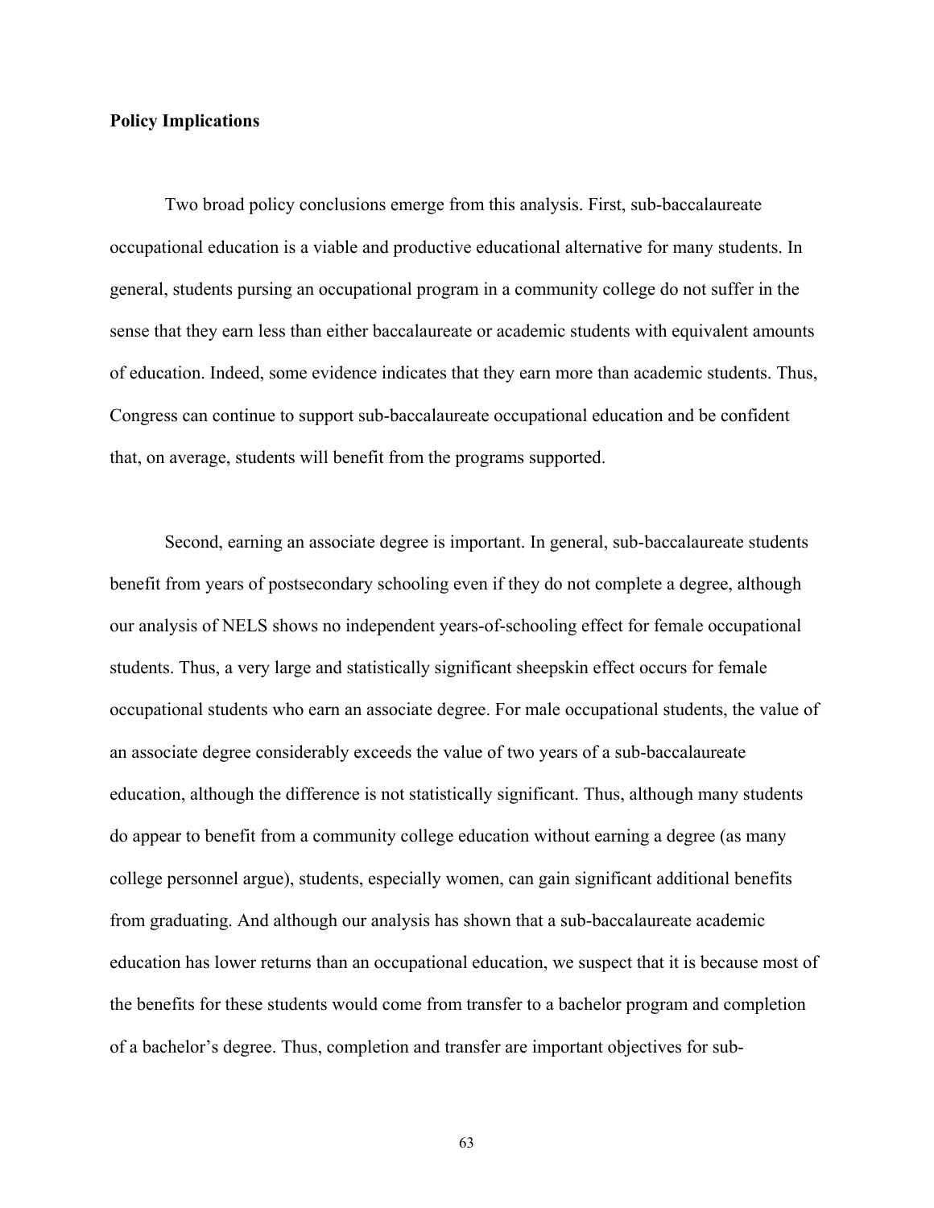**Policy Implications**

Two broad policy conclusions emerge from this analysis. First, sub-baccalaureate occupational education is a viable and productive educational alternative for many students. In general, students pursuing an occupational program in a community college do not suffer in the sense that they earn less than either baccalaureate or academic students with equivalent amounts of education. Indeed, some evidence indicates that they earn more than academic students. Thus, Congress can continue to support sub-baccalaureate occupational education and be confident that, on average, students will benefit from the programs supported.

Second, earning an associate degree is important. In general, sub-baccalaureate students benefit from years of postsecondary schooling even if they do not complete a degree, although our analysis of NELS shows no independent years-of-schooling effect for female occupational students. Thus, a very large and statistically significant sheepskin effect occurs for female occupational students who earn an associate degree. For male occupational students, the value of an associate degree considerably exceeds the value of two years of a sub-baccalaureate education, although the difference is not statistically significant. Thus, although many students do appear to benefit from a community college education without earning a degree (as many college personnel argue), students, especially women, can gain significant additional benefits from graduating. And although our analysis has shown that a sub-baccalaureate academic education has lower returns than an occupational education, we suspect that it is because most of the benefits for these students would come from transfer to a bachelor program and completion of a bachelor's degree. Thus, completion and transfer are important objectives for sub-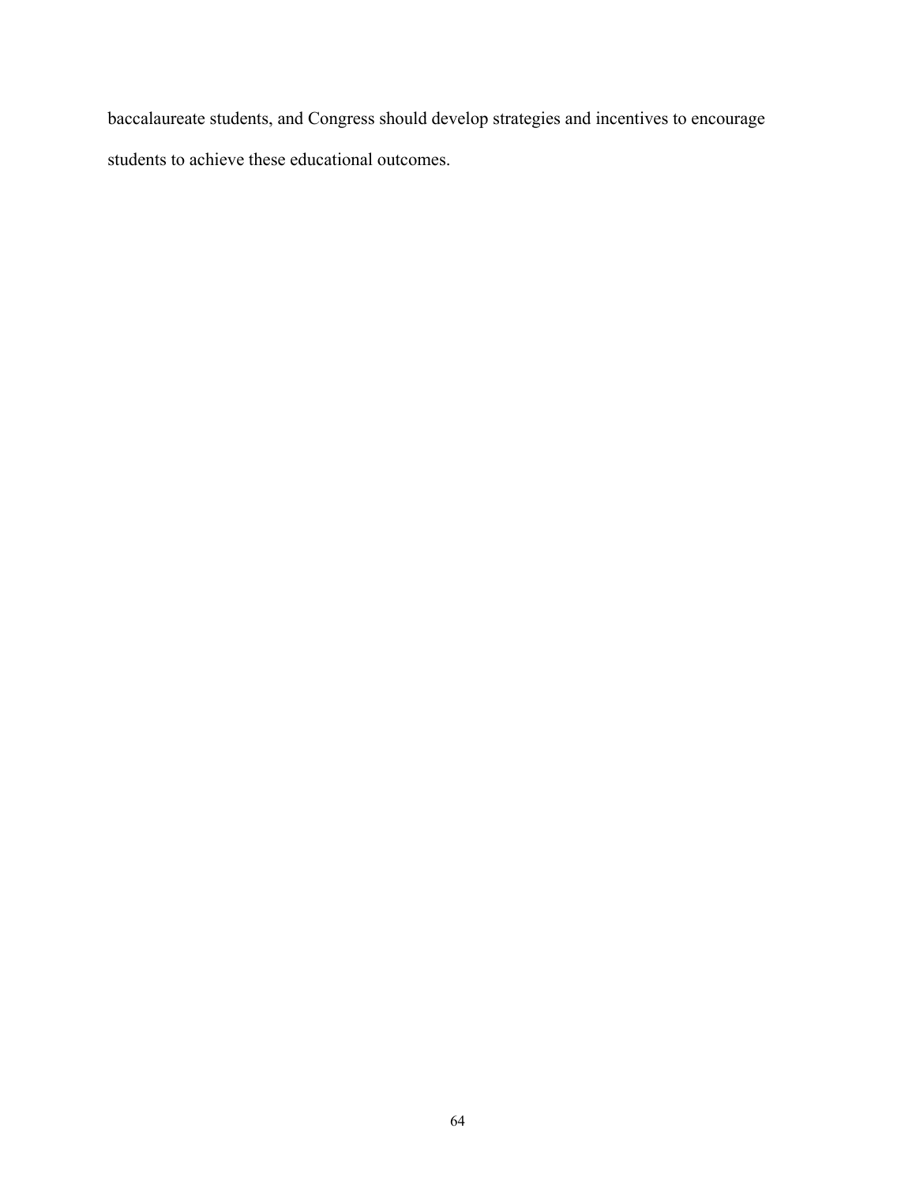baccalaureate students, and Congress should develop strategies and incentives to encourage students to achieve these educational outcomes.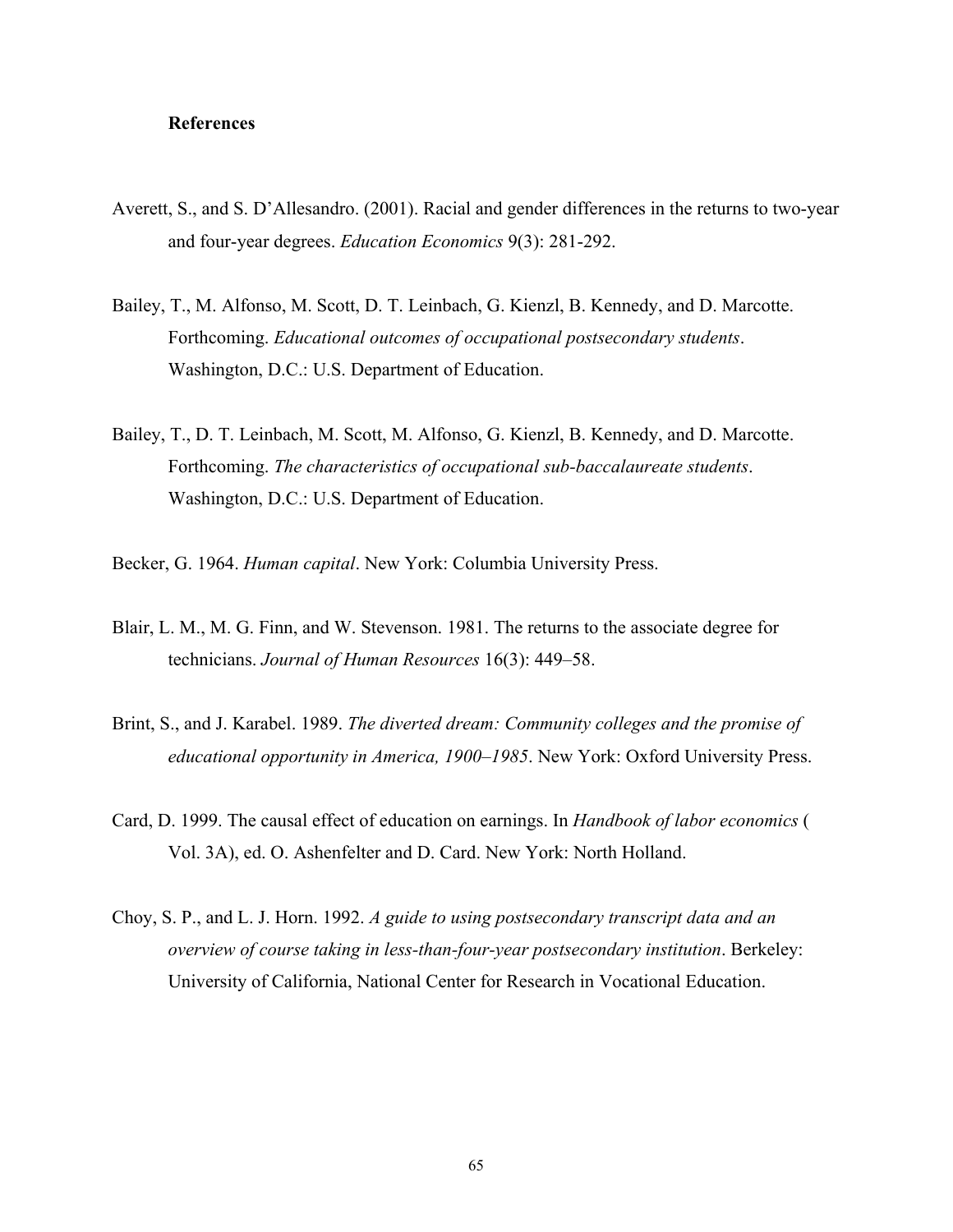# References

Averett, S., and S. D'Allesandro. (2001). Racial and gender differences in the returns to two-year and four-year degrees. *Education Economics* 9(3): 281-292.

Bailey, T., M. Alfonso, M. Scott, D. T. Leinbach, G. Kienzl, B. Kennedy, and D. Marcotte. Forthcoming. *Educational outcomes of occupational postsecondary students*. Washington, D.C.: U.S. Department of Education.

Bailey, T., D. T. Leinbach, M. Scott, M. Alfonso, G. Kienzl, B. Kennedy, and D. Marcotte. Forthcoming. *The characteristics of occupational sub-baccalaureate students*. Washington, D.C.: U.S. Department of Education.

Becker, G. 1964. *Human capital*. New York: Columbia University Press.

Blair, L. M., M. G. Finn, and W. Stevenson. 1981. The returns to the associate degree for technicians. *Journal of Human Resources* 16(3): 449–58.

Brint, S., and J. Karabel. 1989. *The diverted dream: Community colleges and the promise of educational opportunity in America, 1900–1985*. New York: Oxford University Press.

Card, D. 1999. The causal effect of education on earnings. In *Handbook of labor economics* ( Vol. 3A), ed. O. Ashenfelter and D. Card. New York: North Holland.

Choy, S. P., and L. J. Horn. 1992. *A guide to using postsecondary transcript data and an overview of course taking in less-than-four-year postsecondary institution*. Berkeley: University of California, National Center for Research in Vocational Education.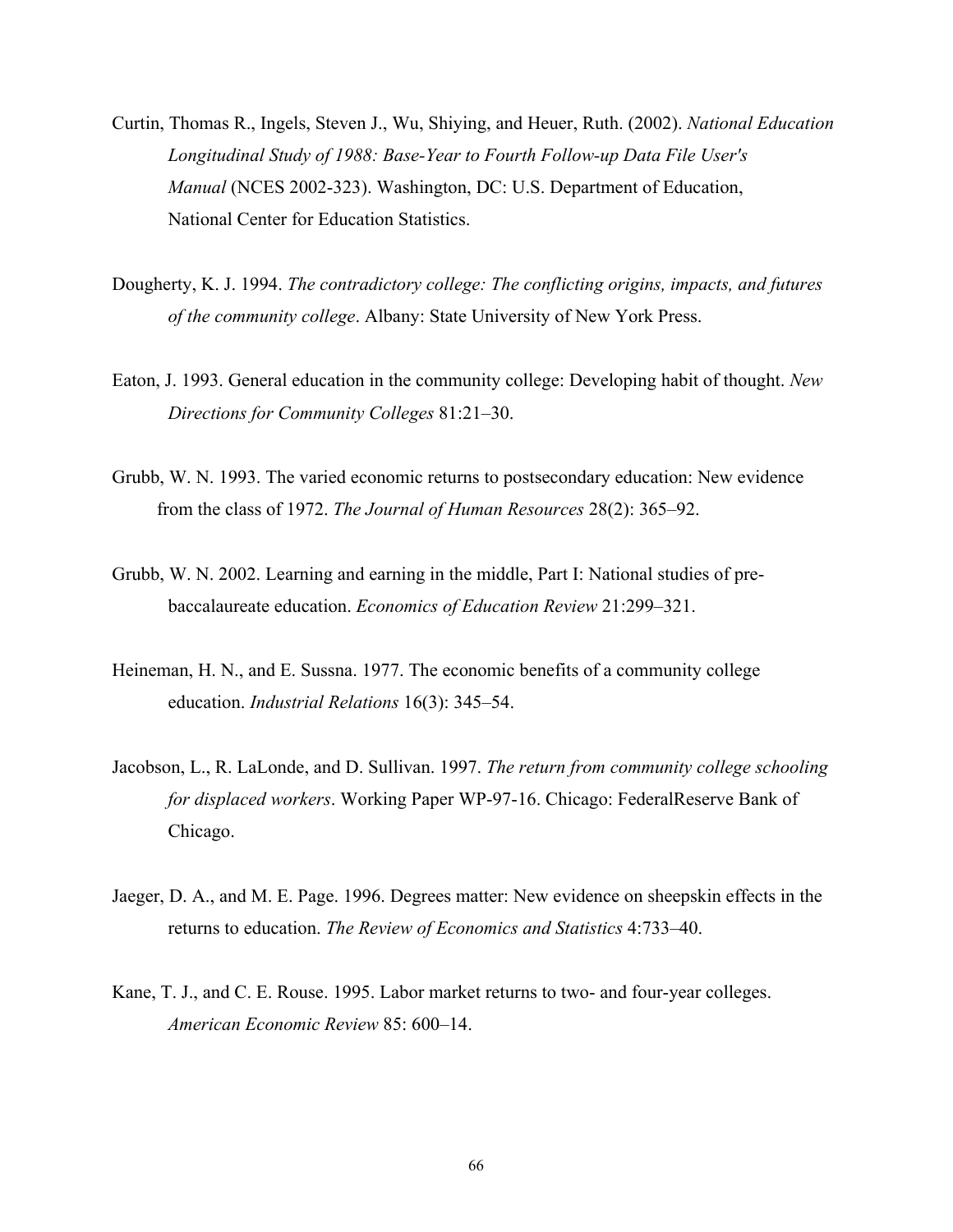Curtin, Thomas R., Ingels, Steven J., Wu, Shiying, and Heuer, Ruth. (2002). *National Education Longitudinal Study of 1988: Base-Year to Fourth Follow-up Data File User's Manual* (NCES 2002-323). Washington, DC: U.S. Department of Education, National Center for Education Statistics.

Dougherty, K. J. 1994. *The contradictory college: The conflicting origins, impacts, and futures of the community college*. Albany: State University of New York Press.

Eaton, J. 1993. General education in the community college: Developing habit of thought. *New Directions for Community Colleges* 81:21–30.

Grubb, W. N. 1993. The varied economic returns to postsecondary education: New evidence from the class of 1972. *The Journal of Human Resources* 28(2): 365–92.

Grubb, W. N. 2002. Learning and earning in the middle, Part I: National studies of pre-baccalaureate education. *Economics of Education Review* 21:299–321.

Heineman, H. N., and E. Sussna. 1977. The economic benefits of a community college education. *Industrial Relations* 16(3): 345–54.

Jacobson, L., R. LaLonde, and D. Sullivan. 1997. *The return from community college schooling for displaced workers*. Working Paper WP-97-16. Chicago: FederalReserve Bank of Chicago.

Jaeger, D. A., and M. E. Page. 1996. Degrees matter: New evidence on sheepskin effects in the returns to education. *The Review of Economics and Statistics* 4:733–40.

Kane, T. J., and C. E. Rouse. 1995. Labor market returns to two- and four-year colleges. *American Economic Review* 85: 600–14.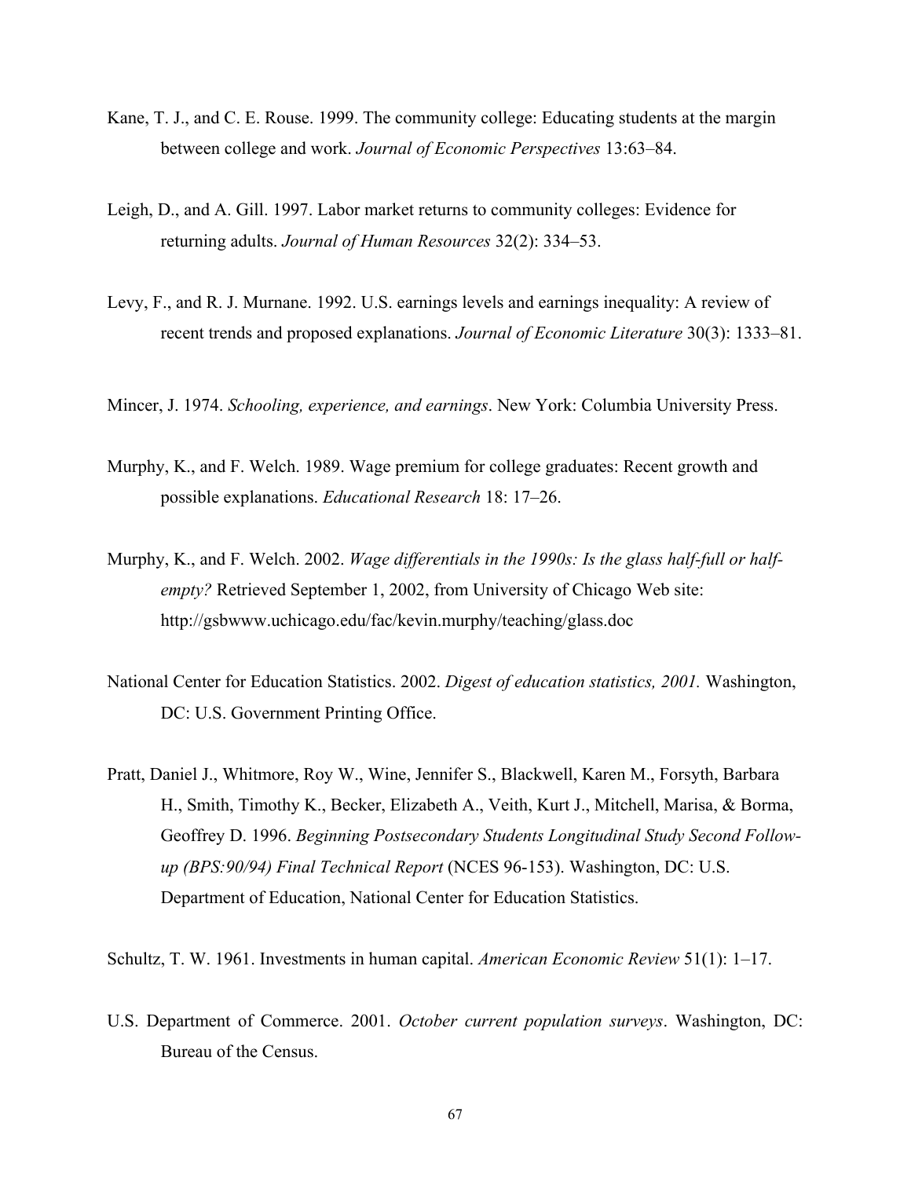Kane, T. J., and C. E. Rouse. 1999. The community college: Educating students at the margin between college and work. *Journal of Economic Perspectives* 13:63–84.

Leigh, D., and A. Gill. 1997. Labor market returns to community colleges: Evidence for returning adults. *Journal of Human Resources* 32(2): 334–53.

Levy, F., and R. J. Murnane. 1992. U.S. earnings levels and earnings inequality: A review of recent trends and proposed explanations. *Journal of Economic Literature* 30(3): 1333–81.

Mincer, J. 1974. *Schooling, experience, and earnings*. New York: Columbia University Press.

Murphy, K., and F. Welch. 1989. Wage premium for college graduates: Recent growth and possible explanations. *Educational Research* 18: 17–26.

Murphy, K., and F. Welch. 2002. *Wage differentials in the 1990s: Is the glass half-full or half-empty?* Retrieved September 1, 2002, from University of Chicago Web site: http://gsbwww.uchicago.edu/fac/kevin.murphy/teaching/glass.doc

National Center for Education Statistics. 2002. *Digest of education statistics, 2001.* Washington, DC: U.S. Government Printing Office.

Pratt, Daniel J., Whitmore, Roy W., Wine, Jennifer S., Blackwell, Karen M., Forsyth, Barbara H., Smith, Timothy K., Becker, Elizabeth A., Veith, Kurt J., Mitchell, Marisa, & Borma, Geoffrey D. 1996. *Beginning Postsecondary Students Longitudinal Study Second Follow-up (BPS:90/94) Final Technical Report* (NCES 96-153). Washington, DC: U.S. Department of Education, National Center for Education Statistics.

Schultz, T. W. 1961. Investments in human capital. *American Economic Review* 51(1): 1–17.

U.S. Department of Commerce. 2001. *October current population surveys*. Washington, DC: Bureau of the Census.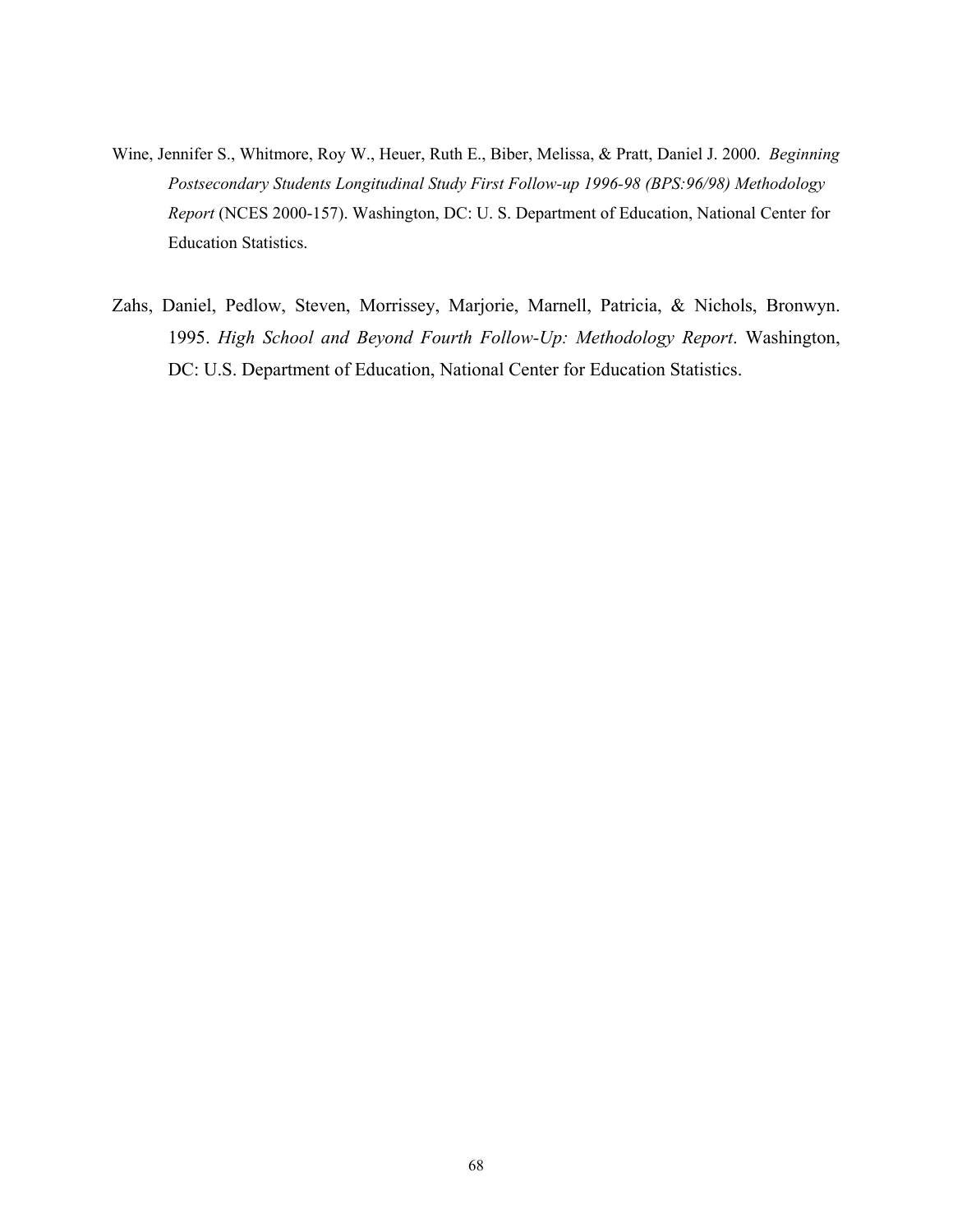Wine, Jennifer S., Whitmore, Roy W., Heuer, Ruth E., Biber, Melissa, & Pratt, Daniel J. 2000. *Beginning Postsecondary Students Longitudinal Study First Follow-up 1996-98 (BPS:96/98) Methodology Report* (NCES 2000-157). Washington, DC: U. S. Department of Education, National Center for Education Statistics.

Zahs, Daniel, Pedlow, Steven, Morrissey, Marjorie, Marnell, Patricia, & Nichols, Bronwyn. 1995. *High School and Beyond Fourth Follow-Up: Methodology Report*. Washington, DC: U.S. Department of Education, National Center for Education Statistics.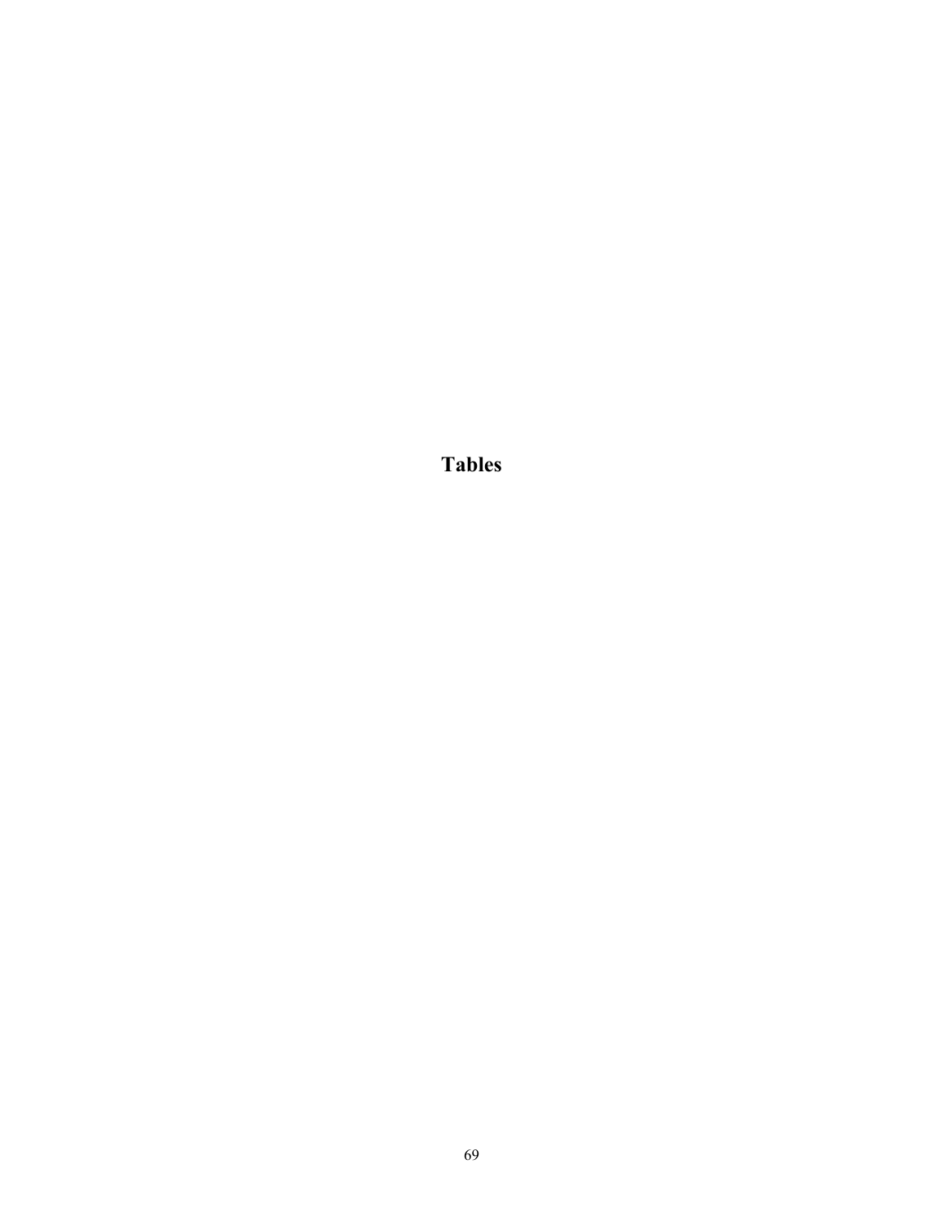# Tables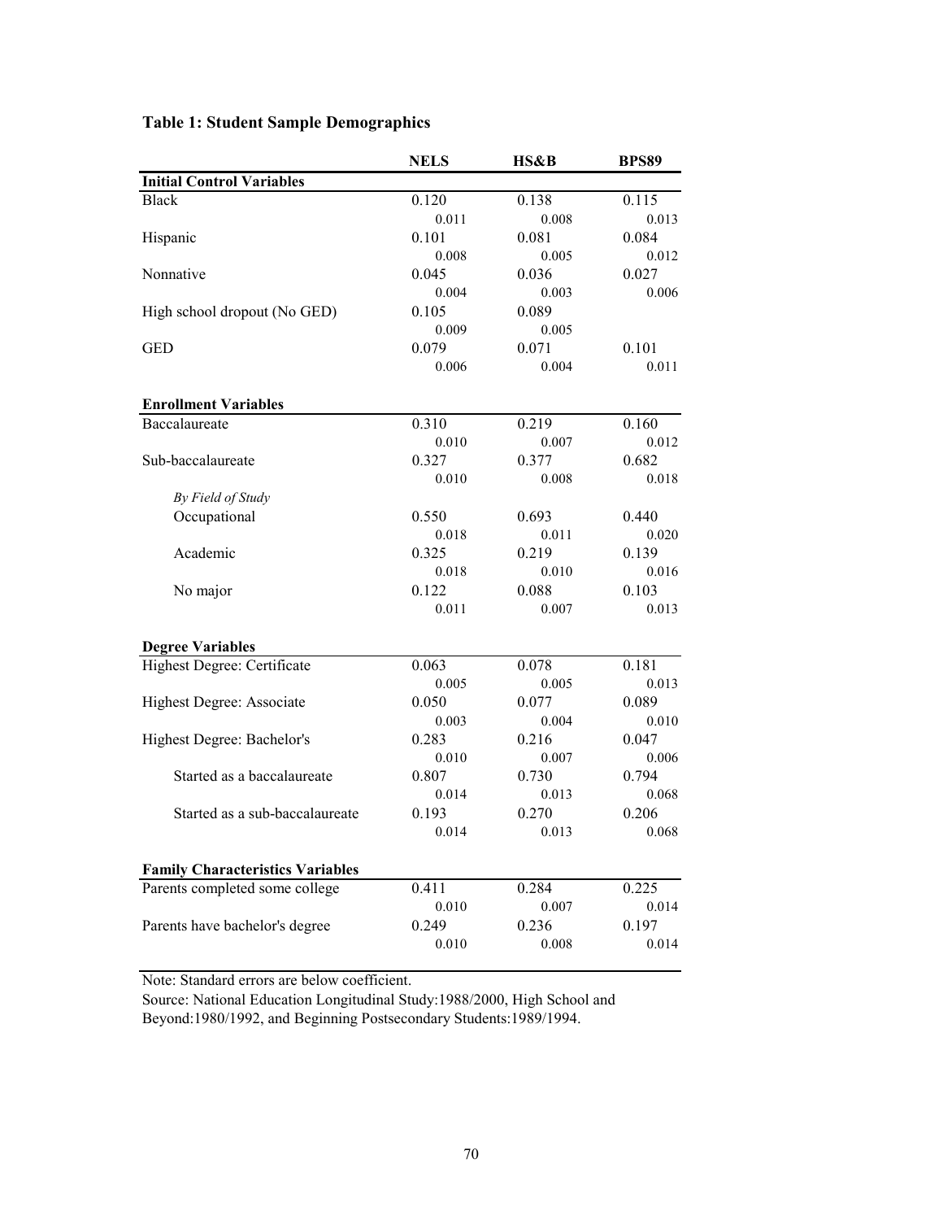**Table 1: Student Sample Demographics**

| | NELS | HS&B | BPS89 |
|---|---|---|---|
| **Initial Control Variables** | | | |
| Black | 0.120 | 0.138 | 0.115 |
| | 0.011 | 0.008 | 0.013 |
| Hispanic | 0.101 | 0.081 | 0.084 |
| | 0.008 | 0.005 | 0.012 |
| Nonnative | 0.045 | 0.036 | 0.027 |
| | 0.004 | 0.003 | 0.006 |
| High school dropout (No GED) | 0.105 | 0.089 | |
| | 0.009 | 0.005 | |
| GED | 0.079 | 0.071 | 0.101 |
| | 0.006 | 0.004 | 0.011 |
| **Enrollment Variables** | | | |
| Baccalaureate | 0.310 | 0.219 | 0.160 |
| | 0.010 | 0.007 | 0.012 |
| Sub-baccalaureate | 0.327 | 0.377 | 0.682 |
| | 0.010 | 0.008 | 0.018 |
| *By Field of Study* | | | |
| Occupational | 0.550 | 0.693 | 0.440 |
| | 0.018 | 0.011 | 0.020 |
| Academic | 0.325 | 0.219 | 0.139 |
| | 0.018 | 0.010 | 0.016 |
| No major | 0.122 | 0.088 | 0.103 |
| | 0.011 | 0.007 | 0.013 |
| **Degree Variables** | | | |
| Highest Degree: Certificate | 0.063 | 0.078 | 0.181 |
| | 0.005 | 0.005 | 0.013 |
| Highest Degree: Associate | 0.050 | 0.077 | 0.089 |
| | 0.003 | 0.004 | 0.010 |
| Highest Degree: Bachelor's | 0.283 | 0.216 | 0.047 |
| | 0.010 | 0.007 | 0.006 |
| Started as a baccalaureate | 0.807 | 0.730 | 0.794 |
| | 0.014 | 0.013 | 0.068 |
| Started as a sub-baccalaureate | 0.193 | 0.270 | 0.206 |
| | 0.014 | 0.013 | 0.068 |
| **Family Characteristics Variables** | | | |
| Parents completed some college | 0.411 | 0.284 | 0.225 |
| | 0.010 | 0.007 | 0.014 |
| Parents have bachelor's degree | 0.249 | 0.236 | 0.197 |
| | 0.010 | 0.008 | 0.014 |

Note: Standard errors are below coefficient.

Source: National Education Longitudinal Study:1988/2000, High School and Beyond:1980/1992, and Beginning Postsecondary Students:1989/1994.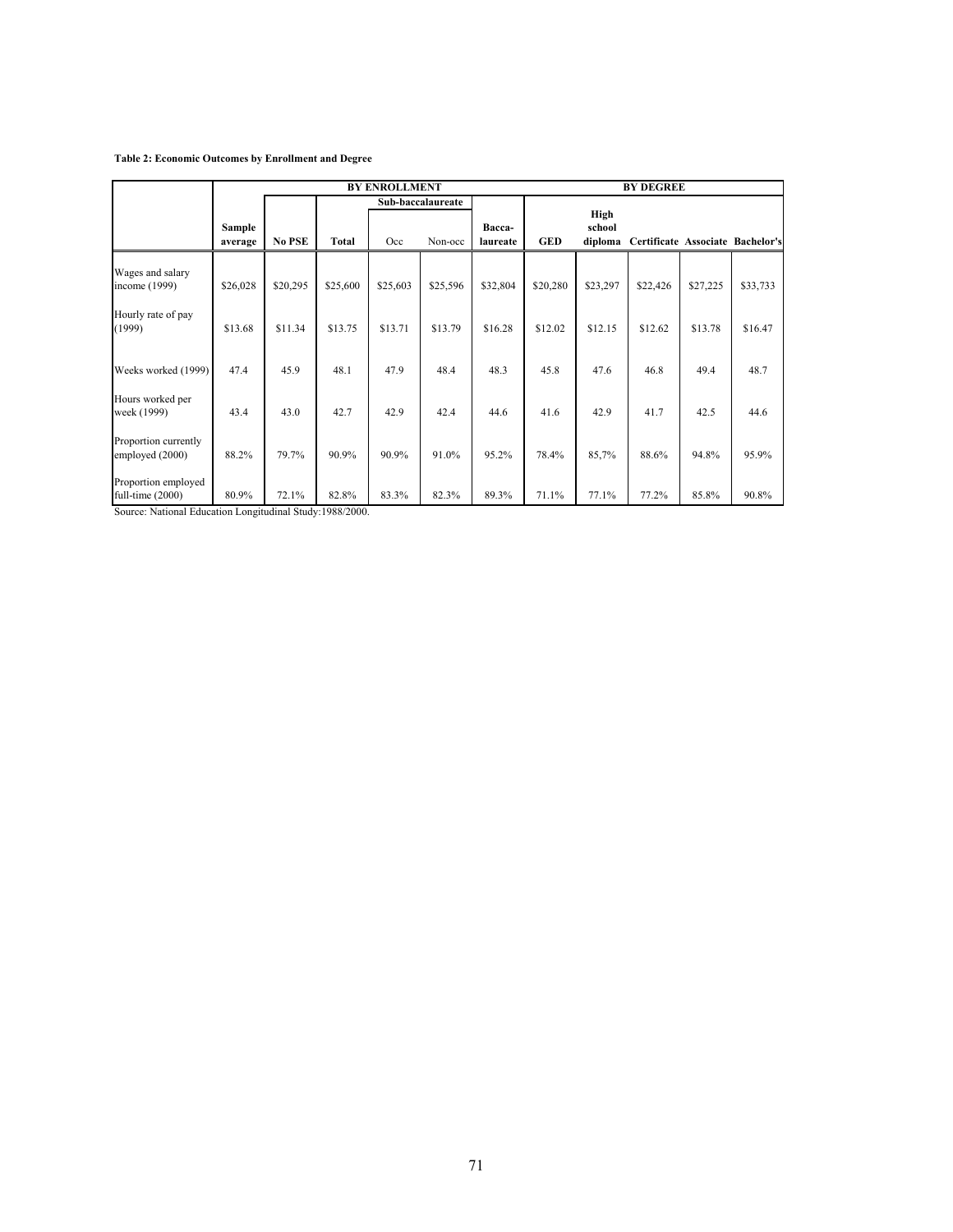**Table 2: Economic Outcomes by Enrollment and Degree**

| | BY ENROLLMENT | | | | | | BY DEGREE | | | | |
|---|---|---|---|---|---|---|---|---|---|---|---|
| | | | Sub-baccalaureate | | | | | | | | |
| | Sample average | No PSE | Total | Occ | Non-occ | Bacca-laureate | GED | High school diploma | Certificate | Associate | Bachelor's |
| Wages and salary income (1999) | $26,028 | $20,295 | $25,600 | $25,603 | $25,596 | $32,804 | $20,280 | $23,297 | $22,426 | $27,225 | $33,733 |
| Hourly rate of pay (1999) | $13.68 | $11.34 | $13.75 | $13.71 | $13.79 | $16.28 | $12.02 | $12.15 | $12.62 | $13.78 | $16.47 |
| Weeks worked (1999) | 47.4 | 45.9 | 48.1 | 47.9 | 48.4 | 48.3 | 45.8 | 47.6 | 46.8 | 49.4 | 48.7 |
| Hours worked per week (1999) | 43.4 | 43.0 | 42.7 | 42.9 | 42.4 | 44.6 | 41.6 | 42.9 | 41.7 | 42.5 | 44.6 |
| Proportion currently employed (2000) | 88.2% | 79.7% | 90.9% | 90.9% | 91.0% | 95.2% | 78.4% | 85,7% | 88.6% | 94.8% | 95.9% |
| Proportion employed full-time (2000) | 80.9% | 72.1% | 82.8% | 83.3% | 82.3% | 89.3% | 71.1% | 77.1% | 77.2% | 85.8% | 90.8% |

Source: National Education Longitudinal Study:1988/2000.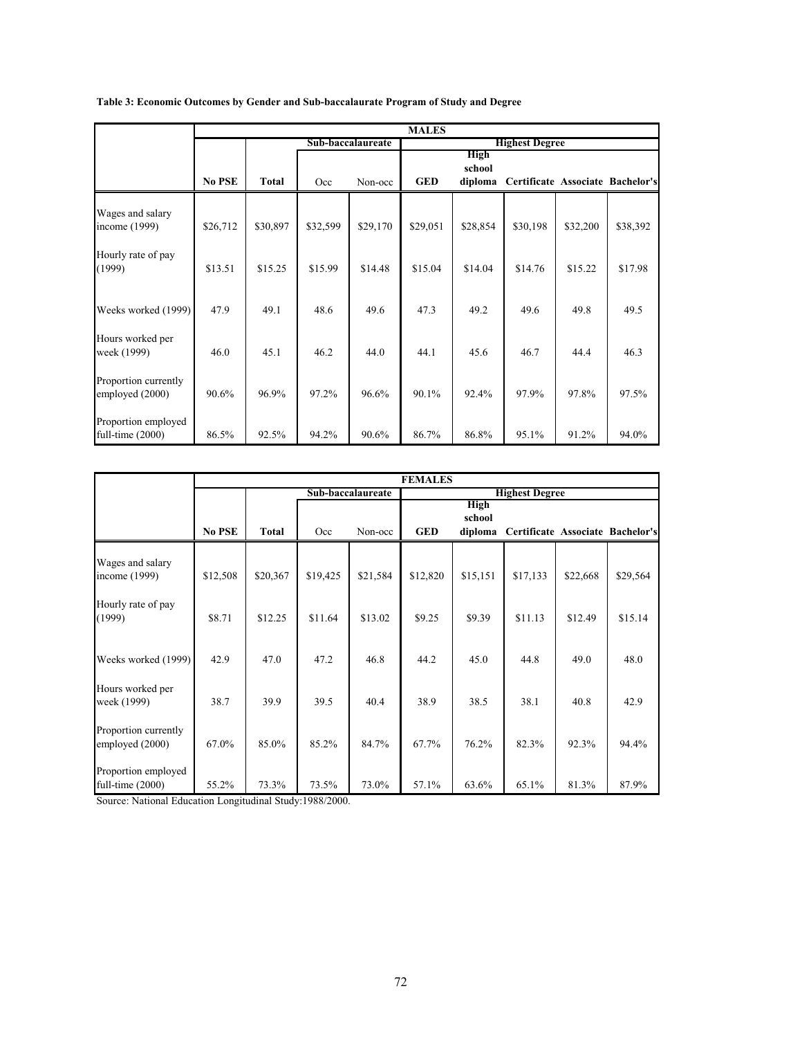**Table 3: Economic Outcomes by Gender and Sub-baccalaurate Program of Study and Degree**

| | MALES | | | | | | | | |
|---|---|---|---|---|---|---|---|---|---|
| | | | Sub-baccalaureate | | Highest Degree | | | | |
| | No PSE | Total | Occ | Non-occ | GED | High school diploma | Certificate | Associate | Bachelor's |
| Wages and salary income (1999) | $26,712 | $30,897 | $32,599 | $29,170 | $29,051 | $28,854 | $30,198 | $32,200 | $38,392 |
| Hourly rate of pay (1999) | $13.51 | $15.25 | $15.99 | $14.48 | $15.04 | $14.04 | $14.76 | $15.22 | $17.98 |
| Weeks worked (1999) | 47.9 | 49.1 | 48.6 | 49.6 | 47.3 | 49.2 | 49.6 | 49.8 | 49.5 |
| Hours worked per week (1999) | 46.0 | 45.1 | 46.2 | 44.0 | 44.1 | 45.6 | 46.7 | 44.4 | 46.3 |
| Proportion currently employed (2000) | 90.6% | 96.9% | 97.2% | 96.6% | 90.1% | 92.4% | 97.9% | 97.8% | 97.5% |
| Proportion employed full-time (2000) | 86.5% | 92.5% | 94.2% | 90.6% | 86.7% | 86.8% | 95.1% | 91.2% | 94.0% |

| | FEMALES | | | | | | | | |
|---|---|---|---|---|---|---|---|---|---|
| | | | Sub-baccalaureate | | Highest Degree | | | | |
| | No PSE | Total | Occ | Non-occ | GED | High school diploma | Certificate | Associate | Bachelor's |
| Wages and salary income (1999) | $12,508 | $20,367 | $19,425 | $21,584 | $12,820 | $15,151 | $17,133 | $22,668 | $29,564 |
| Hourly rate of pay (1999) | $8.71 | $12.25 | $11.64 | $13.02 | $9.25 | $9.39 | $11.13 | $12.49 | $15.14 |
| Weeks worked (1999) | 42.9 | 47.0 | 47.2 | 46.8 | 44.2 | 45.0 | 44.8 | 49.0 | 48.0 |
| Hours worked per week (1999) | 38.7 | 39.9 | 39.5 | 40.4 | 38.9 | 38.5 | 38.1 | 40.8 | 42.9 |
| Proportion currently employed (2000) | 67.0% | 85.0% | 85.2% | 84.7% | 67.7% | 76.2% | 82.3% | 92.3% | 94.4% |
| Proportion employed full-time (2000) | 55.2% | 73.3% | 73.5% | 73.0% | 57.1% | 63.6% | 65.1% | 81.3% | 87.9% |

Source: National Education Longitudinal Study:1988/2000.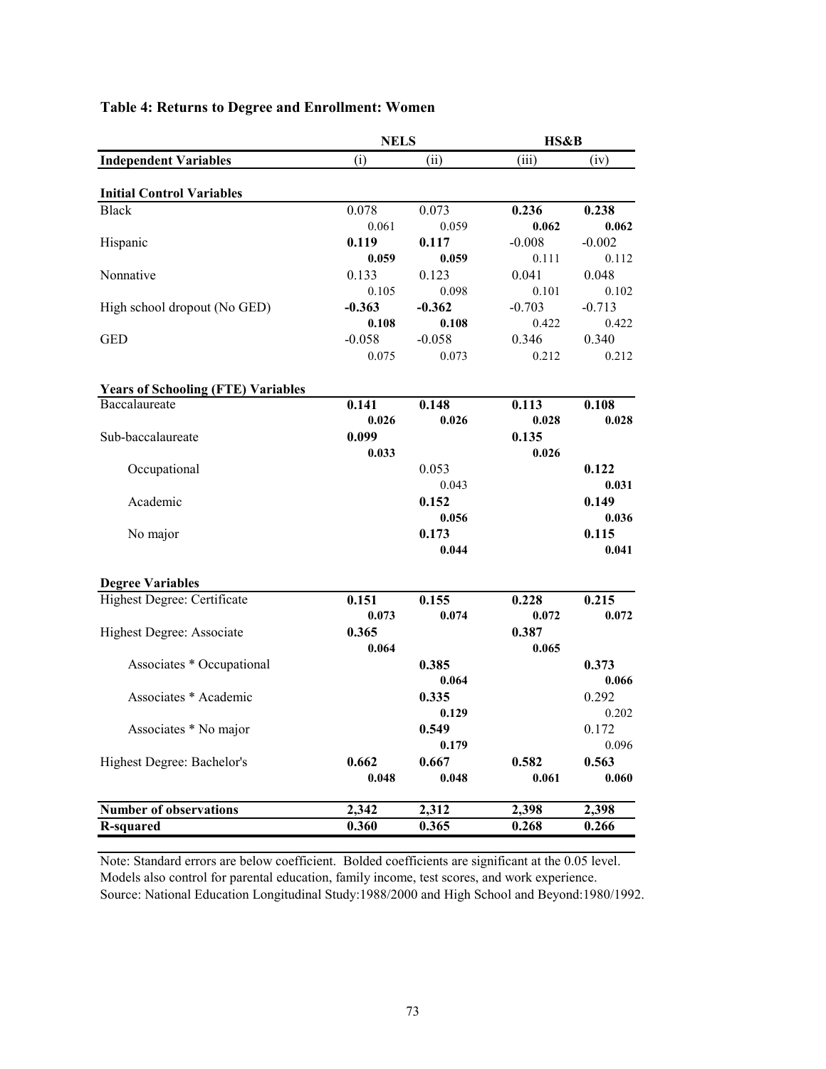**Table 4: Returns to Degree and Enrollment: Women**

| | NELS | | HS&B | |
|---|---|---|---|---|
| **Independent Variables** | (i) | (ii) | (iii) | (iv) |
| **Initial Control Variables** | | | | |
| Black | 0.078 | 0.073 | **0.236** | **0.238** |
| | 0.061 | 0.059 | **0.062** | **0.062** |
| Hispanic | **0.119** | **0.117** | -0.008 | -0.002 |
| | **0.059** | **0.059** | 0.111 | 0.112 |
| Nonnative | 0.133 | 0.123 | 0.041 | 0.048 |
| | 0.105 | 0.098 | 0.101 | 0.102 |
| High school dropout (No GED) | **-0.363** | **-0.362** | -0.703 | -0.713 |
| | **0.108** | **0.108** | 0.422 | 0.422 |
| GED | -0.058 | -0.058 | 0.346 | 0.340 |
| | 0.075 | 0.073 | 0.212 | 0.212 |
| **Years of Schooling (FTE) Variables** | | | | |
| Baccalaureate | **0.141** | **0.148** | **0.113** | **0.108** |
| | **0.026** | **0.026** | **0.028** | **0.028** |
| Sub-baccalaureate | **0.099** | | **0.135** | |
| | **0.033** | | **0.026** | |
| Occupational | | 0.053 | | **0.122** |
| | | 0.043 | | **0.031** |
| Academic | | **0.152** | | **0.149** |
| | | **0.056** | | **0.036** |
| No major | | **0.173** | | **0.115** |
| | | **0.044** | | **0.041** |
| **Degree Variables** | | | | |
| Highest Degree: Certificate | **0.151** | **0.155** | **0.228** | **0.215** |
| | **0.073** | **0.074** | **0.072** | **0.072** |
| Highest Degree: Associate | **0.365** | | **0.387** | |
| | **0.064** | | **0.065** | |
| Associates * Occupational | | **0.385** | | **0.373** |
| | | **0.064** | | **0.066** |
| Associates * Academic | | **0.335** | | 0.292 |
| | | **0.129** | | 0.202 |
| Associates * No major | | **0.549** | | 0.172 |
| | | **0.179** | | 0.096 |
| Highest Degree: Bachelor's | **0.662** | **0.667** | **0.582** | **0.563** |
| | **0.048** | **0.048** | **0.061** | **0.060** |
| **Number of observations** | **2,342** | **2,312** | **2,398** | **2,398** |
| **R-squared** | **0.360** | **0.365** | **0.268** | **0.266** |

Note: Standard errors are below coefficient. Bolded coefficients are significant at the 0.05 level.
Models also control for parental education, family income, test scores, and work experience.
Source: National Education Longitudinal Study:1988/2000 and High School and Beyond:1980/1992.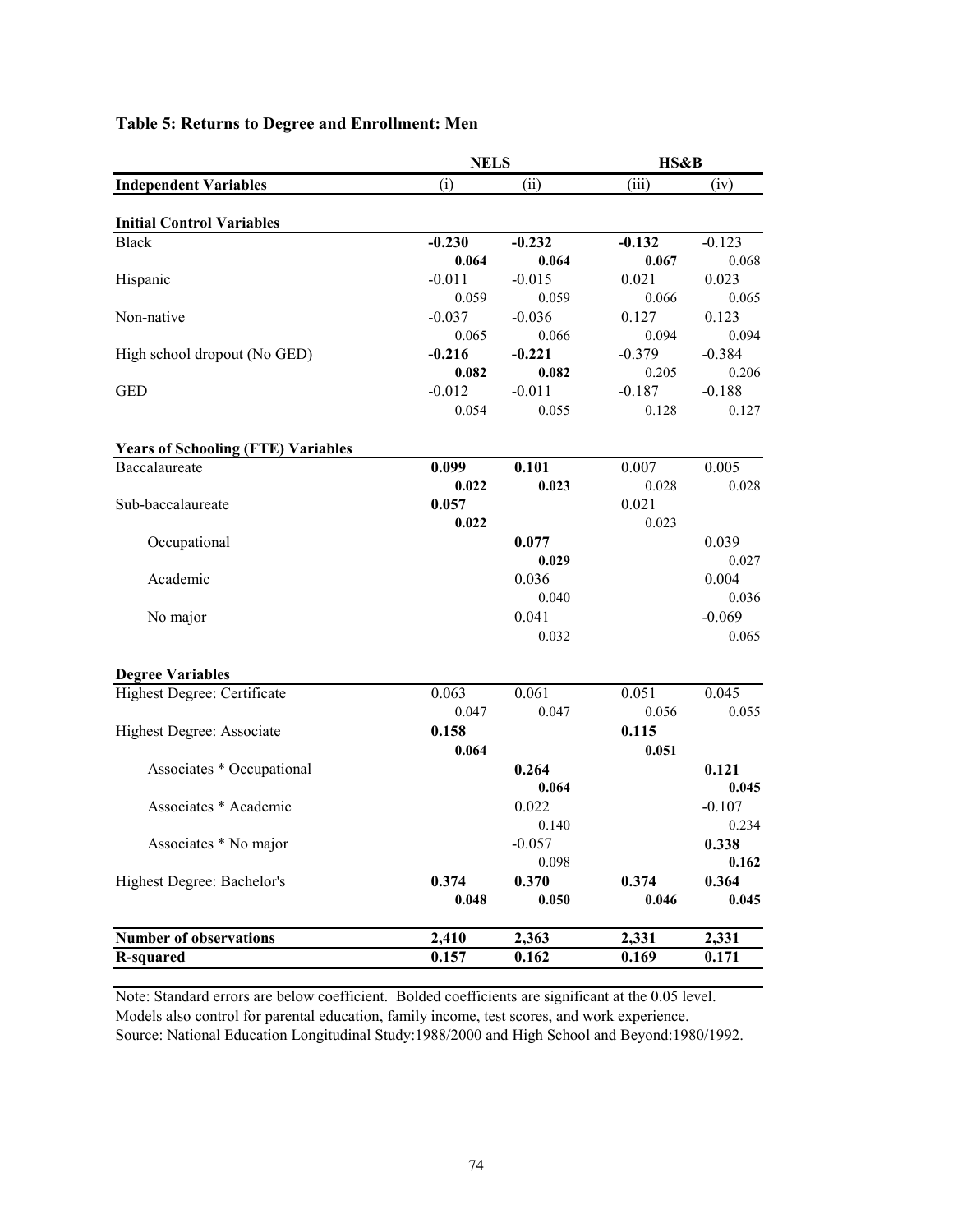## Table 5: Returns to Degree and Enrollment: Men

| | NELS | | HS&B | |
|---|---|---|---|---|
| **Independent Variables** | (i) | (ii) | (iii) | (iv) |
| **Initial Control Variables** | | | | |
| Black | **-0.230** | **-0.232** | **-0.132** | -0.123 |
| | **0.064** | **0.064** | **0.067** | 0.068 |
| Hispanic | -0.011 | -0.015 | 0.021 | 0.023 |
| | 0.059 | 0.059 | 0.066 | 0.065 |
| Non-native | -0.037 | -0.036 | 0.127 | 0.123 |
| | 0.065 | 0.066 | 0.094 | 0.094 |
| High school dropout (No GED) | **-0.216** | **-0.221** | -0.379 | -0.384 |
| | **0.082** | **0.082** | 0.205 | 0.206 |
| GED | -0.012 | -0.011 | -0.187 | -0.188 |
| | 0.054 | 0.055 | 0.128 | 0.127 |
| **Years of Schooling (FTE) Variables** | | | | |
| Baccalaureate | **0.099** | **0.101** | 0.007 | 0.005 |
| | **0.022** | **0.023** | 0.028 | 0.028 |
| Sub-baccalaureate | **0.057** | | 0.021 | |
| | **0.022** | | 0.023 | |
| Occupational | | **0.077** | | 0.039 |
| | | **0.029** | | 0.027 |
| Academic | | 0.036 | | 0.004 |
| | | 0.040 | | 0.036 |
| No major | | 0.041 | | -0.069 |
| | | 0.032 | | 0.065 |
| **Degree Variables** | | | | |
| Highest Degree: Certificate | 0.063 | 0.061 | 0.051 | 0.045 |
| | 0.047 | 0.047 | 0.056 | 0.055 |
| Highest Degree: Associate | **0.158** | | **0.115** | |
| | **0.064** | | **0.051** | |
| Associates * Occupational | | **0.264** | | **0.121** |
| | | **0.064** | | **0.045** |
| Associates * Academic | | 0.022 | | -0.107 |
| | | 0.140 | | 0.234 |
| Associates * No major | | -0.057 | | **0.338** |
| | | 0.098 | | **0.162** |
| Highest Degree: Bachelor's | **0.374** | **0.370** | **0.374** | **0.364** |
| | **0.048** | **0.050** | **0.046** | **0.045** |
| **Number of observations** | **2,410** | **2,363** | **2,331** | **2,331** |
| **R-squared** | **0.157** | **0.162** | **0.169** | **0.171** |

Note: Standard errors are below coefficient. Bolded coefficients are significant at the 0.05 level.
Models also control for parental education, family income, test scores, and work experience.
Source: National Education Longitudinal Study:1988/2000 and High School and Beyond:1980/1992.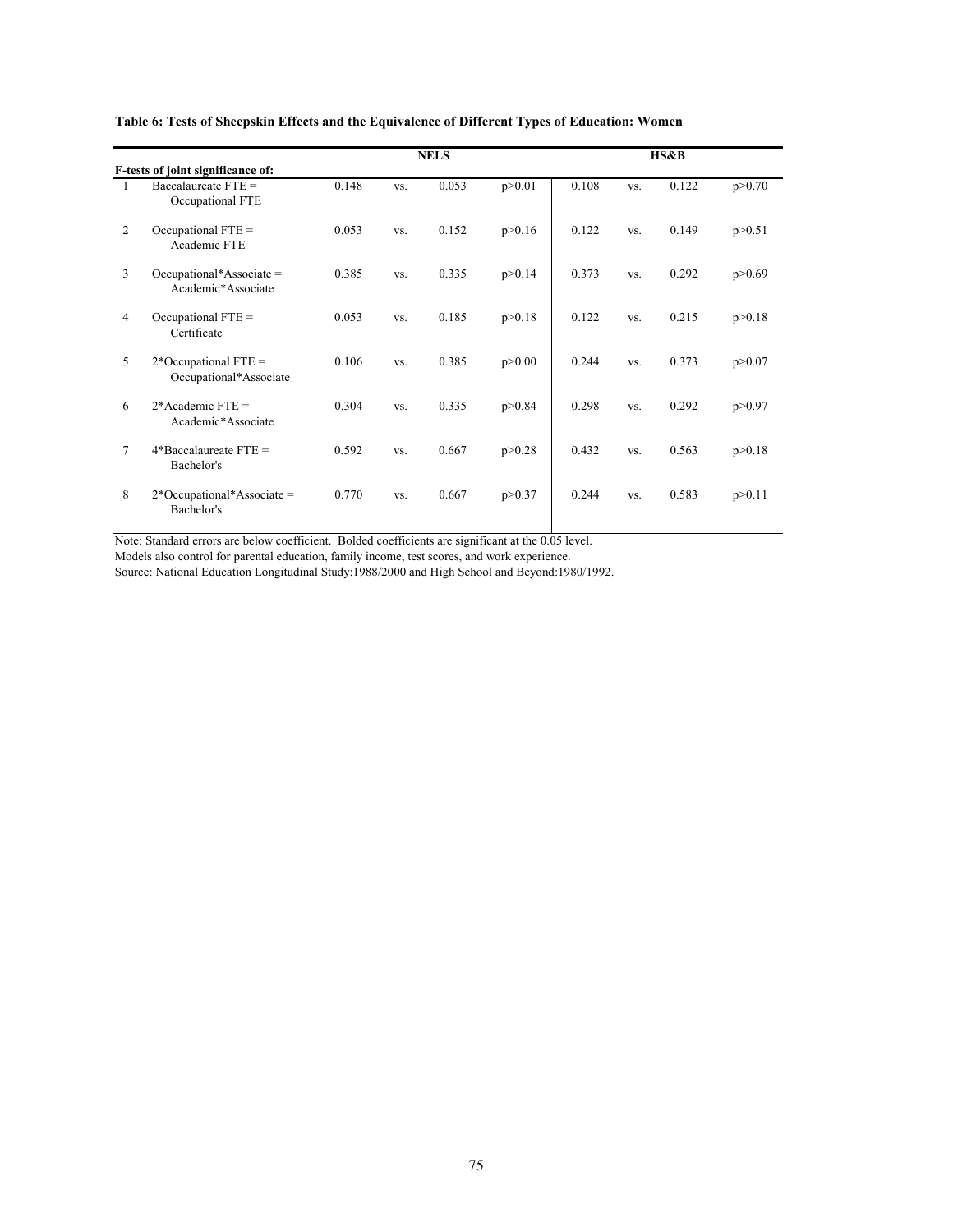**Table 6: Tests of Sheepskin Effects and the Equivalence of Different Types of Education: Women**

| | | NELS | | | | HS&B | | | |
|---|---|---|---|---|---|---|---|---|---|
| **F-tests of joint significance of:** | | | | | | | | | |
| 1 | Baccalaureate FTE = Occupational FTE | 0.148 | vs. | 0.053 | p>0.01 | 0.108 | vs. | 0.122 | p>0.70 |
| 2 | Occupational FTE = Academic FTE | 0.053 | vs. | 0.152 | p>0.16 | 0.122 | vs. | 0.149 | p>0.51 |
| 3 | Occupational*Associate = Academic*Associate | 0.385 | vs. | 0.335 | p>0.14 | 0.373 | vs. | 0.292 | p>0.69 |
| 4 | Occupational FTE = Certificate | 0.053 | vs. | 0.185 | p>0.18 | 0.122 | vs. | 0.215 | p>0.18 |
| 5 | 2*Occupational FTE = Occupational*Associate | 0.106 | vs. | 0.385 | p>0.00 | 0.244 | vs. | 0.373 | p>0.07 |
| 6 | 2*Academic FTE = Academic*Associate | 0.304 | vs. | 0.335 | p>0.84 | 0.298 | vs. | 0.292 | p>0.97 |
| 7 | 4*Baccalaureate FTE = Bachelor's | 0.592 | vs. | 0.667 | p>0.28 | 0.432 | vs. | 0.563 | p>0.18 |
| 8 | 2*Occupational*Associate = Bachelor's | 0.770 | vs. | 0.667 | p>0.37 | 0.244 | vs. | 0.583 | p>0.11 |

Note: Standard errors are below coefficient. Bolded coefficients are significant at the 0.05 level.
Models also control for parental education, family income, test scores, and work experience.
Source: National Education Longitudinal Study:1988/2000 and High School and Beyond:1980/1992.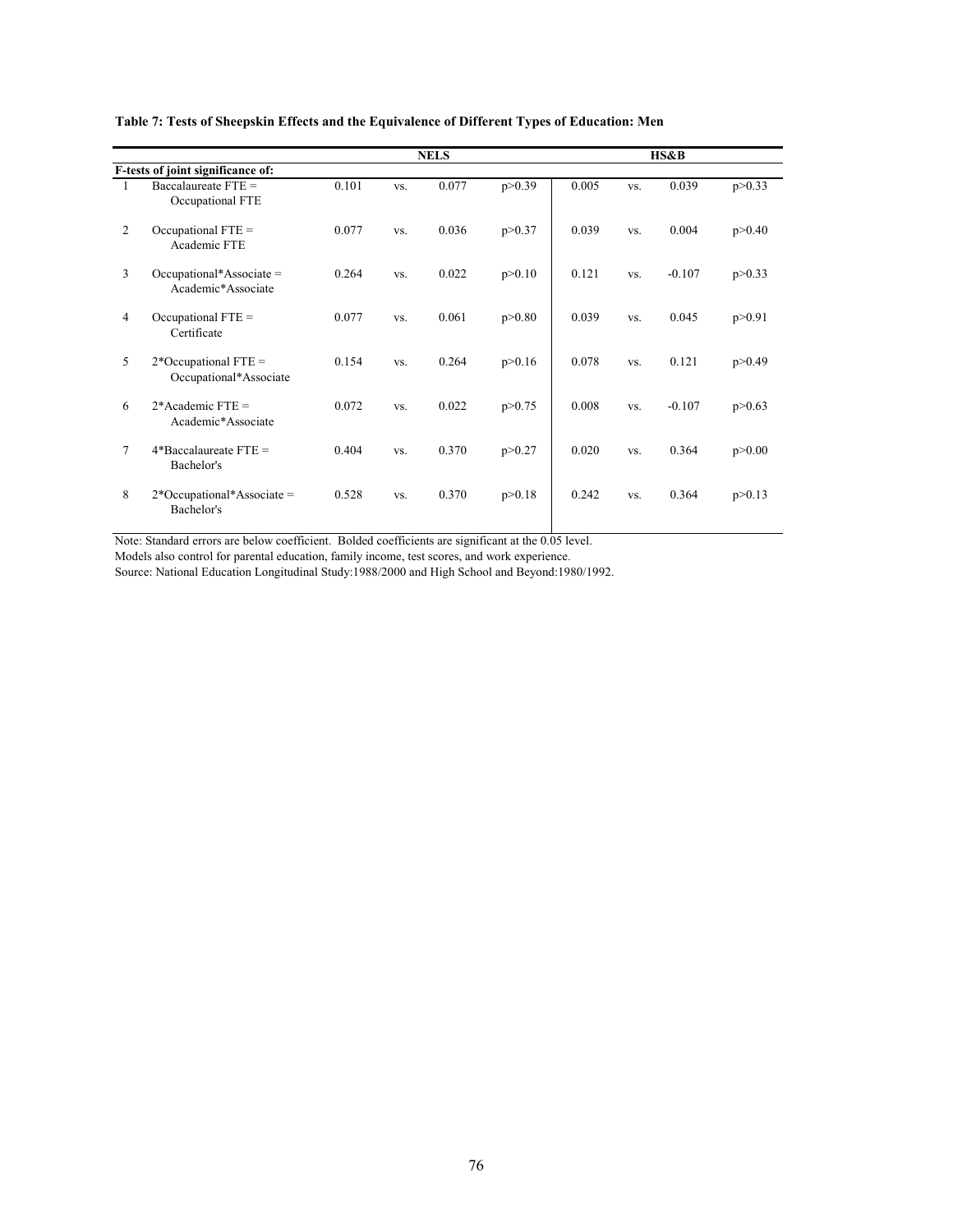**Table 7: Tests of Sheepskin Effects and the Equivalence of Different Types of Education: Men**

| | | NELS | | | | HS&B | | | |
|---|---|---|---|---|---|---|---|---|---|
| **F-tests of joint significance of:** | | | | | | | | | |
| 1 | Baccalaureate FTE = Occupational FTE | 0.101 | vs. | 0.077 | p>0.39 | 0.005 | vs. | 0.039 | p>0.33 |
| 2 | Occupational FTE = Academic FTE | 0.077 | vs. | 0.036 | p>0.37 | 0.039 | vs. | 0.004 | p>0.40 |
| 3 | Occupational*Associate = Academic*Associate | 0.264 | vs. | 0.022 | p>0.10 | 0.121 | vs. | -0.107 | p>0.33 |
| 4 | Occupational FTE = Certificate | 0.077 | vs. | 0.061 | p>0.80 | 0.039 | vs. | 0.045 | p>0.91 |
| 5 | 2*Occupational FTE = Occupational*Associate | 0.154 | vs. | 0.264 | p>0.16 | 0.078 | vs. | 0.121 | p>0.49 |
| 6 | 2*Academic FTE = Academic*Associate | 0.072 | vs. | 0.022 | p>0.75 | 0.008 | vs. | -0.107 | p>0.63 |
| 7 | 4*Baccalaureate FTE = Bachelor's | 0.404 | vs. | 0.370 | p>0.27 | 0.020 | vs. | 0.364 | p>0.00 |
| 8 | 2*Occupational*Associate = Bachelor's | 0.528 | vs. | 0.370 | p>0.18 | 0.242 | vs. | 0.364 | p>0.13 |

Note: Standard errors are below coefficient. Bolded coefficients are significant at the 0.05 level.
Models also control for parental education, family income, test scores, and work experience.
Source: National Education Longitudinal Study:1988/2000 and High School and Beyond:1980/1992.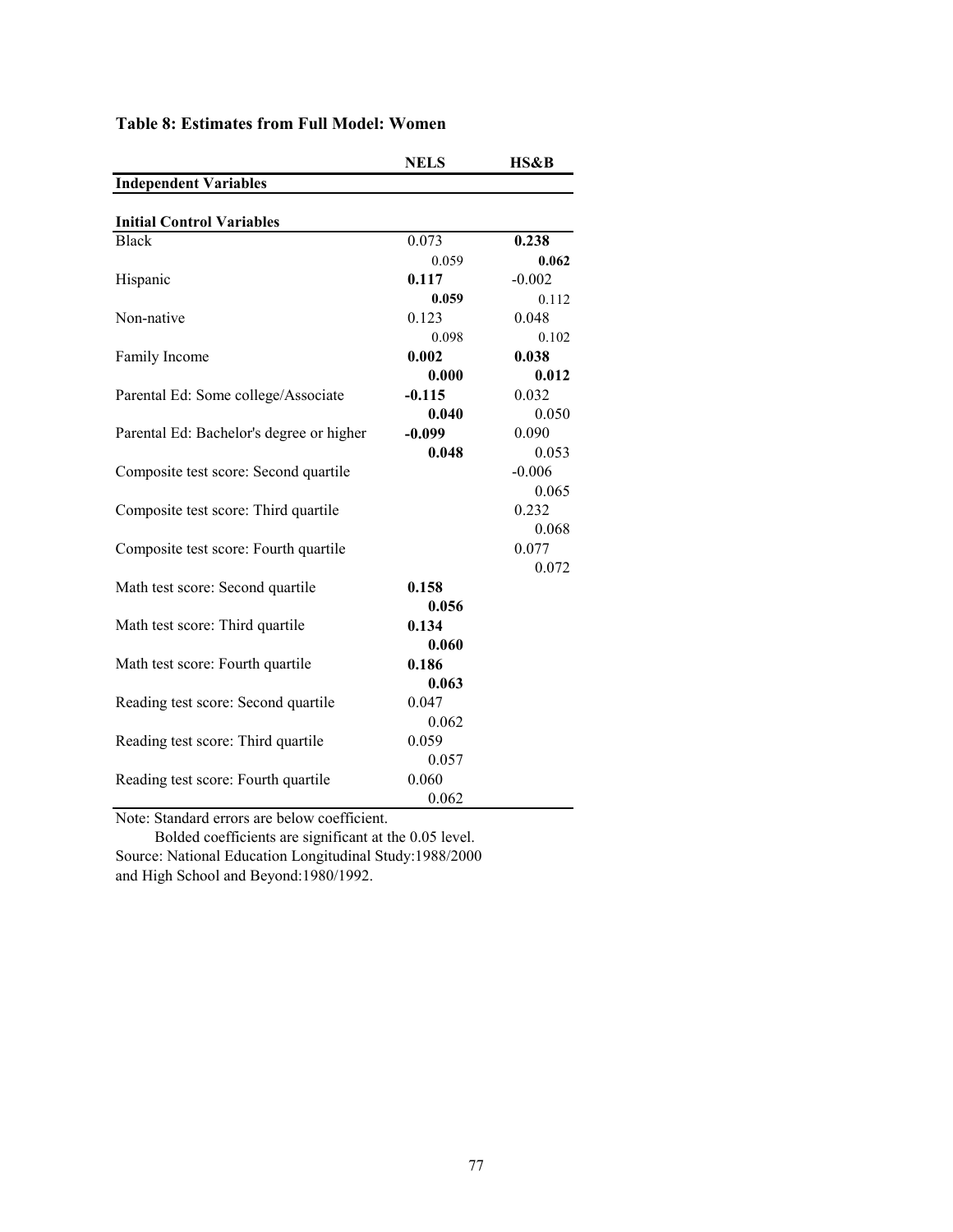**Table 8: Estimates from Full Model: Women**

| | NELS | HS&B |
|---|---|---|
| **Independent Variables** | | |
| | | |
| **Initial Control Variables** | | |
| Black | 0.073 | **0.238** |
| | 0.059 | **0.062** |
| Hispanic | **0.117** | -0.002 |
| | **0.059** | 0.112 |
| Non-native | 0.123 | 0.048 |
| | 0.098 | 0.102 |
| Family Income | **0.002** | **0.038** |
| | **0.000** | **0.012** |
| Parental Ed: Some college/Associate | **-0.115** | 0.032 |
| | **0.040** | 0.050 |
| Parental Ed: Bachelor's degree or higher | **-0.099** | 0.090 |
| | **0.048** | 0.053 |
| Composite test score: Second quartile | | -0.006 |
| | | 0.065 |
| Composite test score: Third quartile | | 0.232 |
| | | 0.068 |
| Composite test score: Fourth quartile | | 0.077 |
| | | 0.072 |
| Math test score: Second quartile | **0.158** | |
| | **0.056** | |
| Math test score: Third quartile | **0.134** | |
| | **0.060** | |
| Math test score: Fourth quartile | **0.186** | |
| | **0.063** | |
| Reading test score: Second quartile | 0.047 | |
| | 0.062 | |
| Reading test score: Third quartile | 0.059 | |
| | 0.057 | |
| Reading test score: Fourth quartile | 0.060 | |
| | 0.062 | |

Note: Standard errors are below coefficient.
Bolded coefficients are significant at the 0.05 level.
Source: National Education Longitudinal Study:1988/2000 and High School and Beyond:1980/1992.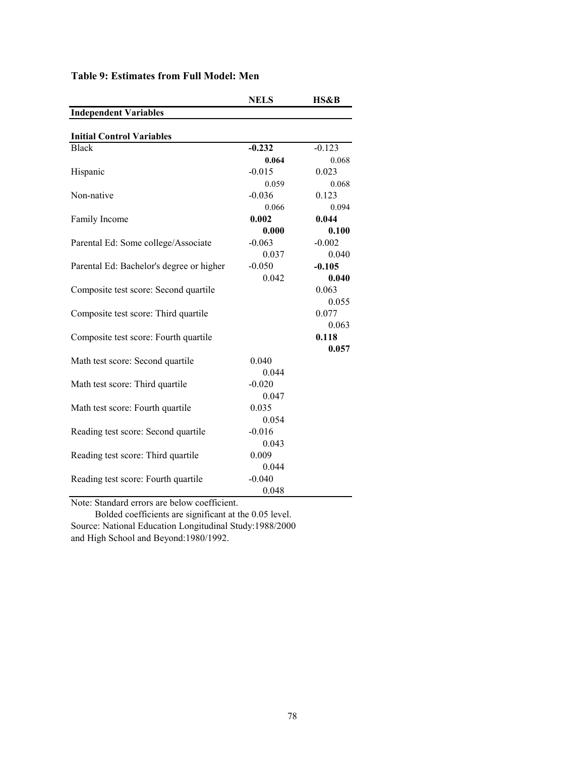**Table 9: Estimates from Full Model: Men**

| | NELS | HS&B |
|---|---|---|
| **Independent Variables** | | |
| **Initial Control Variables** | | |
| Black | **-0.232** | -0.123 |
| | **0.064** | 0.068 |
| Hispanic | -0.015 | 0.023 |
| | 0.059 | 0.068 |
| Non-native | -0.036 | 0.123 |
| | 0.066 | 0.094 |
| Family Income | **0.002** | **0.044** |
| | **0.000** | **0.100** |
| Parental Ed: Some college/Associate | -0.063 | -0.002 |
| | 0.037 | 0.040 |
| Parental Ed: Bachelor's degree or higher | -0.050 | **-0.105** |
| | 0.042 | **0.040** |
| Composite test score: Second quartile | | 0.063 |
| | | 0.055 |
| Composite test score: Third quartile | | 0.077 |
| | | 0.063 |
| Composite test score: Fourth quartile | | **0.118** |
| | | **0.057** |
| Math test score: Second quartile | 0.040 | |
| | 0.044 | |
| Math test score: Third quartile | -0.020 | |
| | 0.047 | |
| Math test score: Fourth quartile | 0.035 | |
| | 0.054 | |
| Reading test score: Second quartile | -0.016 | |
| | 0.043 | |
| Reading test score: Third quartile | 0.009 | |
| | 0.044 | |
| Reading test score: Fourth quartile | -0.040 | |
| | 0.048 | |

Note: Standard errors are below coefficient.
Bolded coefficients are significant at the 0.05 level.
Source: National Education Longitudinal Study:1988/2000 and High School and Beyond:1980/1992.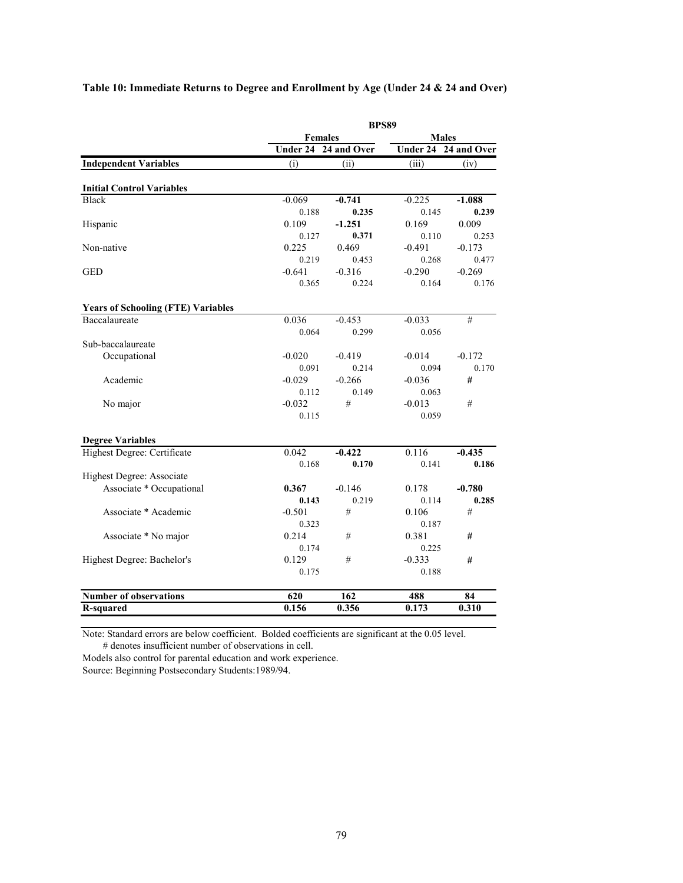**Table 10: Immediate Returns to Degree and Enrollment by Age (Under 24 & 24 and Over)**

| | BPS89 | | | |
|---|---|---|---|---|
| | Females | | Males | |
| | Under 24 | 24 and Over | Under 24 | 24 and Over |
| **Independent Variables** | (i) | (ii) | (iii) | (iv) |
| **Initial Control Variables** | | | | |
| Black | -0.069 | **-0.741** | -0.225 | **-1.088** |
| | 0.188 | **0.235** | 0.145 | **0.239** |
| Hispanic | 0.109 | **-1.251** | 0.169 | 0.009 |
| | 0.127 | **0.371** | 0.110 | 0.253 |
| Non-native | 0.225 | 0.469 | -0.491 | -0.173 |
| | 0.219 | 0.453 | 0.268 | 0.477 |
| GED | -0.641 | -0.316 | -0.290 | -0.269 |
| | 0.365 | 0.224 | 0.164 | 0.176 |
| **Years of Schooling (FTE) Variables** | | | | |
| Baccalaureate | 0.036 | -0.453 | -0.033 | # |
| | 0.064 | 0.299 | 0.056 | |
| Sub-baccalaureate | | | | |
| Occupational | -0.020 | -0.419 | -0.014 | -0.172 |
| | 0.091 | 0.214 | 0.094 | 0.170 |
| Academic | -0.029 | -0.266 | -0.036 | # |
| | 0.112 | 0.149 | 0.063 | |
| No major | -0.032 | # | -0.013 | # |
| | 0.115 | | 0.059 | |
| **Degree Variables** | | | | |
| Highest Degree: Certificate | 0.042 | **-0.422** | 0.116 | **-0.435** |
| | 0.168 | **0.170** | 0.141 | **0.186** |
| Highest Degree: Associate | | | | |
| Associate * Occupational | **0.367** | -0.146 | 0.178 | **-0.780** |
| | **0.143** | 0.219 | 0.114 | **0.285** |
| Associate * Academic | -0.501 | # | 0.106 | # |
| | 0.323 | | 0.187 | |
| Associate * No major | 0.214 | # | 0.381 | # |
| | 0.174 | | 0.225 | |
| Highest Degree: Bachelor's | 0.129 | # | -0.333 | # |
| | 0.175 | | 0.188 | |
| **Number of observations** | **620** | **162** | **488** | **84** |
| **R-squared** | **0.156** | **0.356** | **0.173** | **0.310** |

Note: Standard errors are below coefficient. Bolded coefficients are significant at the 0.05 level.
# denotes insufficient number of observations in cell.

Models also control for parental education and work experience.

Source: Beginning Postsecondary Students:1989/94.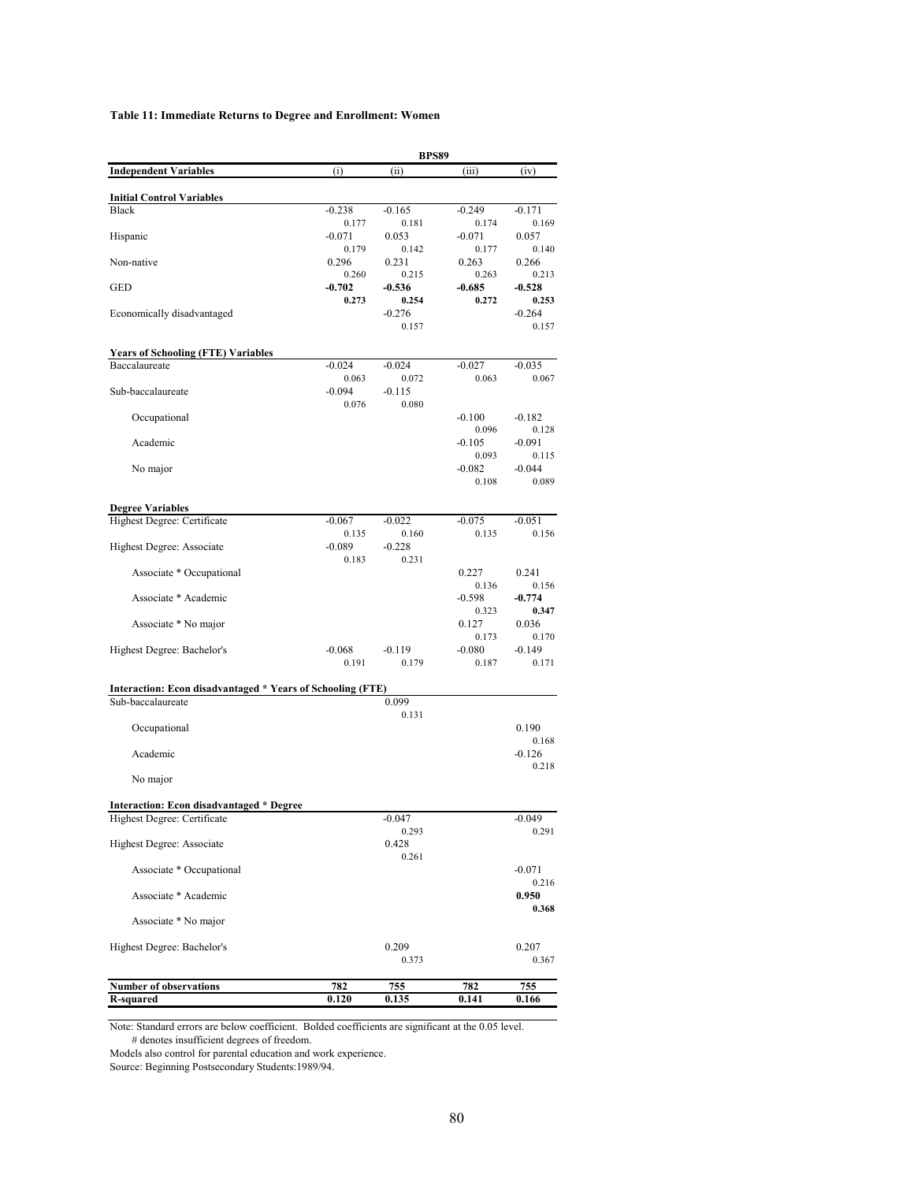**Table 11: Immediate Returns to Degree and Enrollment: Women**

| | BPS89 | | | |
|---|---|---|---|---|
| **Independent Variables** | (i) | (ii) | (iii) | (iv) |
| **Initial Control Variables** | | | | |
| Black | -0.238 | -0.165 | -0.249 | -0.171 |
| | 0.177 | 0.181 | 0.174 | 0.169 |
| Hispanic | -0.071 | 0.053 | -0.071 | 0.057 |
| | 0.179 | 0.142 | 0.177 | 0.140 |
| Non-native | 0.296 | 0.231 | 0.263 | 0.266 |
| | 0.260 | 0.215 | 0.263 | 0.213 |
| GED | **-0.702** | **-0.536** | **-0.685** | **-0.528** |
| | **0.273** | **0.254** | **0.272** | **0.253** |
| Economically disadvantaged | | -0.276 | | -0.264 |
| | | 0.157 | | 0.157 |
| **Years of Schooling (FTE) Variables** | | | | |
| Baccalaureate | -0.024 | -0.024 | -0.027 | -0.035 |
| | 0.063 | 0.072 | 0.063 | 0.067 |
| Sub-baccalaureate | -0.094 | -0.115 | | |
| | 0.076 | 0.080 | | |
| Occupational | | | -0.100 | -0.182 |
| | | | 0.096 | 0.128 |
| Academic | | | -0.105 | -0.091 |
| | | | 0.093 | 0.115 |
| No major | | | -0.082 | -0.044 |
| | | | 0.108 | 0.089 |
| **Degree Variables** | | | | |
| Highest Degree: Certificate | -0.067 | -0.022 | -0.075 | -0.051 |
| | 0.135 | 0.160 | 0.135 | 0.156 |
| Highest Degree: Associate | -0.089 | -0.228 | | |
| | 0.183 | 0.231 | | |
| Associate * Occupational | | | 0.227 | 0.241 |
| | | | 0.136 | 0.156 |
| Associate * Academic | | | -0.598 | **-0.774** |
| | | | 0.323 | **0.347** |
| Associate * No major | | | 0.127 | 0.036 |
| | | | 0.173 | 0.170 |
| Highest Degree: Bachelor's | -0.068 | -0.119 | -0.080 | -0.149 |
| | 0.191 | 0.179 | 0.187 | 0.171 |
| **Interaction: Econ disadvantaged * Years of Schooling (FTE)** | | | | |
| Sub-baccalaureate | | 0.099 | | |
| | | 0.131 | | |
| Occupational | | | | 0.190 |
| | | | | 0.168 |
| Academic | | | | -0.126 |
| | | | | 0.218 |
| No major | | | | |
| **Interaction: Econ disadvantaged * Degree** | | | | |
| Highest Degree: Certificate | | -0.047 | | -0.049 |
| | | 0.293 | | 0.291 |
| Highest Degree: Associate | | 0.428 | | |
| | | 0.261 | | |
| Associate * Occupational | | | | -0.071 |
| | | | | 0.216 |
| Associate * Academic | | | | **0.950** |
| | | | | **0.368** |
| Associate * No major | | | | |
| Highest Degree: Bachelor's | | 0.209 | | 0.207 |
| | | 0.373 | | 0.367 |
| **Number of observations** | 782 | 755 | 782 | 755 |
| **R-squared** | 0.120 | 0.135 | 0.141 | 0.166 |

Note: Standard errors are below coefficient. Bolded coefficients are significant at the 0.05 level.
# denotes insufficient degrees of freedom.
Models also control for parental education and work experience.
Source: Beginning Postsecondary Students:1989/94.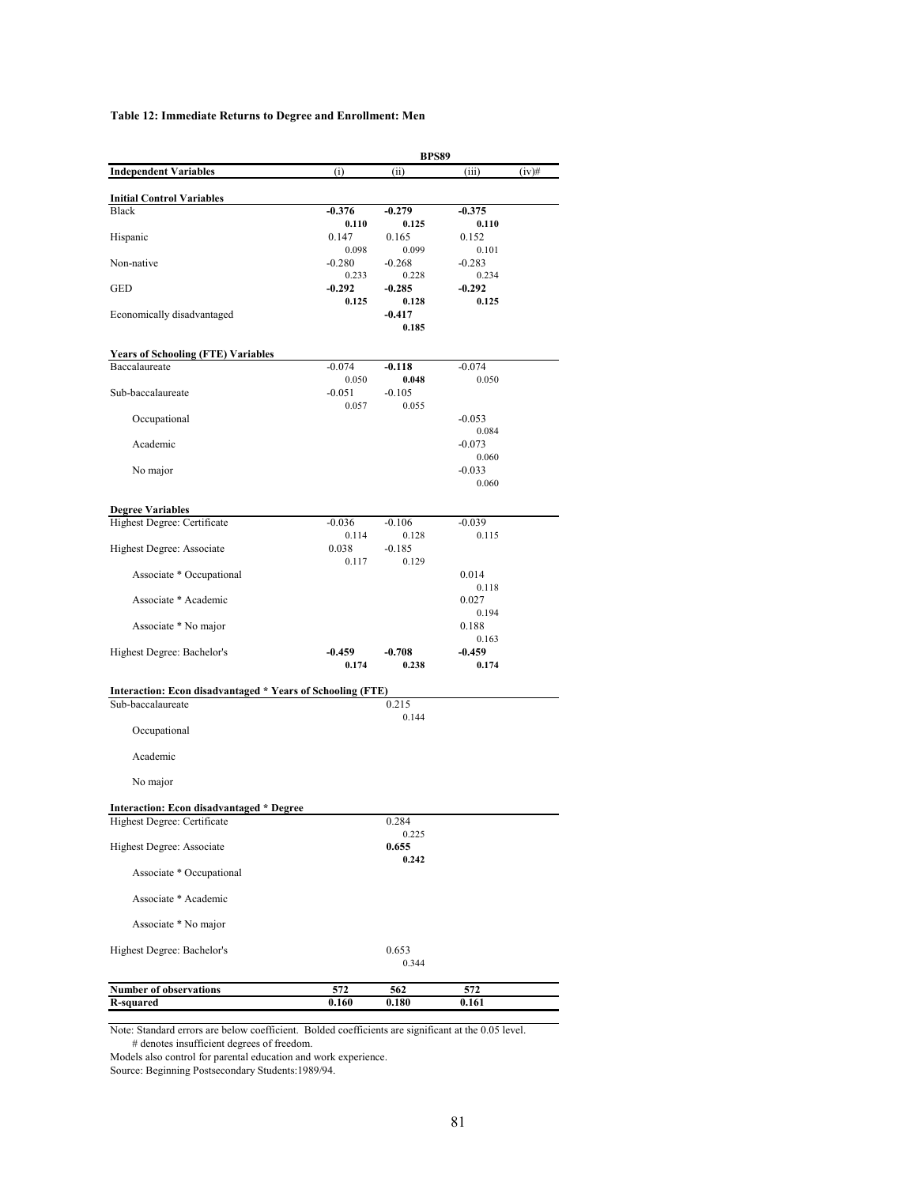**Table 12: Immediate Returns to Degree and Enrollment: Men**

| | BPS89 | | | |
|---|---|---|---|---|
| **Independent Variables** | (i) | (ii) | (iii) | (iv)# |
| **Initial Control Variables** | | | | |
| Black | **-0.376** | **-0.279** | **-0.375** | |
| | **0.110** | **0.125** | **0.110** | |
| Hispanic | 0.147 | 0.165 | 0.152 | |
| | 0.098 | 0.099 | 0.101 | |
| Non-native | -0.280 | -0.268 | -0.283 | |
| | 0.233 | 0.228 | 0.234 | |
| GED | **-0.292** | **-0.285** | **-0.292** | |
| | **0.125** | **0.128** | **0.125** | |
| Economically disadvantaged | | **-0.417** | | |
| | | **0.185** | | |
| **Years of Schooling (FTE) Variables** | | | | |
| Baccalaureate | -0.074 | **-0.118** | -0.074 | |
| | 0.050 | **0.048** | 0.050 | |
| Sub-baccalaureate | -0.051 | -0.105 | | |
| | 0.057 | 0.055 | | |
| Occupational | | | -0.053 | |
| | | | 0.084 | |
| Academic | | | -0.073 | |
| | | | 0.060 | |
| No major | | | -0.033 | |
| | | | 0.060 | |
| **Degree Variables** | | | | |
| Highest Degree: Certificate | -0.036 | -0.106 | -0.039 | |
| | 0.114 | 0.128 | 0.115 | |
| Highest Degree: Associate | 0.038 | -0.185 | | |
| | 0.117 | 0.129 | | |
| Associate * Occupational | | | 0.014 | |
| | | | 0.118 | |
| Associate * Academic | | | 0.027 | |
| | | | 0.194 | |
| Associate * No major | | | 0.188 | |
| | | | 0.163 | |
| Highest Degree: Bachelor's | **-0.459** | **-0.708** | **-0.459** | |
| | **0.174** | **0.238** | **0.174** | |
| **Interaction: Econ disadvantaged * Years of Schooling (FTE)** | | | | |
| Sub-baccalaureate | | 0.215 | | |
| | | 0.144 | | |
| Occupational | | | | |
| Academic | | | | |
| No major | | | | |
| **Interaction: Econ disadvantaged * Degree** | | | | |
| Highest Degree: Certificate | | 0.284 | | |
| | | 0.225 | | |
| Highest Degree: Associate | | **0.655** | | |
| | | **0.242** | | |
| Associate * Occupational | | | | |
| Associate * Academic | | | | |
| Associate * No major | | | | |
| Highest Degree: Bachelor's | | 0.653 | | |
| | | 0.344 | | |
| **Number of observations** | **572** | **562** | **572** | |
| **R-squared** | **0.160** | **0.180** | **0.161** | |

Note: Standard errors are below coefficient. Bolded coefficients are significant at the 0.05 level.
# denotes insufficient degrees of freedom.
Models also control for parental education and work experience.
Source: Beginning Postsecondary Students:1989/94.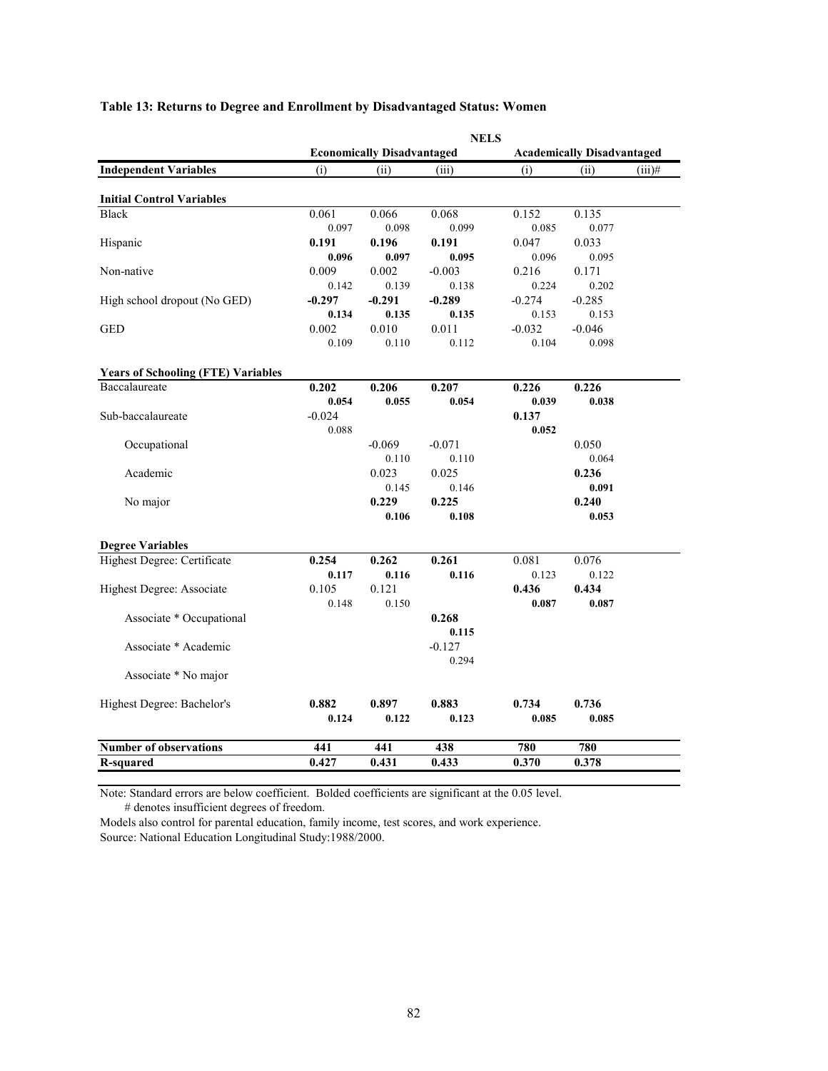**Table 13: Returns to Degree and Enrollment by Disadvantaged Status: Women**

| | NELS | | | | | |
|---|---|---|---|---|---|---|
| | Economically Disadvantaged | | | Academically Disadvantaged | | |
| **Independent Variables** | (i) | (ii) | (iii) | (i) | (ii) | (iii)# |
| **Initial Control Variables** | | | | | | |
| Black | 0.061 | 0.066 | 0.068 | 0.152 | 0.135 | |
| | 0.097 | 0.098 | 0.099 | 0.085 | 0.077 | |
| Hispanic | **0.191** | **0.196** | **0.191** | 0.047 | 0.033 | |
| | **0.096** | **0.097** | **0.095** | 0.096 | 0.095 | |
| Non-native | 0.009 | 0.002 | -0.003 | 0.216 | 0.171 | |
| | 0.142 | 0.139 | 0.138 | 0.224 | 0.202 | |
| High school dropout (No GED) | **-0.297** | **-0.291** | **-0.289** | -0.274 | -0.285 | |
| | **0.134** | **0.135** | **0.135** | 0.153 | 0.153 | |
| GED | 0.002 | 0.010 | 0.011 | -0.032 | -0.046 | |
| | 0.109 | 0.110 | 0.112 | 0.104 | 0.098 | |
| **Years of Schooling (FTE) Variables** | | | | | | |
| Baccalaureate | **0.202** | **0.206** | **0.207** | **0.226** | **0.226** | |
| | **0.054** | **0.055** | **0.054** | **0.039** | **0.038** | |
| Sub-baccalaureate | -0.024 | | | **0.137** | | |
| | 0.088 | | | **0.052** | | |
| Occupational | | -0.069 | -0.071 | | 0.050 | |
| | | 0.110 | 0.110 | | 0.064 | |
| Academic | | 0.023 | 0.025 | | **0.236** | |
| | | 0.145 | 0.146 | | **0.091** | |
| No major | | **0.229** | **0.225** | | **0.240** | |
| | | **0.106** | **0.108** | | **0.053** | |
| **Degree Variables** | | | | | | |
| Highest Degree: Certificate | **0.254** | **0.262** | **0.261** | 0.081 | 0.076 | |
| | **0.117** | **0.116** | **0.116** | 0.123 | 0.122 | |
| Highest Degree: Associate | 0.105 | 0.121 | | **0.436** | **0.434** | |
| | 0.148 | 0.150 | | **0.087** | **0.087** | |
| Associate * Occupational | | | **0.268** | | | |
| | | | **0.115** | | | |
| Associate * Academic | | | -0.127 | | | |
| | | | 0.294 | | | |
| Associate * No major | | | | | | |
| Highest Degree: Bachelor's | **0.882** | **0.897** | **0.883** | **0.734** | **0.736** | |
| | **0.124** | **0.122** | **0.123** | **0.085** | **0.085** | |
| **Number of observations** | **441** | **441** | **438** | **780** | **780** | |
| **R-squared** | **0.427** | **0.431** | **0.433** | **0.370** | **0.378** | |

Note: Standard errors are below coefficient. Bolded coefficients are significant at the 0.05 level.
# denotes insufficient degrees of freedom.
Models also control for parental education, family income, test scores, and work experience.
Source: National Education Longitudinal Study:1988/2000.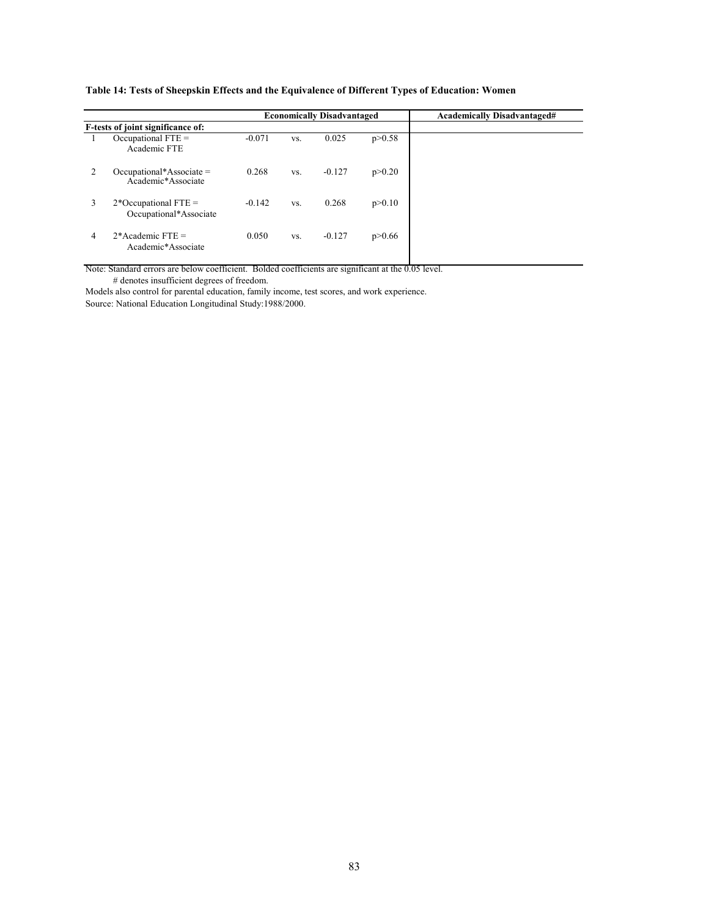**Table 14: Tests of Sheepskin Effects and the Equivalence of Different Types of Education: Women**

| | | Economically Disadvantaged | | | | Academically Disadvantaged# |
|---|---|---|---|---|---|---|
| **F-tests of joint significance of:** | | | | | | |
| 1 | Occupational FTE = Academic FTE | -0.071 | vs. | 0.025 | p>0.58 | |
| 2 | Occupational*Associate = Academic*Associate | 0.268 | vs. | -0.127 | p>0.20 | |
| 3 | 2*Occupational FTE = Occupational*Associate | -0.142 | vs. | 0.268 | p>0.10 | |
| 4 | 2*Academic FTE = Academic*Associate | 0.050 | vs. | -0.127 | p>0.66 | |

Note: Standard errors are below coefficient. Bolded coefficients are significant at the 0.05 level.
# denotes insufficient degrees of freedom.
Models also control for parental education, family income, test scores, and work experience.
Source: National Education Longitudinal Study:1988/2000.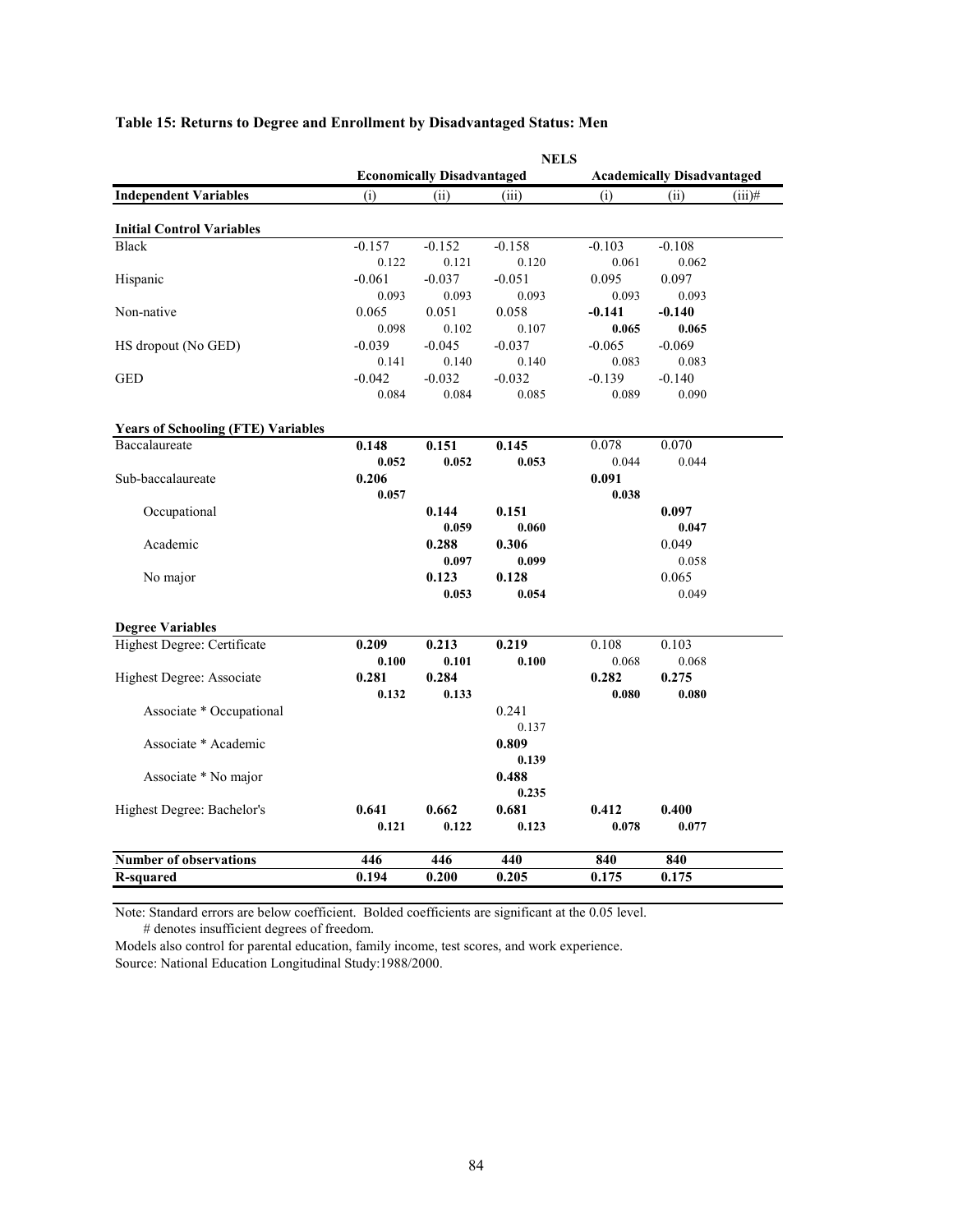**Table 15: Returns to Degree and Enrollment by Disadvantaged Status: Men**

| | NELS | | | | | |
|---|---|---|---|---|---|---|
| | Economically Disadvantaged | | | Academically Disadvantaged | | |
| **Independent Variables** | (i) | (ii) | (iii) | (i) | (ii) | (iii)# |
| **Initial Control Variables** | | | | | | |
| Black | -0.157 | -0.152 | -0.158 | -0.103 | -0.108 | |
| | 0.122 | 0.121 | 0.120 | 0.061 | 0.062 | |
| Hispanic | -0.061 | -0.037 | -0.051 | 0.095 | 0.097 | |
| | 0.093 | 0.093 | 0.093 | 0.093 | 0.093 | |
| Non-native | 0.065 | 0.051 | 0.058 | **-0.141** | **-0.140** | |
| | 0.098 | 0.102 | 0.107 | **0.065** | **0.065** | |
| HS dropout (No GED) | -0.039 | -0.045 | -0.037 | -0.065 | -0.069 | |
| | 0.141 | 0.140 | 0.140 | 0.083 | 0.083 | |
| GED | -0.042 | -0.032 | -0.032 | -0.139 | -0.140 | |
| | 0.084 | 0.084 | 0.085 | 0.089 | 0.090 | |
| **Years of Schooling (FTE) Variables** | | | | | | |
| Baccalaureate | **0.148** | **0.151** | **0.145** | 0.078 | 0.070 | |
| | **0.052** | **0.052** | **0.053** | 0.044 | 0.044 | |
| Sub-baccalaureate | **0.206** | | | **0.091** | | |
| | **0.057** | | | **0.038** | | |
| Occupational | | **0.144** | **0.151** | | **0.097** | |
| | | **0.059** | **0.060** | | **0.047** | |
| Academic | | **0.288** | **0.306** | | 0.049 | |
| | | **0.097** | **0.099** | | 0.058 | |
| No major | | **0.123** | **0.128** | | 0.065 | |
| | | **0.053** | **0.054** | | 0.049 | |
| **Degree Variables** | | | | | | |
| Highest Degree: Certificate | **0.209** | **0.213** | **0.219** | 0.108 | 0.103 | |
| | **0.100** | **0.101** | **0.100** | 0.068 | 0.068 | |
| Highest Degree: Associate | **0.281** | **0.284** | | **0.282** | **0.275** | |
| | **0.132** | **0.133** | | **0.080** | **0.080** | |
| Associate * Occupational | | | 0.241 | | | |
| | | | 0.137 | | | |
| Associate * Academic | | | **0.809** | | | |
| | | | **0.139** | | | |
| Associate * No major | | | **0.488** | | | |
| | | | **0.235** | | | |
| Highest Degree: Bachelor's | **0.641** | **0.662** | **0.681** | **0.412** | **0.400** | |
| | **0.121** | **0.122** | **0.123** | **0.078** | **0.077** | |
| **Number of observations** | **446** | **446** | **440** | **840** | **840** | |
| **R-squared** | **0.194** | **0.200** | **0.205** | **0.175** | **0.175** | |

Note: Standard errors are below coefficient. Bolded coefficients are significant at the 0.05 level.
# denotes insufficient degrees of freedom.
Models also control for parental education, family income, test scores, and work experience.
Source: National Education Longitudinal Study:1988/2000.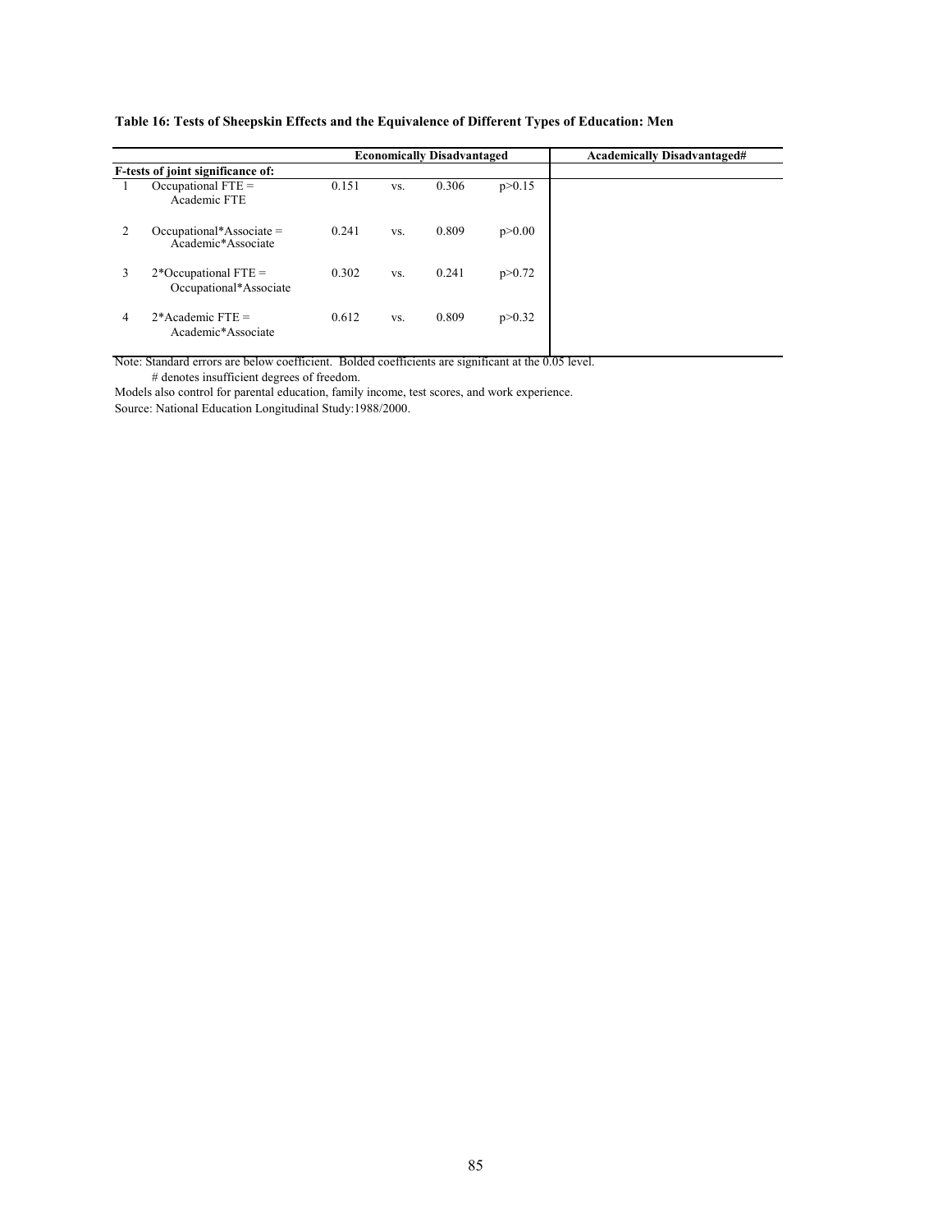**Table 16: Tests of Sheepskin Effects and the Equivalence of Different Types of Education: Men**

| | | Economically Disadvantaged | | | | Academically Disadvantaged# |
|---|---|---|---|---|---|---|
| **F-tests of joint significance of:** | | | | | | |
| 1 | Occupational FTE = Academic FTE | 0.151 | vs. | 0.306 | p>0.15 | |
| 2 | Occupational*Associate = Academic*Associate | 0.241 | vs. | 0.809 | p>0.00 | |
| 3 | 2*Occupational FTE = Occupational*Associate | 0.302 | vs. | 0.241 | p>0.72 | |
| 4 | 2*Academic FTE = Academic*Associate | 0.612 | vs. | 0.809 | p>0.32 | |

Note: Standard errors are below coefficient. Bolded coefficients are significant at the 0.05 level.
# denotes insufficient degrees of freedom.
Models also control for parental education, family income, test scores, and work experience.
Source: National Education Longitudinal Study:1988/2000.